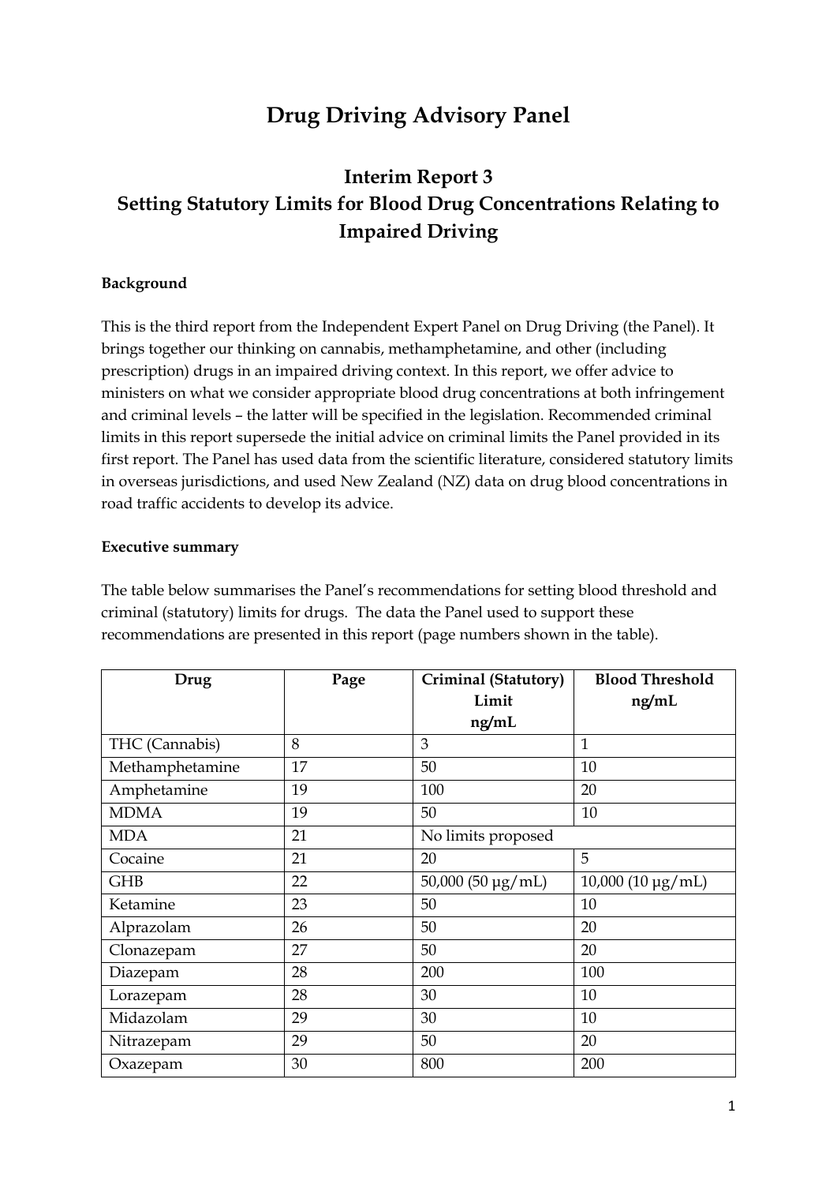# Drug Driving Advisory Panel

## Interim Report 3
## Setting Statutory Limits for Blood Drug Concentrations Relating to Impaired Driving

**Background**

This is the third report from the Independent Expert Panel on Drug Driving (the Panel). It brings together our thinking on cannabis, methamphetamine, and other (including prescription) drugs in an impaired driving context. In this report, we offer advice to ministers on what we consider appropriate blood drug concentrations at both infringement and criminal levels – the latter will be specified in the legislation. Recommended criminal limits in this report supersede the initial advice on criminal limits the Panel provided in its first report. The Panel has used data from the scientific literature, considered statutory limits in overseas jurisdictions, and used New Zealand (NZ) data on drug blood concentrations in road traffic accidents to develop its advice.

**Executive summary**

The table below summarises the Panel's recommendations for setting blood threshold and criminal (statutory) limits for drugs. The data the Panel used to support these recommendations are presented in this report (page numbers shown in the table).

| Drug | Page | Criminal (Statutory) Limit ng/mL | Blood Threshold ng/mL |
|---|---|---|---|
| THC (Cannabis) | 8 | 3 | 1 |
| Methamphetamine | 17 | 50 | 10 |
| Amphetamine | 19 | 100 | 20 |
| MDMA | 19 | 50 | 10 |
| MDA | 21 | No limits proposed | |
| Cocaine | 21 | 20 | 5 |
| GHB | 22 | 50,000 (50 μg/mL) | 10,000 (10 μg/mL) |
| Ketamine | 23 | 50 | 10 |
| Alprazolam | 26 | 50 | 20 |
| Clonazepam | 27 | 50 | 20 |
| Diazepam | 28 | 200 | 100 |
| Lorazepam | 28 | 30 | 10 |
| Midazolam | 29 | 30 | 10 |
| Nitrazepam | 29 | 50 | 20 |
| Oxazepam | 30 | 800 | 200 |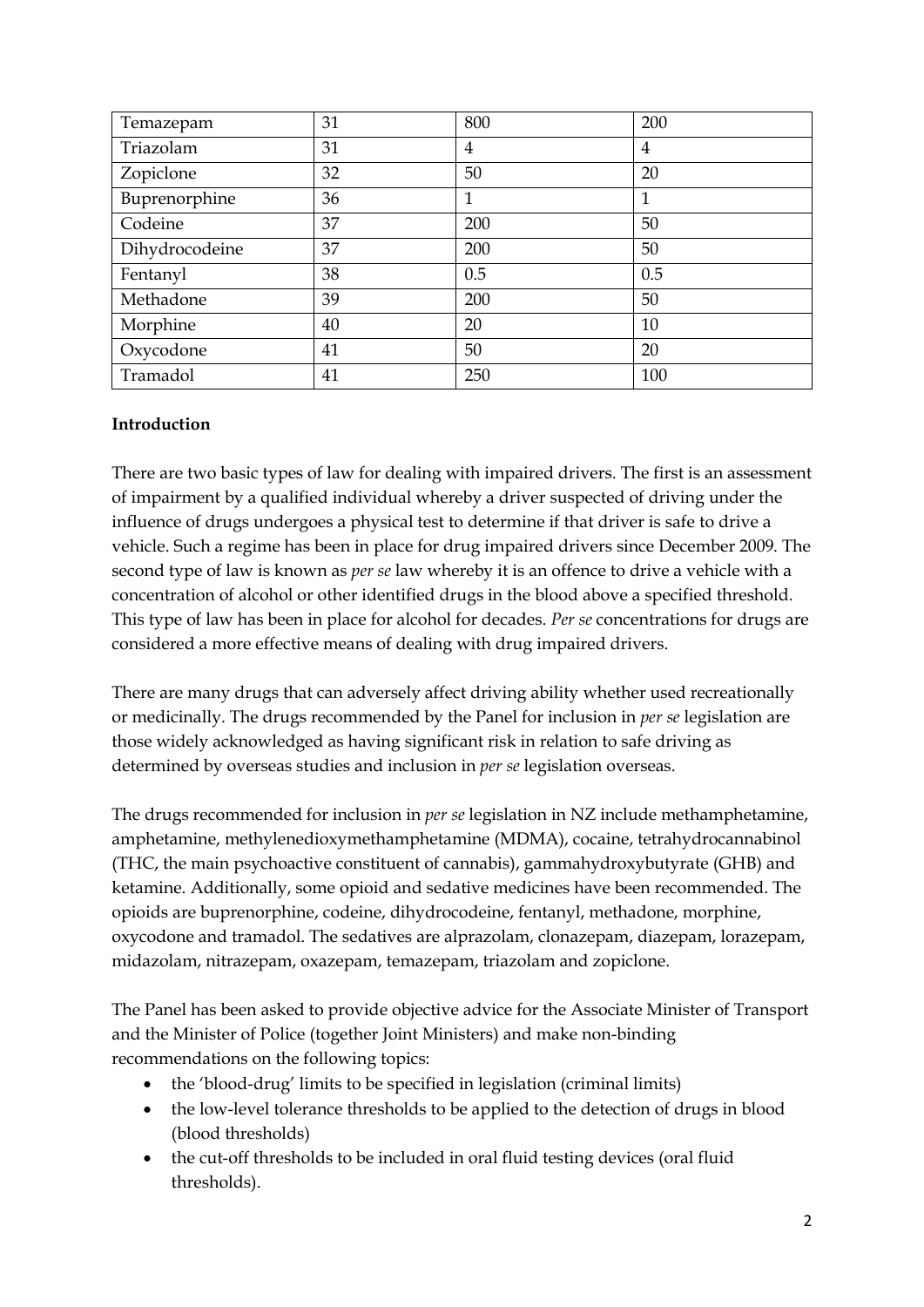| Temazepam | 31 | 800 | 200 |
|---|---|---|---|
| Triazolam | 31 | 4 | 4 |
| Zopiclone | 32 | 50 | 20 |
| Buprenorphine | 36 | 1 | 1 |
| Codeine | 37 | 200 | 50 |
| Dihydrocodeine | 37 | 200 | 50 |
| Fentanyl | 38 | 0.5 | 0.5 |
| Methadone | 39 | 200 | 50 |
| Morphine | 40 | 20 | 10 |
| Oxycodone | 41 | 50 | 20 |
| Tramadol | 41 | 250 | 100 |

**Introduction**

There are two basic types of law for dealing with impaired drivers. The first is an assessment of impairment by a qualified individual whereby a driver suspected of driving under the influence of drugs undergoes a physical test to determine if that driver is safe to drive a vehicle. Such a regime has been in place for drug impaired drivers since December 2009. The second type of law is known as *per se* law whereby it is an offence to drive a vehicle with a concentration of alcohol or other identified drugs in the blood above a specified threshold. This type of law has been in place for alcohol for decades. *Per se* concentrations for drugs are considered a more effective means of dealing with drug impaired drivers.

There are many drugs that can adversely affect driving ability whether used recreationally or medicinally. The drugs recommended by the Panel for inclusion in *per se* legislation are those widely acknowledged as having significant risk in relation to safe driving as determined by overseas studies and inclusion in *per se* legislation overseas.

The drugs recommended for inclusion in *per se* legislation in NZ include methamphetamine, amphetamine, methylenedioxymethamphetamine (MDMA), cocaine, tetrahydrocannabinol (THC, the main psychoactive constituent of cannabis), gammahydroxybutyrate (GHB) and ketamine. Additionally, some opioid and sedative medicines have been recommended. The opioids are buprenorphine, codeine, dihydrocodeine, fentanyl, methadone, morphine, oxycodone and tramadol. The sedatives are alprazolam, clonazepam, diazepam, lorazepam, midazolam, nitrazepam, oxazepam, temazepam, triazolam and zopiclone.

The Panel has been asked to provide objective advice for the Associate Minister of Transport and the Minister of Police (together Joint Ministers) and make non-binding recommendations on the following topics:

- the 'blood-drug' limits to be specified in legislation (criminal limits)
- the low-level tolerance thresholds to be applied to the detection of drugs in blood (blood thresholds)
- the cut-off thresholds to be included in oral fluid testing devices (oral fluid thresholds).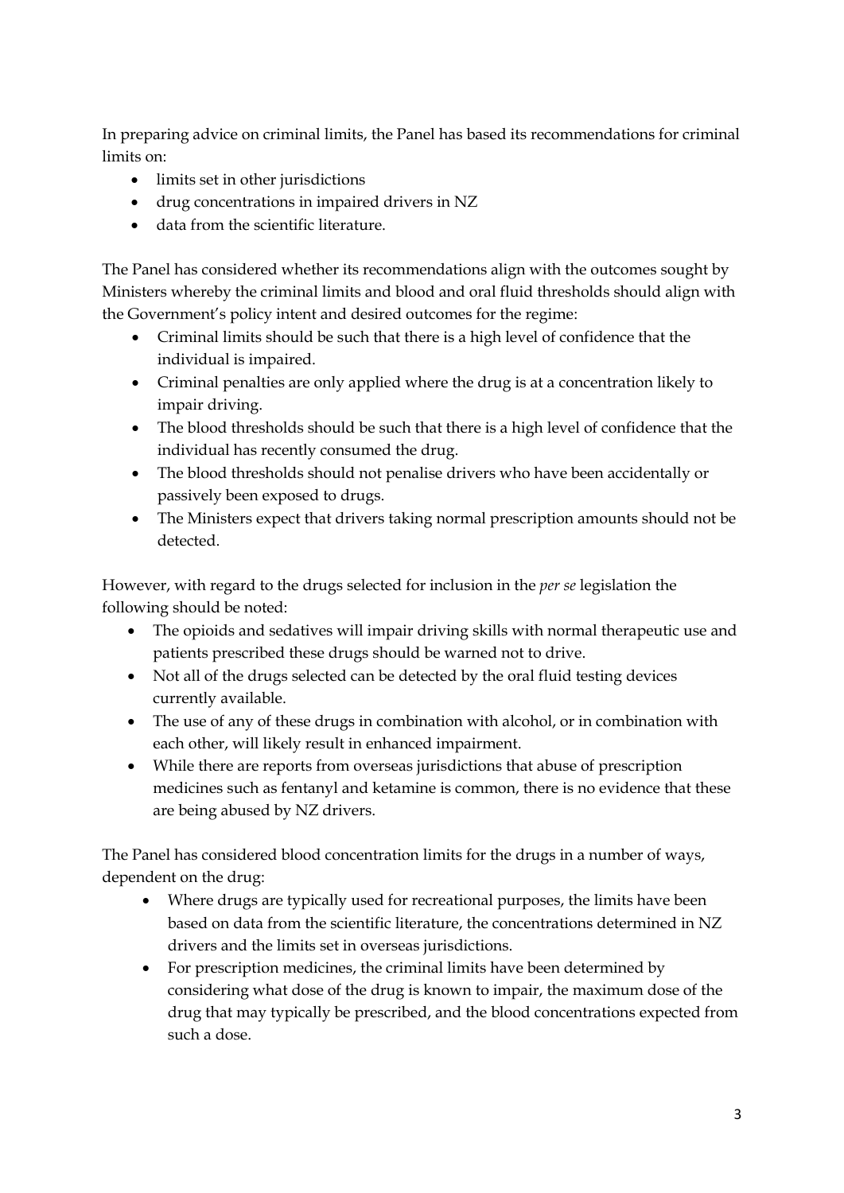In preparing advice on criminal limits, the Panel has based its recommendations for criminal limits on:

- limits set in other jurisdictions
- drug concentrations in impaired drivers in NZ
- data from the scientific literature.

The Panel has considered whether its recommendations align with the outcomes sought by Ministers whereby the criminal limits and blood and oral fluid thresholds should align with the Government's policy intent and desired outcomes for the regime:

- Criminal limits should be such that there is a high level of confidence that the individual is impaired.
- Criminal penalties are only applied where the drug is at a concentration likely to impair driving.
- The blood thresholds should be such that there is a high level of confidence that the individual has recently consumed the drug.
- The blood thresholds should not penalise drivers who have been accidentally or passively been exposed to drugs.
- The Ministers expect that drivers taking normal prescription amounts should not be detected.

However, with regard to the drugs selected for inclusion in the *per se* legislation the following should be noted:

- The opioids and sedatives will impair driving skills with normal therapeutic use and patients prescribed these drugs should be warned not to drive.
- Not all of the drugs selected can be detected by the oral fluid testing devices currently available.
- The use of any of these drugs in combination with alcohol, or in combination with each other, will likely result in enhanced impairment.
- While there are reports from overseas jurisdictions that abuse of prescription medicines such as fentanyl and ketamine is common, there is no evidence that these are being abused by NZ drivers.

The Panel has considered blood concentration limits for the drugs in a number of ways, dependent on the drug:

- Where drugs are typically used for recreational purposes, the limits have been based on data from the scientific literature, the concentrations determined in NZ drivers and the limits set in overseas jurisdictions.
- For prescription medicines, the criminal limits have been determined by considering what dose of the drug is known to impair, the maximum dose of the drug that may typically be prescribed, and the blood concentrations expected from such a dose.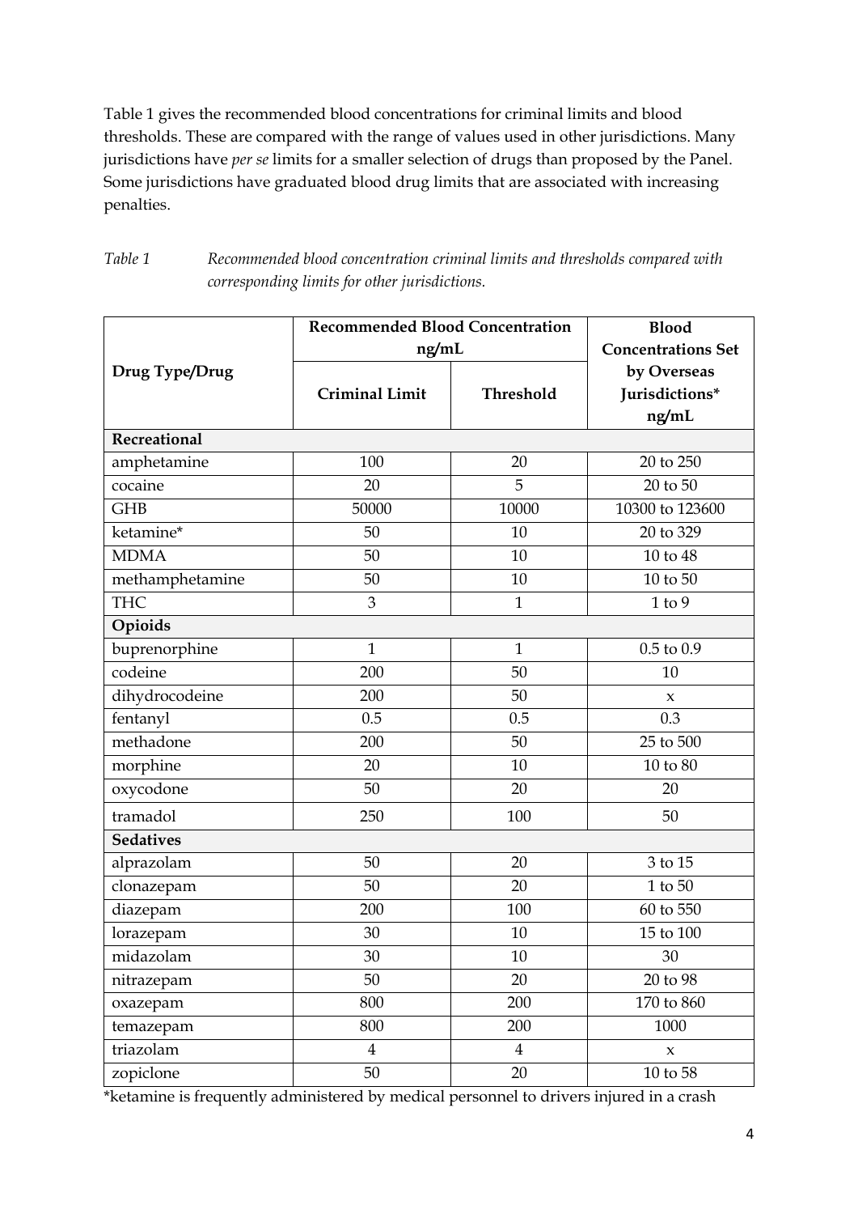Table 1 gives the recommended blood concentrations for criminal limits and blood thresholds. These are compared with the range of values used in other jurisdictions. Many jurisdictions have *per se* limits for a smaller selection of drugs than proposed by the Panel. Some jurisdictions have graduated blood drug limits that are associated with increasing penalties.

*Table 1* *Recommended blood concentration criminal limits and thresholds compared with corresponding limits for other jurisdictions.*

| Drug Type/Drug | Recommended Blood Concentration ng/mL | | Blood Concentrations Set by Overseas Jurisdictions* ng/mL |
|---|---|---|---|
| | Criminal Limit | Threshold | |
| **Recreational** | | | |
| amphetamine | 100 | 20 | 20 to 250 |
| cocaine | 20 | 5 | 20 to 50 |
| GHB | 50000 | 10000 | 10300 to 123600 |
| ketamine* | 50 | 10 | 20 to 329 |
| MDMA | 50 | 10 | 10 to 48 |
| methamphetamine | 50 | 10 | 10 to 50 |
| THC | 3 | 1 | 1 to 9 |
| **Opioids** | | | |
| buprenorphine | 1 | 1 | 0.5 to 0.9 |
| codeine | 200 | 50 | 10 |
| dihydrocodeine | 200 | 50 | x |
| fentanyl | 0.5 | 0.5 | 0.3 |
| methadone | 200 | 50 | 25 to 500 |
| morphine | 20 | 10 | 10 to 80 |
| oxycodone | 50 | 20 | 20 |
| tramadol | 250 | 100 | 50 |
| **Sedatives** | | | |
| alprazolam | 50 | 20 | 3 to 15 |
| clonazepam | 50 | 20 | 1 to 50 |
| diazepam | 200 | 100 | 60 to 550 |
| lorazepam | 30 | 10 | 15 to 100 |
| midazolam | 30 | 10 | 30 |
| nitrazepam | 50 | 20 | 20 to 98 |
| oxazepam | 800 | 200 | 170 to 860 |
| temazepam | 800 | 200 | 1000 |
| triazolam | 4 | 4 | x |
| zopiclone | 50 | 20 | 10 to 58 |

*ketamine is frequently administered by medical personnel to drivers injured in a crash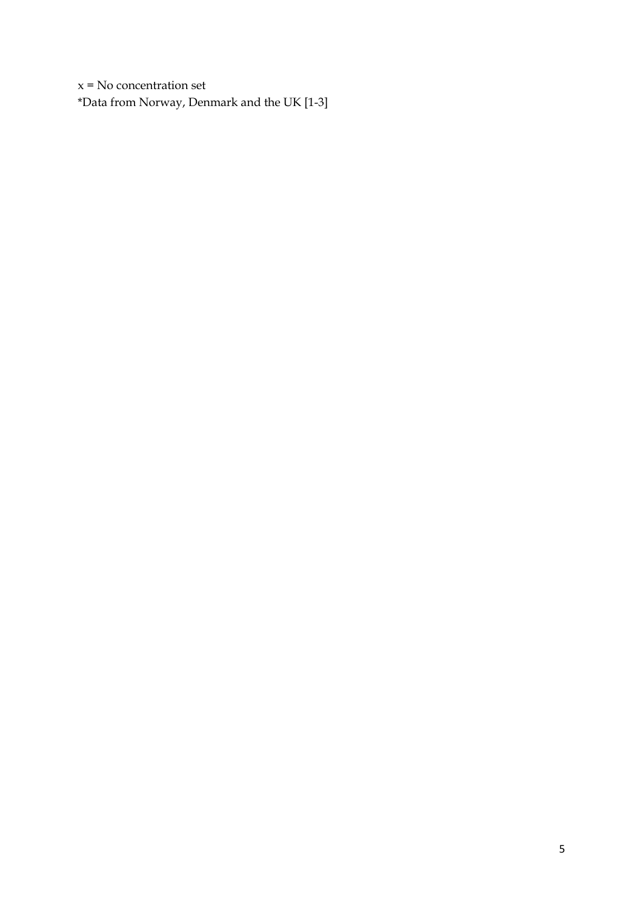x = No concentration set

*Data from Norway, Denmark and the UK [1-3]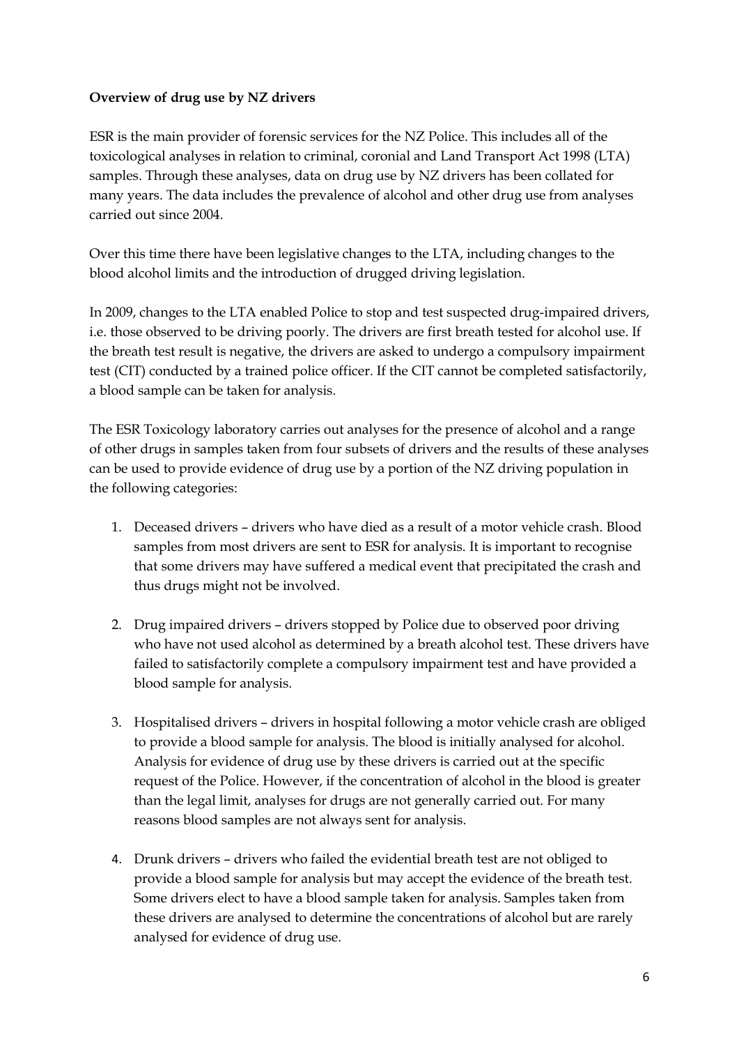**Overview of drug use by NZ drivers**

ESR is the main provider of forensic services for the NZ Police. This includes all of the toxicological analyses in relation to criminal, coronial and Land Transport Act 1998 (LTA) samples. Through these analyses, data on drug use by NZ drivers has been collated for many years. The data includes the prevalence of alcohol and other drug use from analyses carried out since 2004.

Over this time there have been legislative changes to the LTA, including changes to the blood alcohol limits and the introduction of drugged driving legislation.

In 2009, changes to the LTA enabled Police to stop and test suspected drug-impaired drivers, i.e. those observed to be driving poorly. The drivers are first breath tested for alcohol use. If the breath test result is negative, the drivers are asked to undergo a compulsory impairment test (CIT) conducted by a trained police officer. If the CIT cannot be completed satisfactorily, a blood sample can be taken for analysis.

The ESR Toxicology laboratory carries out analyses for the presence of alcohol and a range of other drugs in samples taken from four subsets of drivers and the results of these analyses can be used to provide evidence of drug use by a portion of the NZ driving population in the following categories:

1. Deceased drivers – drivers who have died as a result of a motor vehicle crash. Blood samples from most drivers are sent to ESR for analysis. It is important to recognise that some drivers may have suffered a medical event that precipitated the crash and thus drugs might not be involved.

2. Drug impaired drivers – drivers stopped by Police due to observed poor driving who have not used alcohol as determined by a breath alcohol test. These drivers have failed to satisfactorily complete a compulsory impairment test and have provided a blood sample for analysis.

3. Hospitalised drivers – drivers in hospital following a motor vehicle crash are obliged to provide a blood sample for analysis. The blood is initially analysed for alcohol. Analysis for evidence of drug use by these drivers is carried out at the specific request of the Police. However, if the concentration of alcohol in the blood is greater than the legal limit, analyses for drugs are not generally carried out. For many reasons blood samples are not always sent for analysis.

4. Drunk drivers – drivers who failed the evidential breath test are not obliged to provide a blood sample for analysis but may accept the evidence of the breath test. Some drivers elect to have a blood sample taken for analysis. Samples taken from these drivers are analysed to determine the concentrations of alcohol but are rarely analysed for evidence of drug use.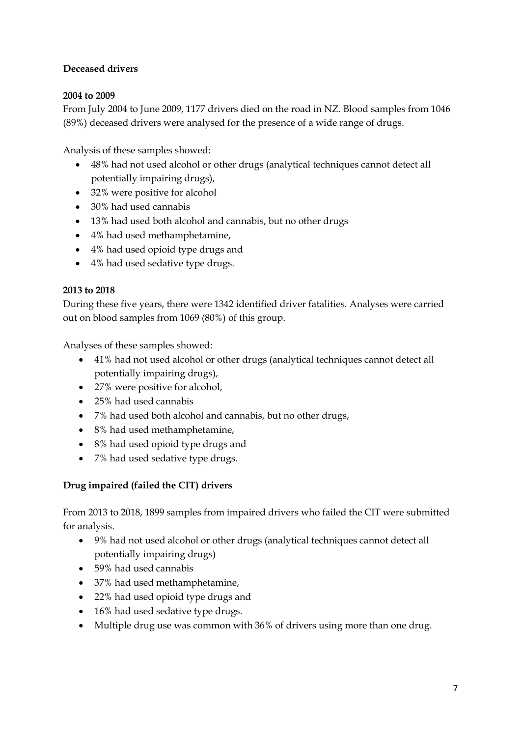**Deceased drivers**

**2004 to 2009**

From July 2004 to June 2009, 1177 drivers died on the road in NZ. Blood samples from 1046 (89%) deceased drivers were analysed for the presence of a wide range of drugs.

Analysis of these samples showed:

- 48% had not used alcohol or other drugs (analytical techniques cannot detect all potentially impairing drugs),
- 32% were positive for alcohol
- 30% had used cannabis
- 13% had used both alcohol and cannabis, but no other drugs
- 4% had used methamphetamine,
- 4% had used opioid type drugs and
- 4% had used sedative type drugs.

**2013 to 2018**

During these five years, there were 1342 identified driver fatalities. Analyses were carried out on blood samples from 1069 (80%) of this group.

Analyses of these samples showed:

- 41% had not used alcohol or other drugs (analytical techniques cannot detect all potentially impairing drugs),
- 27% were positive for alcohol,
- 25% had used cannabis
- 7% had used both alcohol and cannabis, but no other drugs,
- 8% had used methamphetamine,
- 8% had used opioid type drugs and
- 7% had used sedative type drugs.

**Drug impaired (failed the CIT) drivers**

From 2013 to 2018, 1899 samples from impaired drivers who failed the CIT were submitted for analysis.

- 9% had not used alcohol or other drugs (analytical techniques cannot detect all potentially impairing drugs)
- 59% had used cannabis
- 37% had used methamphetamine,
- 22% had used opioid type drugs and
- 16% had used sedative type drugs.
- Multiple drug use was common with 36% of drivers using more than one drug.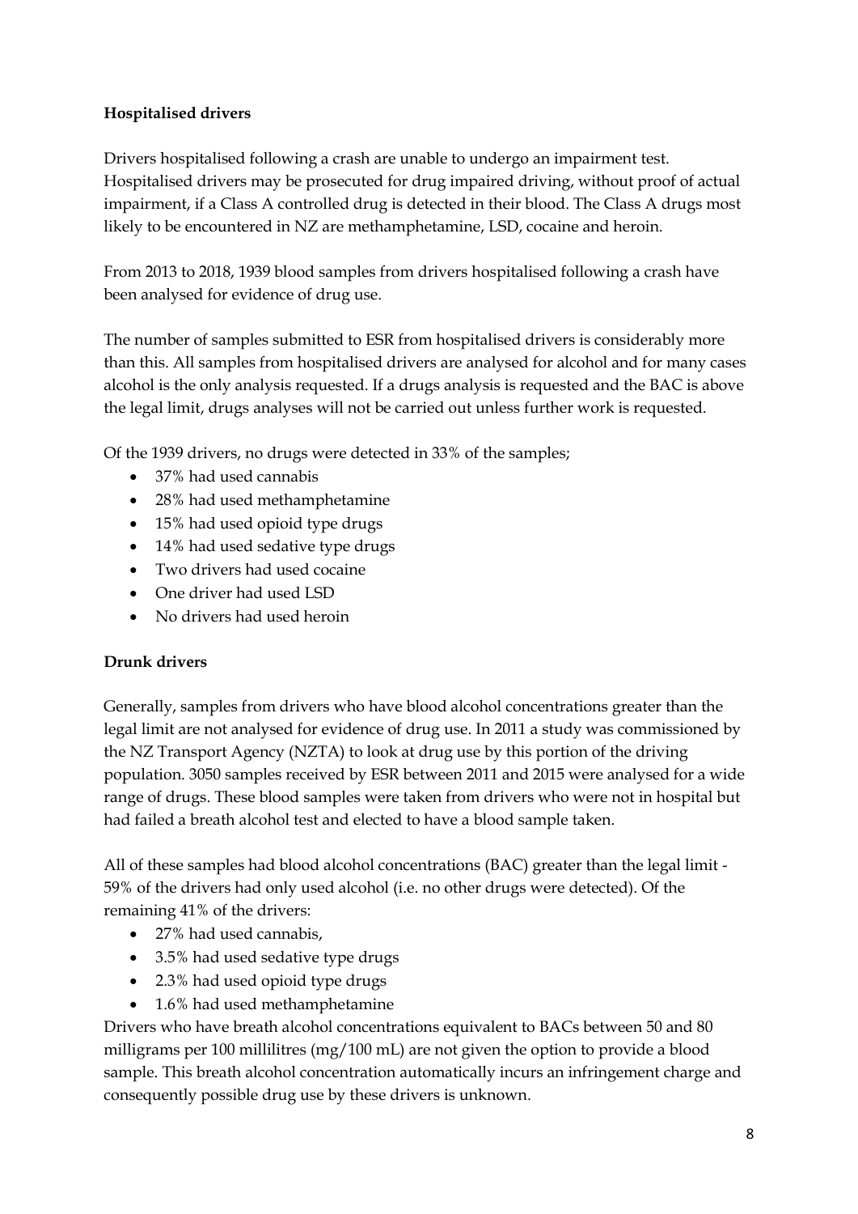**Hospitalised drivers**

Drivers hospitalised following a crash are unable to undergo an impairment test. Hospitalised drivers may be prosecuted for drug impaired driving, without proof of actual impairment, if a Class A controlled drug is detected in their blood. The Class A drugs most likely to be encountered in NZ are methamphetamine, LSD, cocaine and heroin.

From 2013 to 2018, 1939 blood samples from drivers hospitalised following a crash have been analysed for evidence of drug use.

The number of samples submitted to ESR from hospitalised drivers is considerably more than this. All samples from hospitalised drivers are analysed for alcohol and for many cases alcohol is the only analysis requested. If a drugs analysis is requested and the BAC is above the legal limit, drugs analyses will not be carried out unless further work is requested.

Of the 1939 drivers, no drugs were detected in 33% of the samples;

- 37% had used cannabis
- 28% had used methamphetamine
- 15% had used opioid type drugs
- 14% had used sedative type drugs
- Two drivers had used cocaine
- One driver had used LSD
- No drivers had used heroin

**Drunk drivers**

Generally, samples from drivers who have blood alcohol concentrations greater than the legal limit are not analysed for evidence of drug use. In 2011 a study was commissioned by the NZ Transport Agency (NZTA) to look at drug use by this portion of the driving population. 3050 samples received by ESR between 2011 and 2015 were analysed for a wide range of drugs. These blood samples were taken from drivers who were not in hospital but had failed a breath alcohol test and elected to have a blood sample taken.

All of these samples had blood alcohol concentrations (BAC) greater than the legal limit - 59% of the drivers had only used alcohol (i.e. no other drugs were detected). Of the remaining 41% of the drivers:

- 27% had used cannabis,
- 3.5% had used sedative type drugs
- 2.3% had used opioid type drugs
- 1.6% had used methamphetamine

Drivers who have breath alcohol concentrations equivalent to BACs between 50 and 80 milligrams per 100 millilitres (mg/100 mL) are not given the option to provide a blood sample. This breath alcohol concentration automatically incurs an infringement charge and consequently possible drug use by these drivers is unknown.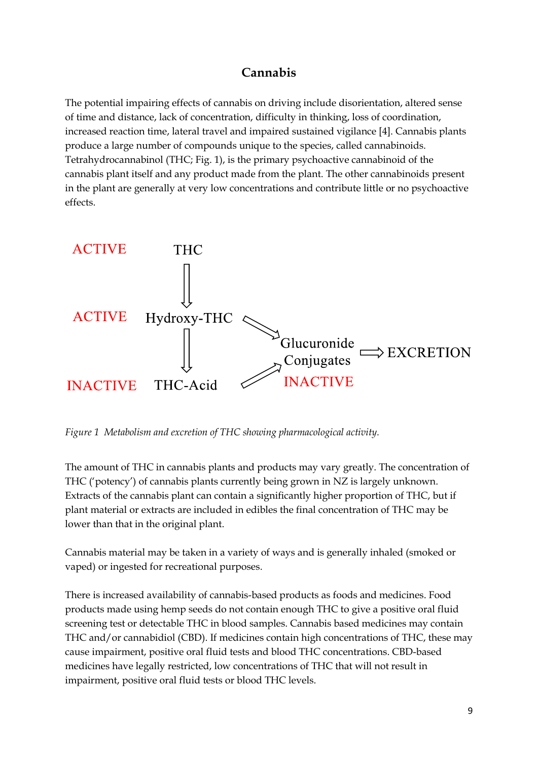## Cannabis

The potential impairing effects of cannabis on driving include disorientation, altered sense of time and distance, lack of concentration, difficulty in thinking, loss of coordination, increased reaction time, lateral travel and impaired sustained vigilance [4]. Cannabis plants produce a large number of compounds unique to the species, called cannabinoids. Tetrahydrocannabinol (THC; Fig. 1), is the primary psychoactive cannabinoid of the cannabis plant itself and any product made from the plant. The other cannabinoids present in the plant are generally at very low concentrations and contribute little or no psychoactive effects.

ACTIVE THC

ACTIVE Hydroxy-THC

INACTIVE THC-Acid

Glucuronide Conjugates INACTIVE ⇒ EXCRETION

*Figure 1  Metabolism and excretion of THC showing pharmacological activity.*

The amount of THC in cannabis plants and products may vary greatly. The concentration of THC ('potency') of cannabis plants currently being grown in NZ is largely unknown. Extracts of the cannabis plant can contain a significantly higher proportion of THC, but if plant material or extracts are included in edibles the final concentration of THC may be lower than that in the original plant.

Cannabis material may be taken in a variety of ways and is generally inhaled (smoked or vaped) or ingested for recreational purposes.

There is increased availability of cannabis-based products as foods and medicines. Food products made using hemp seeds do not contain enough THC to give a positive oral fluid screening test or detectable THC in blood samples. Cannabis based medicines may contain THC and/or cannabidiol (CBD). If medicines contain high concentrations of THC, these may cause impairment, positive oral fluid tests and blood THC concentrations. CBD-based medicines have legally restricted, low concentrations of THC that will not result in impairment, positive oral fluid tests or blood THC levels.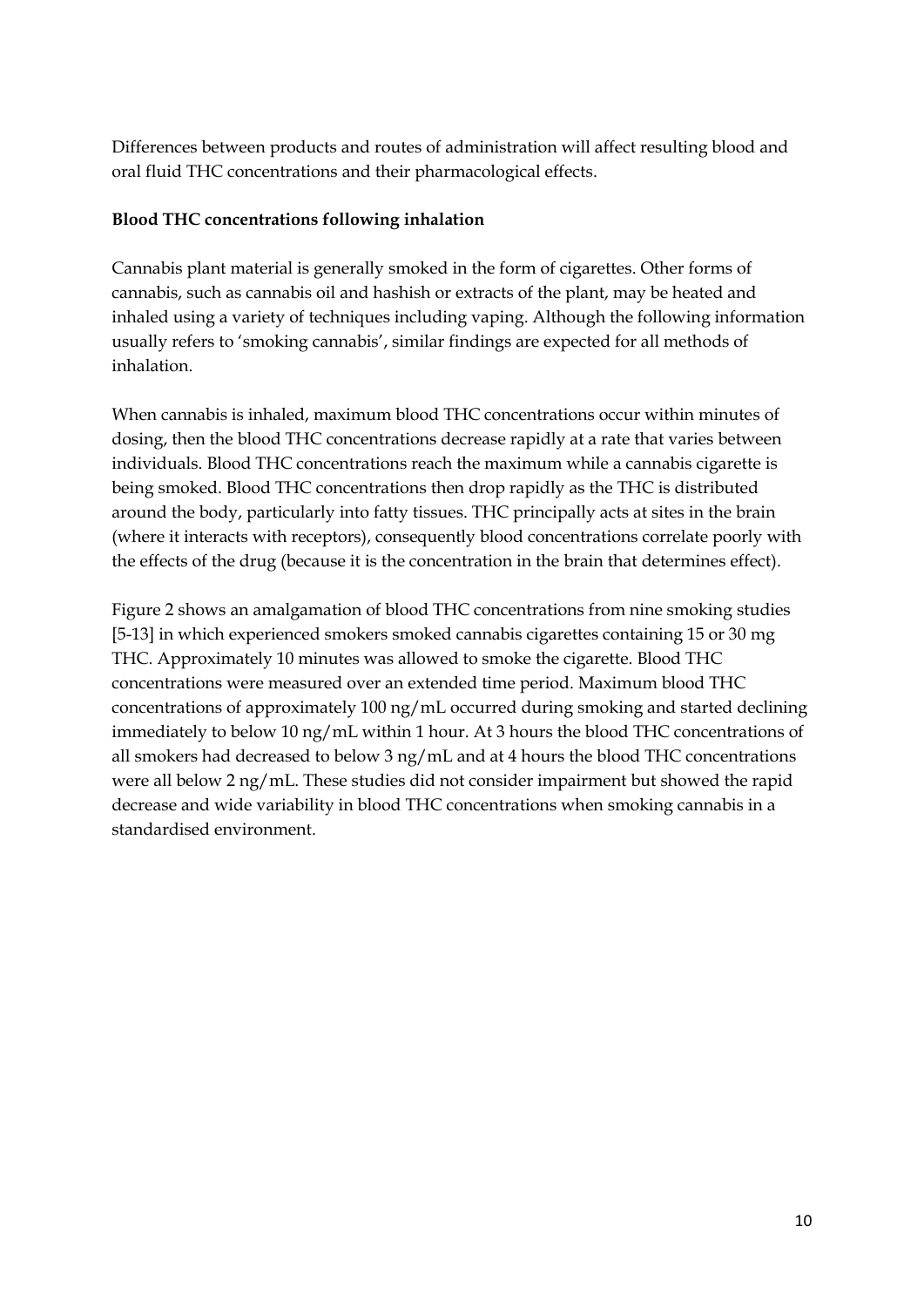Differences between products and routes of administration will affect resulting blood and oral fluid THC concentrations and their pharmacological effects.

**Blood THC concentrations following inhalation**

Cannabis plant material is generally smoked in the form of cigarettes. Other forms of cannabis, such as cannabis oil and hashish or extracts of the plant, may be heated and inhaled using a variety of techniques including vaping. Although the following information usually refers to 'smoking cannabis', similar findings are expected for all methods of inhalation.

When cannabis is inhaled, maximum blood THC concentrations occur within minutes of dosing, then the blood THC concentrations decrease rapidly at a rate that varies between individuals. Blood THC concentrations reach the maximum while a cannabis cigarette is being smoked. Blood THC concentrations then drop rapidly as the THC is distributed around the body, particularly into fatty tissues. THC principally acts at sites in the brain (where it interacts with receptors), consequently blood concentrations correlate poorly with the effects of the drug (because it is the concentration in the brain that determines effect).

Figure 2 shows an amalgamation of blood THC concentrations from nine smoking studies [5-13] in which experienced smokers smoked cannabis cigarettes containing 15 or 30 mg THC. Approximately 10 minutes was allowed to smoke the cigarette. Blood THC concentrations were measured over an extended time period. Maximum blood THC concentrations of approximately 100 ng/mL occurred during smoking and started declining immediately to below 10 ng/mL within 1 hour. At 3 hours the blood THC concentrations of all smokers had decreased to below 3 ng/mL and at 4 hours the blood THC concentrations were all below 2 ng/mL. These studies did not consider impairment but showed the rapid decrease and wide variability in blood THC concentrations when smoking cannabis in a standardised environment.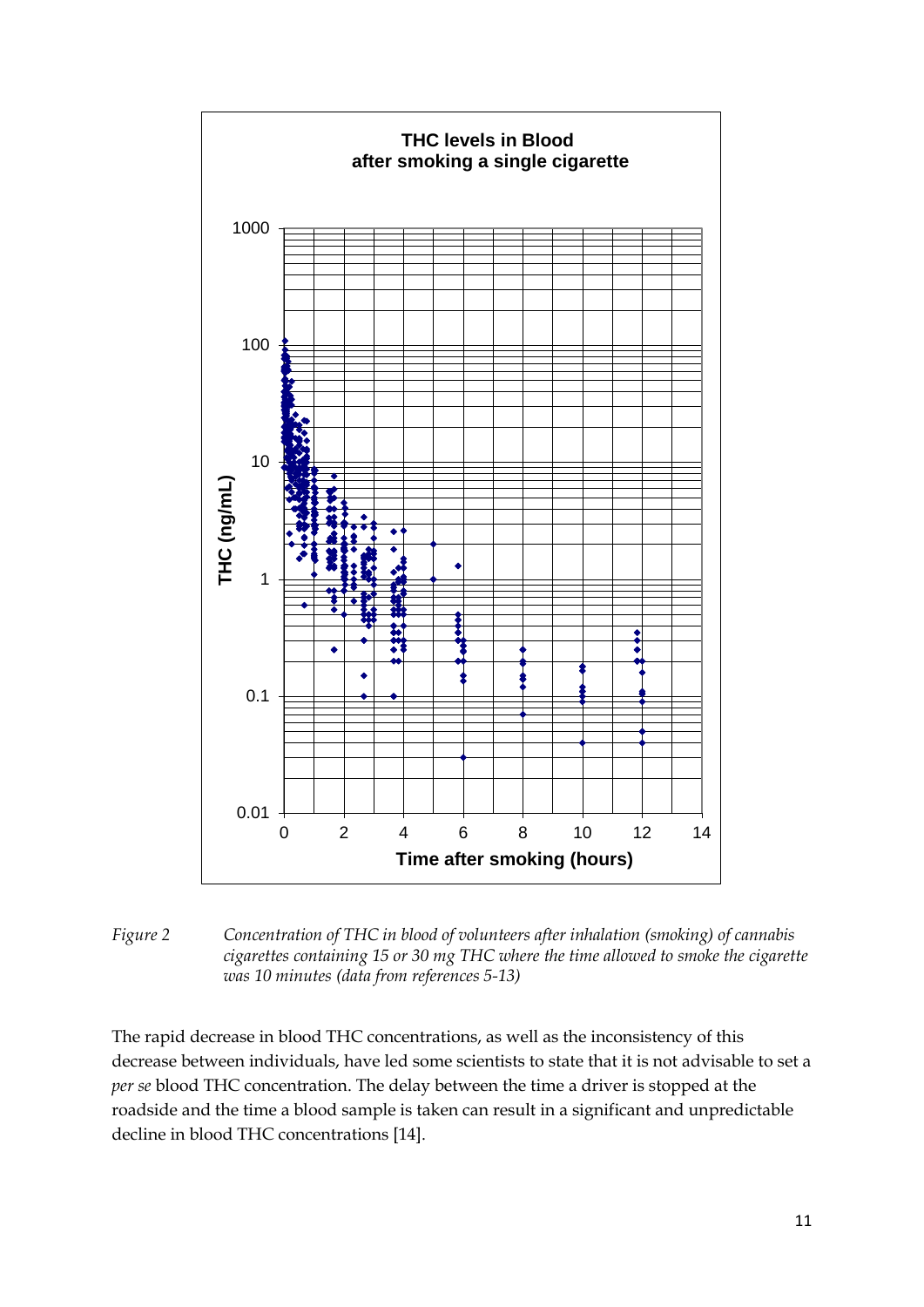*Figure 2 Concentration of THC in blood of volunteers after inhalation (smoking) of cannabis cigarettes containing 15 or 30 mg THC where the time allowed to smoke the cigarette was 10 minutes (data from references 5-13)*

The rapid decrease in blood THC concentrations, as well as the inconsistency of this decrease between individuals, have led some scientists to state that it is not advisable to set a *per se* blood THC concentration. The delay between the time a driver is stopped at the roadside and the time a blood sample is taken can result in a significant and unpredictable decline in blood THC concentrations [14].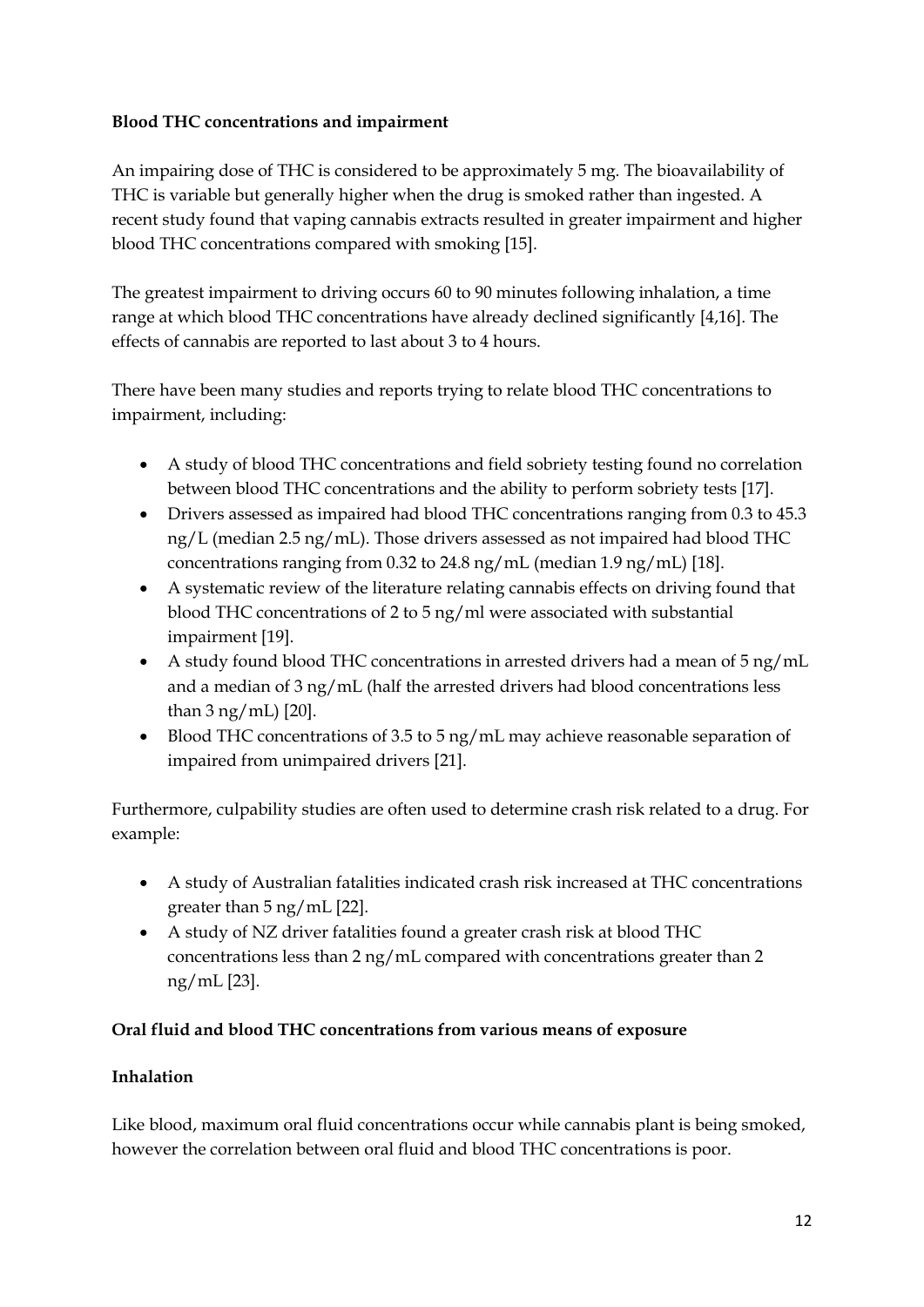**Blood THC concentrations and impairment**

An impairing dose of THC is considered to be approximately 5 mg. The bioavailability of THC is variable but generally higher when the drug is smoked rather than ingested. A recent study found that vaping cannabis extracts resulted in greater impairment and higher blood THC concentrations compared with smoking [15].

The greatest impairment to driving occurs 60 to 90 minutes following inhalation, a time range at which blood THC concentrations have already declined significantly [4,16]. The effects of cannabis are reported to last about 3 to 4 hours.

There have been many studies and reports trying to relate blood THC concentrations to impairment, including:

- A study of blood THC concentrations and field sobriety testing found no correlation between blood THC concentrations and the ability to perform sobriety tests [17].
- Drivers assessed as impaired had blood THC concentrations ranging from 0.3 to 45.3 ng/L (median 2.5 ng/mL). Those drivers assessed as not impaired had blood THC concentrations ranging from 0.32 to 24.8 ng/mL (median 1.9 ng/mL) [18].
- A systematic review of the literature relating cannabis effects on driving found that blood THC concentrations of 2 to 5 ng/ml were associated with substantial impairment [19].
- A study found blood THC concentrations in arrested drivers had a mean of 5 ng/mL and a median of 3 ng/mL (half the arrested drivers had blood concentrations less than 3 ng/mL) [20].
- Blood THC concentrations of 3.5 to 5 ng/mL may achieve reasonable separation of impaired from unimpaired drivers [21].

Furthermore, culpability studies are often used to determine crash risk related to a drug. For example:

- A study of Australian fatalities indicated crash risk increased at THC concentrations greater than 5 ng/mL [22].
- A study of NZ driver fatalities found a greater crash risk at blood THC concentrations less than 2 ng/mL compared with concentrations greater than 2 ng/mL [23].

**Oral fluid and blood THC concentrations from various means of exposure**

**Inhalation**

Like blood, maximum oral fluid concentrations occur while cannabis plant is being smoked, however the correlation between oral fluid and blood THC concentrations is poor.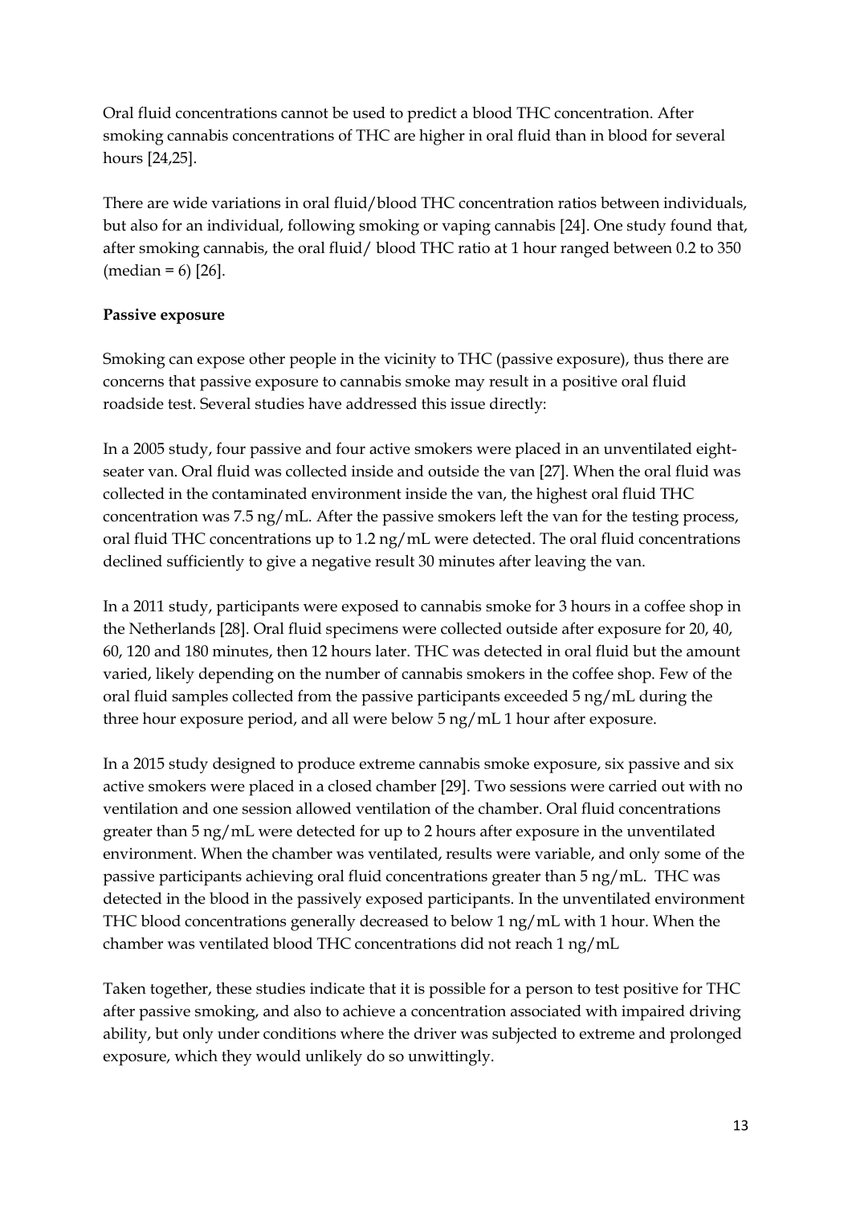Oral fluid concentrations cannot be used to predict a blood THC concentration. After smoking cannabis concentrations of THC are higher in oral fluid than in blood for several hours [24,25].

There are wide variations in oral fluid/blood THC concentration ratios between individuals, but also for an individual, following smoking or vaping cannabis [24]. One study found that, after smoking cannabis, the oral fluid/ blood THC ratio at 1 hour ranged between 0.2 to 350 (median = 6) [26].

**Passive exposure**

Smoking can expose other people in the vicinity to THC (passive exposure), thus there are concerns that passive exposure to cannabis smoke may result in a positive oral fluid roadside test. Several studies have addressed this issue directly:

In a 2005 study, four passive and four active smokers were placed in an unventilated eight-seater van. Oral fluid was collected inside and outside the van [27]. When the oral fluid was collected in the contaminated environment inside the van, the highest oral fluid THC concentration was 7.5 ng/mL. After the passive smokers left the van for the testing process, oral fluid THC concentrations up to 1.2 ng/mL were detected. The oral fluid concentrations declined sufficiently to give a negative result 30 minutes after leaving the van.

In a 2011 study, participants were exposed to cannabis smoke for 3 hours in a coffee shop in the Netherlands [28]. Oral fluid specimens were collected outside after exposure for 20, 40, 60, 120 and 180 minutes, then 12 hours later. THC was detected in oral fluid but the amount varied, likely depending on the number of cannabis smokers in the coffee shop. Few of the oral fluid samples collected from the passive participants exceeded 5 ng/mL during the three hour exposure period, and all were below 5 ng/mL 1 hour after exposure.

In a 2015 study designed to produce extreme cannabis smoke exposure, six passive and six active smokers were placed in a closed chamber [29]. Two sessions were carried out with no ventilation and one session allowed ventilation of the chamber. Oral fluid concentrations greater than 5 ng/mL were detected for up to 2 hours after exposure in the unventilated environment. When the chamber was ventilated, results were variable, and only some of the passive participants achieving oral fluid concentrations greater than 5 ng/mL. THC was detected in the blood in the passively exposed participants. In the unventilated environment THC blood concentrations generally decreased to below 1 ng/mL with 1 hour. When the chamber was ventilated blood THC concentrations did not reach 1 ng/mL

Taken together, these studies indicate that it is possible for a person to test positive for THC after passive smoking, and also to achieve a concentration associated with impaired driving ability, but only under conditions where the driver was subjected to extreme and prolonged exposure, which they would unlikely do so unwittingly.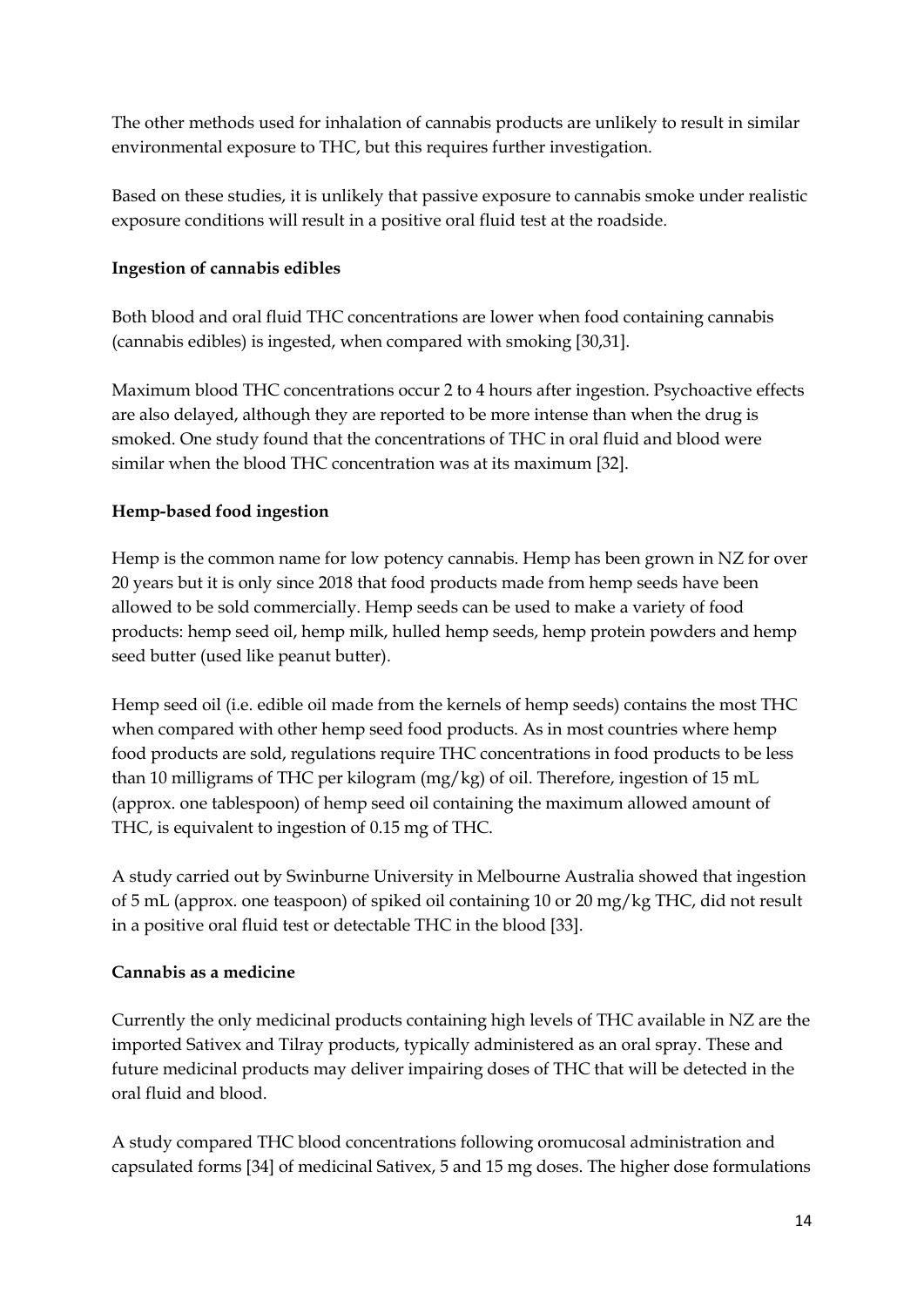The other methods used for inhalation of cannabis products are unlikely to result in similar environmental exposure to THC, but this requires further investigation.

Based on these studies, it is unlikely that passive exposure to cannabis smoke under realistic exposure conditions will result in a positive oral fluid test at the roadside.

**Ingestion of cannabis edibles**

Both blood and oral fluid THC concentrations are lower when food containing cannabis (cannabis edibles) is ingested, when compared with smoking [30,31].

Maximum blood THC concentrations occur 2 to 4 hours after ingestion. Psychoactive effects are also delayed, although they are reported to be more intense than when the drug is smoked. One study found that the concentrations of THC in oral fluid and blood were similar when the blood THC concentration was at its maximum [32].

**Hemp-based food ingestion**

Hemp is the common name for low potency cannabis. Hemp has been grown in NZ for over 20 years but it is only since 2018 that food products made from hemp seeds have been allowed to be sold commercially. Hemp seeds can be used to make a variety of food products: hemp seed oil, hemp milk, hulled hemp seeds, hemp protein powders and hemp seed butter (used like peanut butter).

Hemp seed oil (i.e. edible oil made from the kernels of hemp seeds) contains the most THC when compared with other hemp seed food products. As in most countries where hemp food products are sold, regulations require THC concentrations in food products to be less than 10 milligrams of THC per kilogram (mg/kg) of oil. Therefore, ingestion of 15 mL (approx. one tablespoon) of hemp seed oil containing the maximum allowed amount of THC, is equivalent to ingestion of 0.15 mg of THC.

A study carried out by Swinburne University in Melbourne Australia showed that ingestion of 5 mL (approx. one teaspoon) of spiked oil containing 10 or 20 mg/kg THC, did not result in a positive oral fluid test or detectable THC in the blood [33].

**Cannabis as a medicine**

Currently the only medicinal products containing high levels of THC available in NZ are the imported Sativex and Tilray products, typically administered as an oral spray. These and future medicinal products may deliver impairing doses of THC that will be detected in the oral fluid and blood.

A study compared THC blood concentrations following oromucosal administration and capsulated forms [34] of medicinal Sativex, 5 and 15 mg doses. The higher dose formulations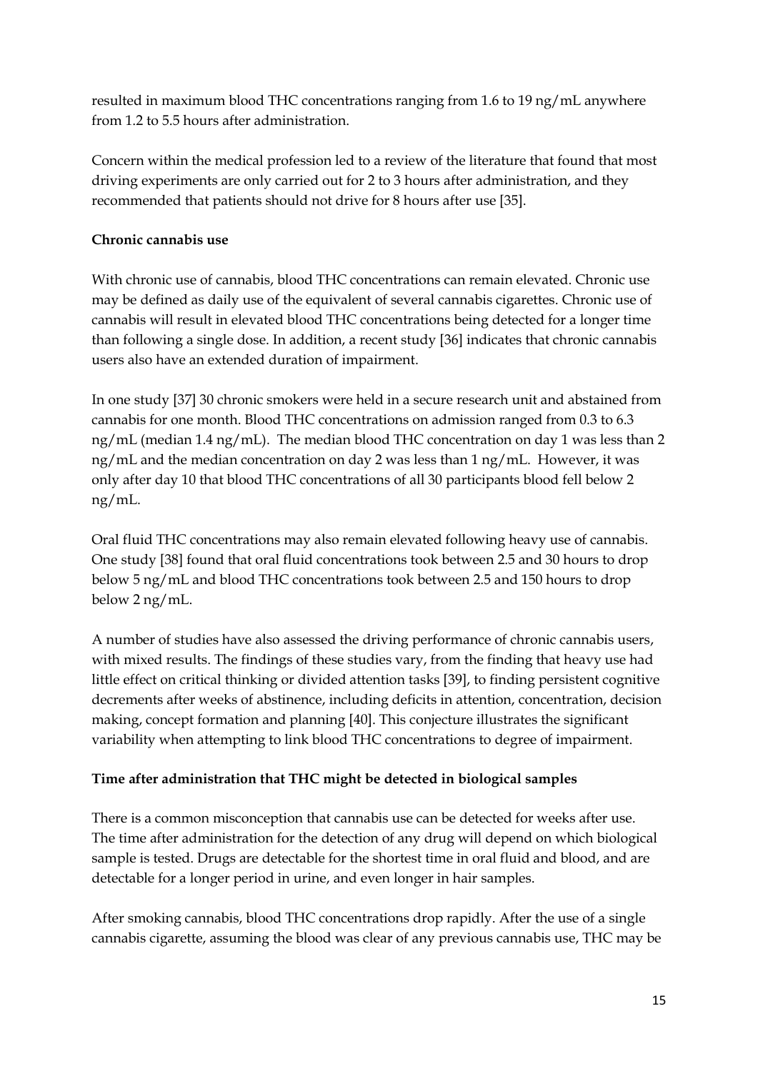resulted in maximum blood THC concentrations ranging from 1.6 to 19 ng/mL anywhere from 1.2 to 5.5 hours after administration.

Concern within the medical profession led to a review of the literature that found that most driving experiments are only carried out for 2 to 3 hours after administration, and they recommended that patients should not drive for 8 hours after use [35].

**Chronic cannabis use**

With chronic use of cannabis, blood THC concentrations can remain elevated. Chronic use may be defined as daily use of the equivalent of several cannabis cigarettes. Chronic use of cannabis will result in elevated blood THC concentrations being detected for a longer time than following a single dose. In addition, a recent study [36] indicates that chronic cannabis users also have an extended duration of impairment.

In one study [37] 30 chronic smokers were held in a secure research unit and abstained from cannabis for one month. Blood THC concentrations on admission ranged from 0.3 to 6.3 ng/mL (median 1.4 ng/mL). The median blood THC concentration on day 1 was less than 2 ng/mL and the median concentration on day 2 was less than 1 ng/mL. However, it was only after day 10 that blood THC concentrations of all 30 participants blood fell below 2 ng/mL.

Oral fluid THC concentrations may also remain elevated following heavy use of cannabis. One study [38] found that oral fluid concentrations took between 2.5 and 30 hours to drop below 5 ng/mL and blood THC concentrations took between 2.5 and 150 hours to drop below 2 ng/mL.

A number of studies have also assessed the driving performance of chronic cannabis users, with mixed results. The findings of these studies vary, from the finding that heavy use had little effect on critical thinking or divided attention tasks [39], to finding persistent cognitive decrements after weeks of abstinence, including deficits in attention, concentration, decision making, concept formation and planning [40]. This conjecture illustrates the significant variability when attempting to link blood THC concentrations to degree of impairment.

**Time after administration that THC might be detected in biological samples**

There is a common misconception that cannabis use can be detected for weeks after use. The time after administration for the detection of any drug will depend on which biological sample is tested. Drugs are detectable for the shortest time in oral fluid and blood, and are detectable for a longer period in urine, and even longer in hair samples.

After smoking cannabis, blood THC concentrations drop rapidly. After the use of a single cannabis cigarette, assuming the blood was clear of any previous cannabis use, THC may be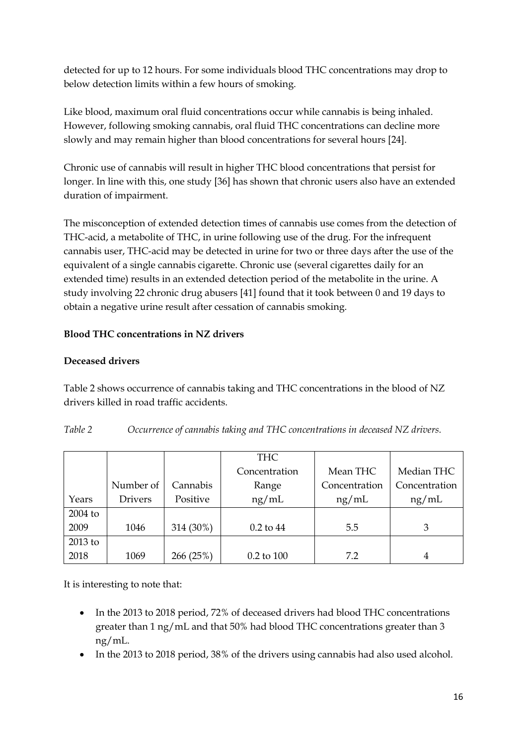detected for up to 12 hours. For some individuals blood THC concentrations may drop to below detection limits within a few hours of smoking.

Like blood, maximum oral fluid concentrations occur while cannabis is being inhaled. However, following smoking cannabis, oral fluid THC concentrations can decline more slowly and may remain higher than blood concentrations for several hours [24].

Chronic use of cannabis will result in higher THC blood concentrations that persist for longer. In line with this, one study [36] has shown that chronic users also have an extended duration of impairment.

The misconception of extended detection times of cannabis use comes from the detection of THC-acid, a metabolite of THC, in urine following use of the drug. For the infrequent cannabis user, THC-acid may be detected in urine for two or three days after the use of the equivalent of a single cannabis cigarette. Chronic use (several cigarettes daily for an extended time) results in an extended detection period of the metabolite in the urine. A study involving 22 chronic drug abusers [41] found that it took between 0 and 19 days to obtain a negative urine result after cessation of cannabis smoking.

**Blood THC concentrations in NZ drivers**

**Deceased drivers**

Table 2 shows occurrence of cannabis taking and THC concentrations in the blood of NZ drivers killed in road traffic accidents.

*Table 2 Occurrence of cannabis taking and THC concentrations in deceased NZ drivers.*

| Years | Number of Drivers | Cannabis Positive | THC Concentration Range ng/mL | Mean THC Concentration ng/mL | Median THC Concentration ng/mL |
|---|---|---|---|---|---|
| 2004 to 2009 | 1046 | 314 (30%) | 0.2 to 44 | 5.5 | 3 |
| 2013 to 2018 | 1069 | 266 (25%) | 0.2 to 100 | 7.2 | 4 |

It is interesting to note that:

- In the 2013 to 2018 period, 72% of deceased drivers had blood THC concentrations greater than 1 ng/mL and that 50% had blood THC concentrations greater than 3 ng/mL.
- In the 2013 to 2018 period, 38% of the drivers using cannabis had also used alcohol.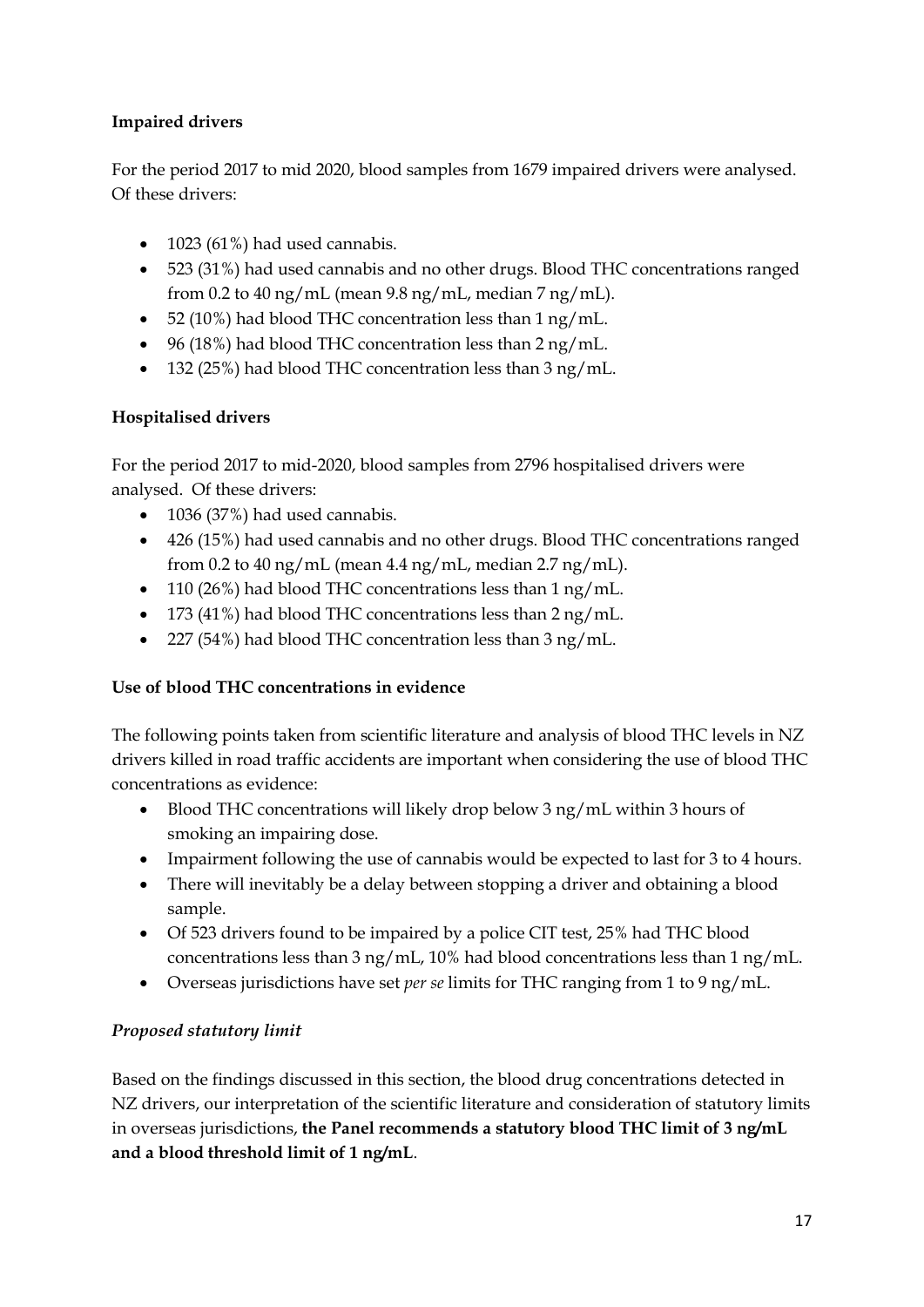**Impaired drivers**

For the period 2017 to mid 2020, blood samples from 1679 impaired drivers were analysed. Of these drivers:

- 1023 (61%) had used cannabis.
- 523 (31%) had used cannabis and no other drugs. Blood THC concentrations ranged from 0.2 to 40 ng/mL (mean 9.8 ng/mL, median 7 ng/mL).
- 52 (10%) had blood THC concentration less than 1 ng/mL.
- 96 (18%) had blood THC concentration less than 2 ng/mL.
- 132 (25%) had blood THC concentration less than 3 ng/mL.

**Hospitalised drivers**

For the period 2017 to mid-2020, blood samples from 2796 hospitalised drivers were analysed. Of these drivers:

- 1036 (37%) had used cannabis.
- 426 (15%) had used cannabis and no other drugs. Blood THC concentrations ranged from 0.2 to 40 ng/mL (mean 4.4 ng/mL, median 2.7 ng/mL).
- 110 (26%) had blood THC concentrations less than 1 ng/mL.
- 173 (41%) had blood THC concentrations less than 2 ng/mL.
- 227 (54%) had blood THC concentration less than 3 ng/mL.

**Use of blood THC concentrations in evidence**

The following points taken from scientific literature and analysis of blood THC levels in NZ drivers killed in road traffic accidents are important when considering the use of blood THC concentrations as evidence:

- Blood THC concentrations will likely drop below 3 ng/mL within 3 hours of smoking an impairing dose.
- Impairment following the use of cannabis would be expected to last for 3 to 4 hours.
- There will inevitably be a delay between stopping a driver and obtaining a blood sample.
- Of 523 drivers found to be impaired by a police CIT test, 25% had THC blood concentrations less than 3 ng/mL, 10% had blood concentrations less than 1 ng/mL.
- Overseas jurisdictions have set *per se* limits for THC ranging from 1 to 9 ng/mL.

***Proposed statutory limit***

Based on the findings discussed in this section, the blood drug concentrations detected in NZ drivers, our interpretation of the scientific literature and consideration of statutory limits in overseas jurisdictions, **the Panel recommends a statutory blood THC limit of 3 ng/mL and a blood threshold limit of 1 ng/mL**.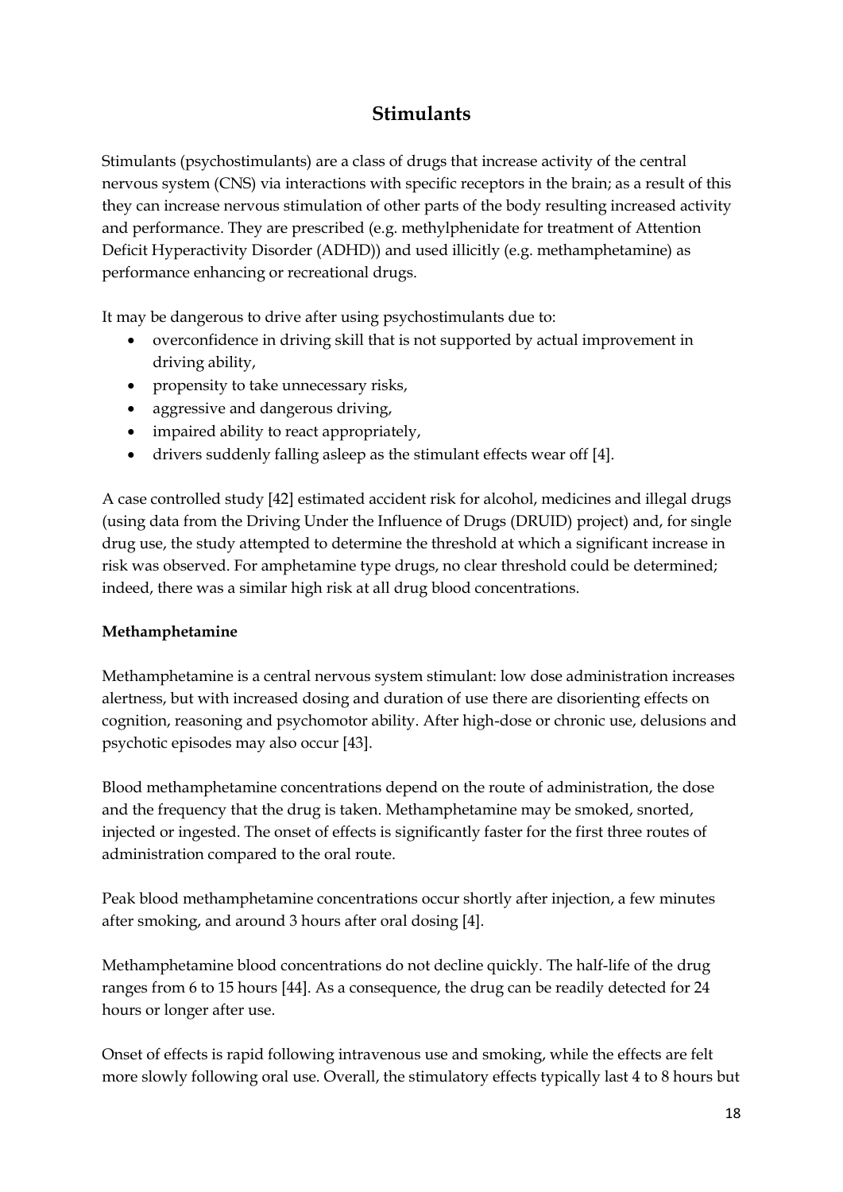# Stimulants

Stimulants (psychostimulants) are a class of drugs that increase activity of the central nervous system (CNS) via interactions with specific receptors in the brain; as a result of this they can increase nervous stimulation of other parts of the body resulting increased activity and performance. They are prescribed (e.g. methylphenidate for treatment of Attention Deficit Hyperactivity Disorder (ADHD)) and used illicitly (e.g. methamphetamine) as performance enhancing or recreational drugs.

It may be dangerous to drive after using psychostimulants due to:

- overconfidence in driving skill that is not supported by actual improvement in driving ability,
- propensity to take unnecessary risks,
- aggressive and dangerous driving,
- impaired ability to react appropriately,
- drivers suddenly falling asleep as the stimulant effects wear off [4].

A case controlled study [42] estimated accident risk for alcohol, medicines and illegal drugs (using data from the Driving Under the Influence of Drugs (DRUID) project) and, for single drug use, the study attempted to determine the threshold at which a significant increase in risk was observed. For amphetamine type drugs, no clear threshold could be determined; indeed, there was a similar high risk at all drug blood concentrations.

**Methamphetamine**

Methamphetamine is a central nervous system stimulant: low dose administration increases alertness, but with increased dosing and duration of use there are disorienting effects on cognition, reasoning and psychomotor ability. After high-dose or chronic use, delusions and psychotic episodes may also occur [43].

Blood methamphetamine concentrations depend on the route of administration, the dose and the frequency that the drug is taken. Methamphetamine may be smoked, snorted, injected or ingested. The onset of effects is significantly faster for the first three routes of administration compared to the oral route.

Peak blood methamphetamine concentrations occur shortly after injection, a few minutes after smoking, and around 3 hours after oral dosing [4].

Methamphetamine blood concentrations do not decline quickly. The half-life of the drug ranges from 6 to 15 hours [44]. As a consequence, the drug can be readily detected for 24 hours or longer after use.

Onset of effects is rapid following intravenous use and smoking, while the effects are felt more slowly following oral use. Overall, the stimulatory effects typically last 4 to 8 hours but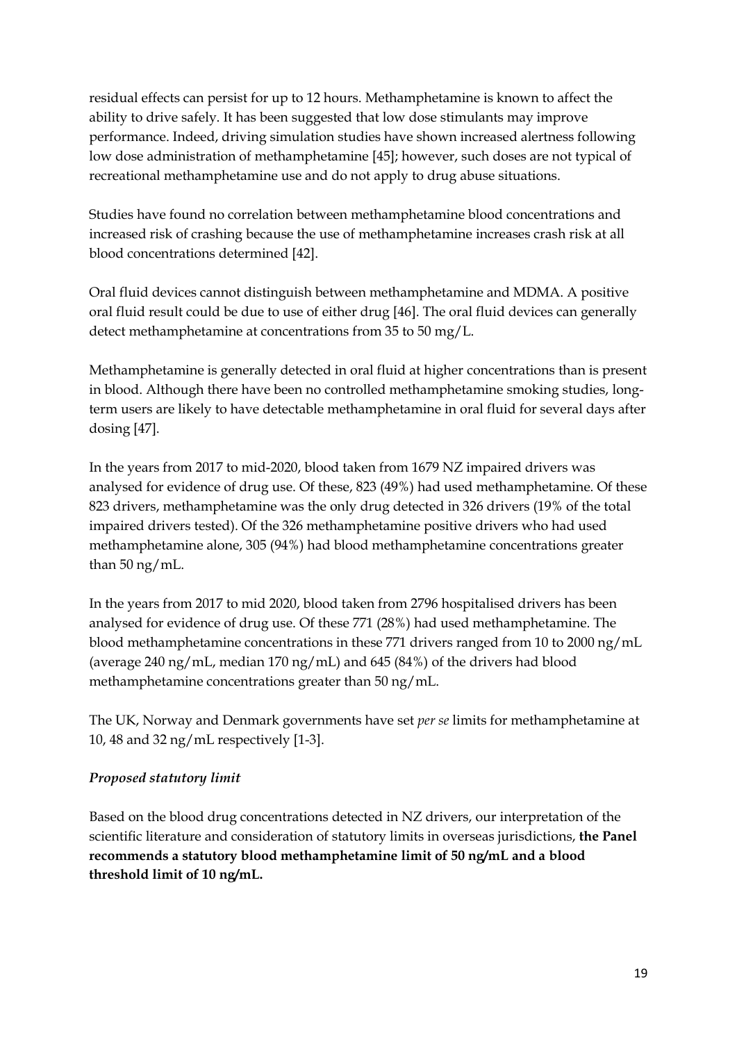residual effects can persist for up to 12 hours. Methamphetamine is known to affect the ability to drive safely. It has been suggested that low dose stimulants may improve performance. Indeed, driving simulation studies have shown increased alertness following low dose administration of methamphetamine [45]; however, such doses are not typical of recreational methamphetamine use and do not apply to drug abuse situations.

Studies have found no correlation between methamphetamine blood concentrations and increased risk of crashing because the use of methamphetamine increases crash risk at all blood concentrations determined [42].

Oral fluid devices cannot distinguish between methamphetamine and MDMA. A positive oral fluid result could be due to use of either drug [46]. The oral fluid devices can generally detect methamphetamine at concentrations from 35 to 50 mg/L.

Methamphetamine is generally detected in oral fluid at higher concentrations than is present in blood. Although there have been no controlled methamphetamine smoking studies, long-term users are likely to have detectable methamphetamine in oral fluid for several days after dosing [47].

In the years from 2017 to mid-2020, blood taken from 1679 NZ impaired drivers was analysed for evidence of drug use. Of these, 823 (49%) had used methamphetamine. Of these 823 drivers, methamphetamine was the only drug detected in 326 drivers (19% of the total impaired drivers tested). Of the 326 methamphetamine positive drivers who had used methamphetamine alone, 305 (94%) had blood methamphetamine concentrations greater than 50 ng/mL.

In the years from 2017 to mid 2020, blood taken from 2796 hospitalised drivers has been analysed for evidence of drug use. Of these 771 (28%) had used methamphetamine. The blood methamphetamine concentrations in these 771 drivers ranged from 10 to 2000 ng/mL (average 240 ng/mL, median 170 ng/mL) and 645 (84%) of the drivers had blood methamphetamine concentrations greater than 50 ng/mL.

The UK, Norway and Denmark governments have set *per se* limits for methamphetamine at 10, 48 and 32 ng/mL respectively [1-3].

### *Proposed statutory limit*

Based on the blood drug concentrations detected in NZ drivers, our interpretation of the scientific literature and consideration of statutory limits in overseas jurisdictions, **the Panel recommends a statutory blood methamphetamine limit of 50 ng/mL and a blood threshold limit of 10 ng/mL.**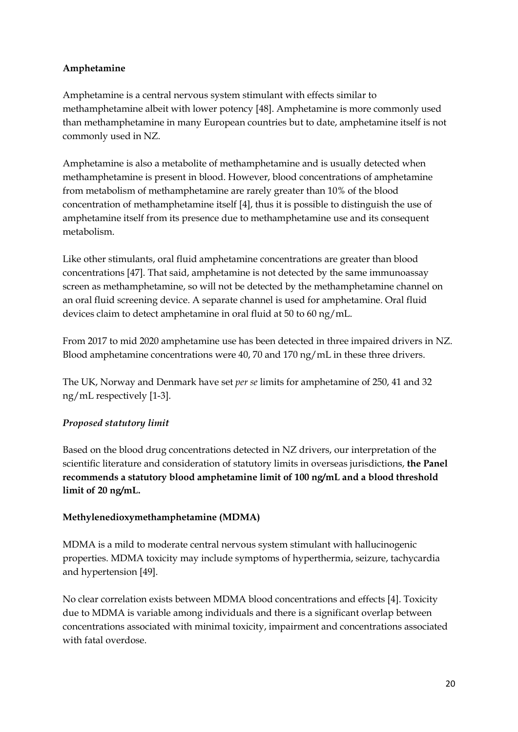**Amphetamine**

Amphetamine is a central nervous system stimulant with effects similar to methamphetamine albeit with lower potency [48]. Amphetamine is more commonly used than methamphetamine in many European countries but to date, amphetamine itself is not commonly used in NZ.

Amphetamine is also a metabolite of methamphetamine and is usually detected when methamphetamine is present in blood. However, blood concentrations of amphetamine from metabolism of methamphetamine are rarely greater than 10% of the blood concentration of methamphetamine itself [4], thus it is possible to distinguish the use of amphetamine itself from its presence due to methamphetamine use and its consequent metabolism.

Like other stimulants, oral fluid amphetamine concentrations are greater than blood concentrations [47]. That said, amphetamine is not detected by the same immunoassay screen as methamphetamine, so will not be detected by the methamphetamine channel on an oral fluid screening device. A separate channel is used for amphetamine. Oral fluid devices claim to detect amphetamine in oral fluid at 50 to 60 ng/mL.

From 2017 to mid 2020 amphetamine use has been detected in three impaired drivers in NZ. Blood amphetamine concentrations were 40, 70 and 170 ng/mL in these three drivers.

The UK, Norway and Denmark have set *per se* limits for amphetamine of 250, 41 and 32 ng/mL respectively [1-3].

*Proposed statutory limit*

Based on the blood drug concentrations detected in NZ drivers, our interpretation of the scientific literature and consideration of statutory limits in overseas jurisdictions, **the Panel recommends a statutory blood amphetamine limit of 100 ng/mL and a blood threshold limit of 20 ng/mL.**

**Methylenedioxymethamphetamine (MDMA)**

MDMA is a mild to moderate central nervous system stimulant with hallucinogenic properties. MDMA toxicity may include symptoms of hyperthermia, seizure, tachycardia and hypertension [49].

No clear correlation exists between MDMA blood concentrations and effects [4]. Toxicity due to MDMA is variable among individuals and there is a significant overlap between concentrations associated with minimal toxicity, impairment and concentrations associated with fatal overdose.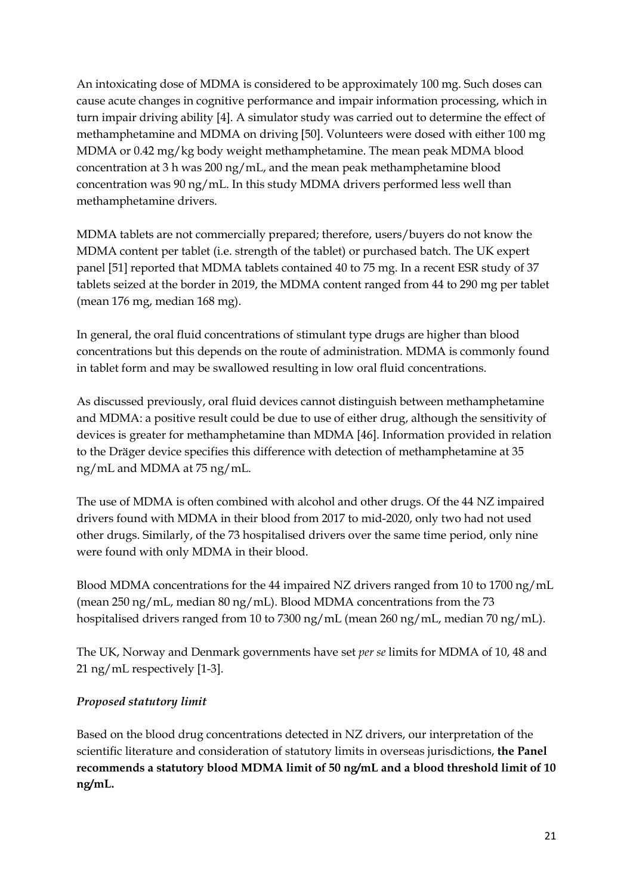An intoxicating dose of MDMA is considered to be approximately 100 mg. Such doses can cause acute changes in cognitive performance and impair information processing, which in turn impair driving ability [4]. A simulator study was carried out to determine the effect of methamphetamine and MDMA on driving [50]. Volunteers were dosed with either 100 mg MDMA or 0.42 mg/kg body weight methamphetamine. The mean peak MDMA blood concentration at 3 h was 200 ng/mL, and the mean peak methamphetamine blood concentration was 90 ng/mL. In this study MDMA drivers performed less well than methamphetamine drivers.

MDMA tablets are not commercially prepared; therefore, users/buyers do not know the MDMA content per tablet (i.e. strength of the tablet) or purchased batch. The UK expert panel [51] reported that MDMA tablets contained 40 to 75 mg. In a recent ESR study of 37 tablets seized at the border in 2019, the MDMA content ranged from 44 to 290 mg per tablet (mean 176 mg, median 168 mg).

In general, the oral fluid concentrations of stimulant type drugs are higher than blood concentrations but this depends on the route of administration. MDMA is commonly found in tablet form and may be swallowed resulting in low oral fluid concentrations.

As discussed previously, oral fluid devices cannot distinguish between methamphetamine and MDMA: a positive result could be due to use of either drug, although the sensitivity of devices is greater for methamphetamine than MDMA [46]. Information provided in relation to the Dräger device specifies this difference with detection of methamphetamine at 35 ng/mL and MDMA at 75 ng/mL.

The use of MDMA is often combined with alcohol and other drugs. Of the 44 NZ impaired drivers found with MDMA in their blood from 2017 to mid-2020, only two had not used other drugs. Similarly, of the 73 hospitalised drivers over the same time period, only nine were found with only MDMA in their blood.

Blood MDMA concentrations for the 44 impaired NZ drivers ranged from 10 to 1700 ng/mL (mean 250 ng/mL, median 80 ng/mL). Blood MDMA concentrations from the 73 hospitalised drivers ranged from 10 to 7300 ng/mL (mean 260 ng/mL, median 70 ng/mL).

The UK, Norway and Denmark governments have set *per se* limits for MDMA of 10, 48 and 21 ng/mL respectively [1-3].

### *Proposed statutory limit*

Based on the blood drug concentrations detected in NZ drivers, our interpretation of the scientific literature and consideration of statutory limits in overseas jurisdictions, **the Panel recommends a statutory blood MDMA limit of 50 ng/mL and a blood threshold limit of 10 ng/mL.**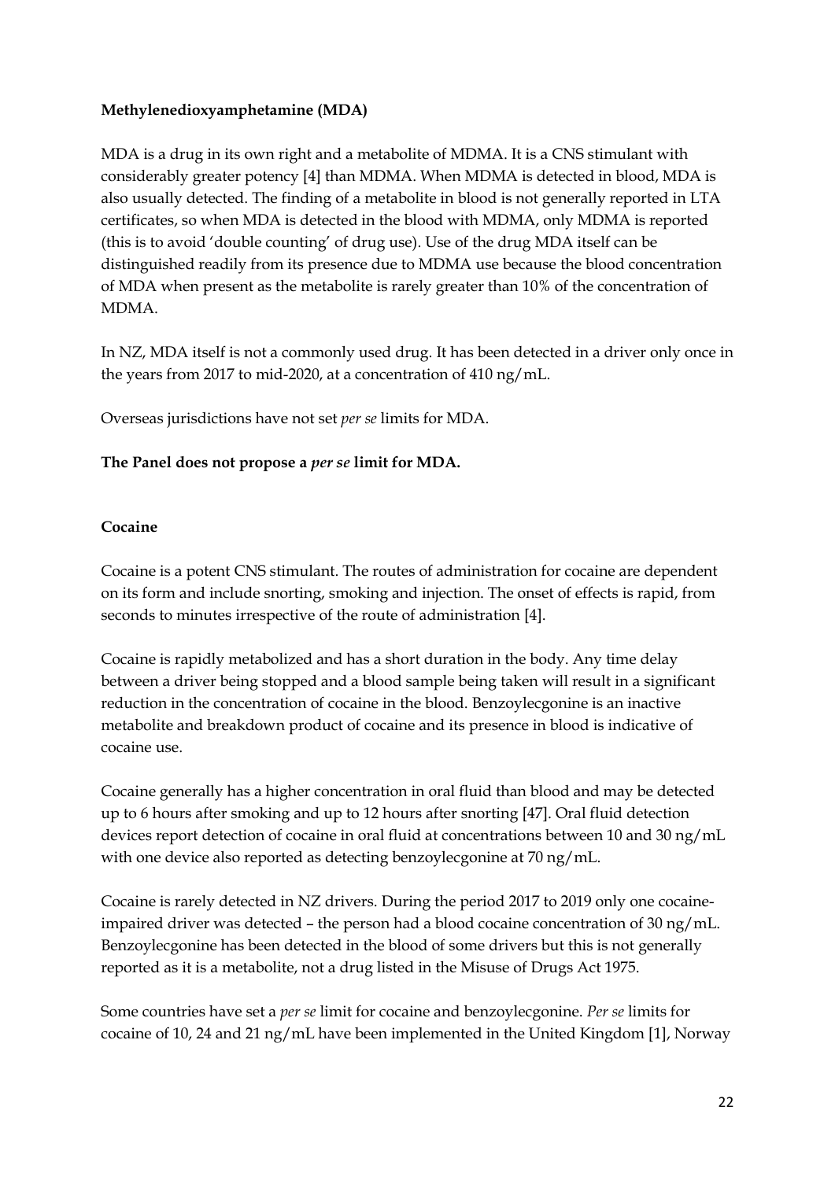**Methylenedioxyamphetamine (MDA)**

MDA is a drug in its own right and a metabolite of MDMA. It is a CNS stimulant with considerably greater potency [4] than MDMA. When MDMA is detected in blood, MDA is also usually detected. The finding of a metabolite in blood is not generally reported in LTA certificates, so when MDA is detected in the blood with MDMA, only MDMA is reported (this is to avoid 'double counting' of drug use). Use of the drug MDA itself can be distinguished readily from its presence due to MDMA use because the blood concentration of MDA when present as the metabolite is rarely greater than 10% of the concentration of MDMA.

In NZ, MDA itself is not a commonly used drug. It has been detected in a driver only once in the years from 2017 to mid-2020, at a concentration of 410 ng/mL.

Overseas jurisdictions have not set *per se* limits for MDA.

**The Panel does not propose a *per se* limit for MDA.**

**Cocaine**

Cocaine is a potent CNS stimulant. The routes of administration for cocaine are dependent on its form and include snorting, smoking and injection. The onset of effects is rapid, from seconds to minutes irrespective of the route of administration [4].

Cocaine is rapidly metabolized and has a short duration in the body. Any time delay between a driver being stopped and a blood sample being taken will result in a significant reduction in the concentration of cocaine in the blood. Benzoylecgonine is an inactive metabolite and breakdown product of cocaine and its presence in blood is indicative of cocaine use.

Cocaine generally has a higher concentration in oral fluid than blood and may be detected up to 6 hours after smoking and up to 12 hours after snorting [47]. Oral fluid detection devices report detection of cocaine in oral fluid at concentrations between 10 and 30 ng/mL with one device also reported as detecting benzoylecgonine at 70 ng/mL.

Cocaine is rarely detected in NZ drivers. During the period 2017 to 2019 only one cocaine-impaired driver was detected – the person had a blood cocaine concentration of 30 ng/mL. Benzoylecgonine has been detected in the blood of some drivers but this is not generally reported as it is a metabolite, not a drug listed in the Misuse of Drugs Act 1975.

Some countries have set a *per se* limit for cocaine and benzoylecgonine. *Per se* limits for cocaine of 10, 24 and 21 ng/mL have been implemented in the United Kingdom [1], Norway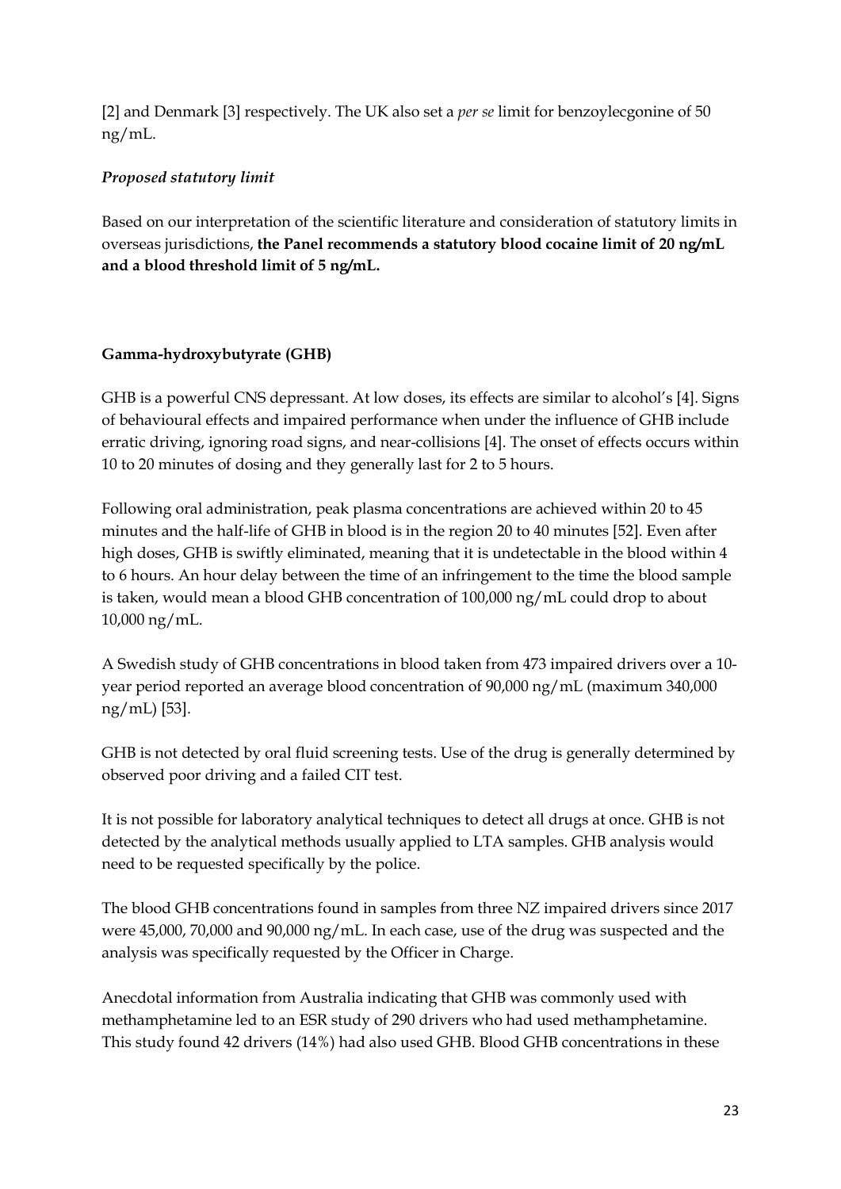[2] and Denmark [3] respectively. The UK also set a *per se* limit for benzoylecgonine of 50 ng/mL.

### *Proposed statutory limit*

Based on our interpretation of the scientific literature and consideration of statutory limits in overseas jurisdictions, **the Panel recommends a statutory blood cocaine limit of 20 ng/mL and a blood threshold limit of 5 ng/mL.**

## Gamma-hydroxybutyrate (GHB)

GHB is a powerful CNS depressant. At low doses, its effects are similar to alcohol's [4]. Signs of behavioural effects and impaired performance when under the influence of GHB include erratic driving, ignoring road signs, and near-collisions [4]. The onset of effects occurs within 10 to 20 minutes of dosing and they generally last for 2 to 5 hours.

Following oral administration, peak plasma concentrations are achieved within 20 to 45 minutes and the half-life of GHB in blood is in the region 20 to 40 minutes [52]. Even after high doses, GHB is swiftly eliminated, meaning that it is undetectable in the blood within 4 to 6 hours. An hour delay between the time of an infringement to the time the blood sample is taken, would mean a blood GHB concentration of 100,000 ng/mL could drop to about 10,000 ng/mL.

A Swedish study of GHB concentrations in blood taken from 473 impaired drivers over a 10-year period reported an average blood concentration of 90,000 ng/mL (maximum 340,000 ng/mL) [53].

GHB is not detected by oral fluid screening tests. Use of the drug is generally determined by observed poor driving and a failed CIT test.

It is not possible for laboratory analytical techniques to detect all drugs at once. GHB is not detected by the analytical methods usually applied to LTA samples. GHB analysis would need to be requested specifically by the police.

The blood GHB concentrations found in samples from three NZ impaired drivers since 2017 were 45,000, 70,000 and 90,000 ng/mL. In each case, use of the drug was suspected and the analysis was specifically requested by the Officer in Charge.

Anecdotal information from Australia indicating that GHB was commonly used with methamphetamine led to an ESR study of 290 drivers who had used methamphetamine. This study found 42 drivers (14%) had also used GHB. Blood GHB concentrations in these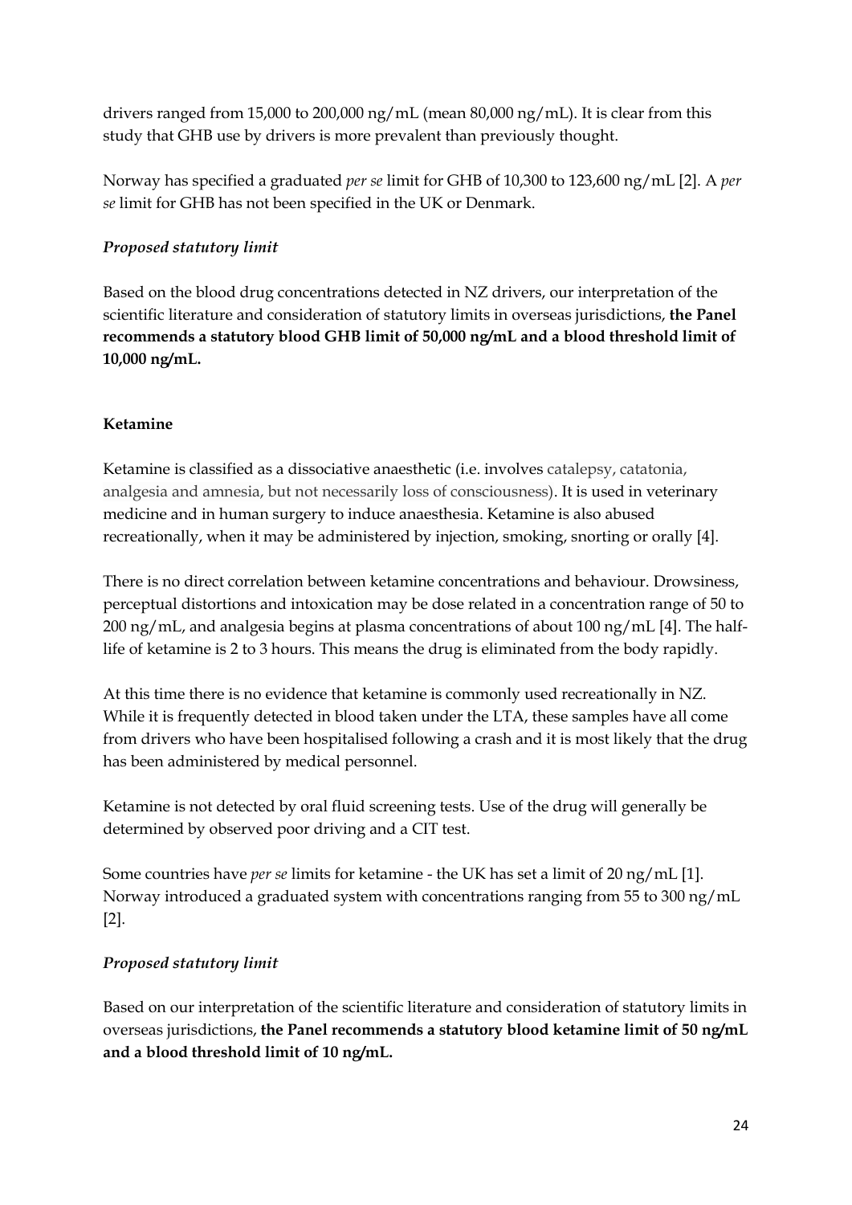drivers ranged from 15,000 to 200,000 ng/mL (mean 80,000 ng/mL). It is clear from this study that GHB use by drivers is more prevalent than previously thought.

Norway has specified a graduated *per se* limit for GHB of 10,300 to 123,600 ng/mL [2]. A *per se* limit for GHB has not been specified in the UK or Denmark.

*Proposed statutory limit*

Based on the blood drug concentrations detected in NZ drivers, our interpretation of the scientific literature and consideration of statutory limits in overseas jurisdictions, **the Panel recommends a statutory blood GHB limit of 50,000 ng/mL and a blood threshold limit of 10,000 ng/mL.**

**Ketamine**

Ketamine is classified as a dissociative anaesthetic (i.e. involves catalepsy, catatonia, analgesia and amnesia, but not necessarily loss of consciousness). It is used in veterinary medicine and in human surgery to induce anaesthesia. Ketamine is also abused recreationally, when it may be administered by injection, smoking, snorting or orally [4].

There is no direct correlation between ketamine concentrations and behaviour. Drowsiness, perceptual distortions and intoxication may be dose related in a concentration range of 50 to 200 ng/mL, and analgesia begins at plasma concentrations of about 100 ng/mL [4]. The half-life of ketamine is 2 to 3 hours. This means the drug is eliminated from the body rapidly.

At this time there is no evidence that ketamine is commonly used recreationally in NZ. While it is frequently detected in blood taken under the LTA, these samples have all come from drivers who have been hospitalised following a crash and it is most likely that the drug has been administered by medical personnel.

Ketamine is not detected by oral fluid screening tests. Use of the drug will generally be determined by observed poor driving and a CIT test.

Some countries have *per se* limits for ketamine - the UK has set a limit of 20 ng/mL [1]. Norway introduced a graduated system with concentrations ranging from 55 to 300 ng/mL [2].

*Proposed statutory limit*

Based on our interpretation of the scientific literature and consideration of statutory limits in overseas jurisdictions, **the Panel recommends a statutory blood ketamine limit of 50 ng/mL and a blood threshold limit of 10 ng/mL.**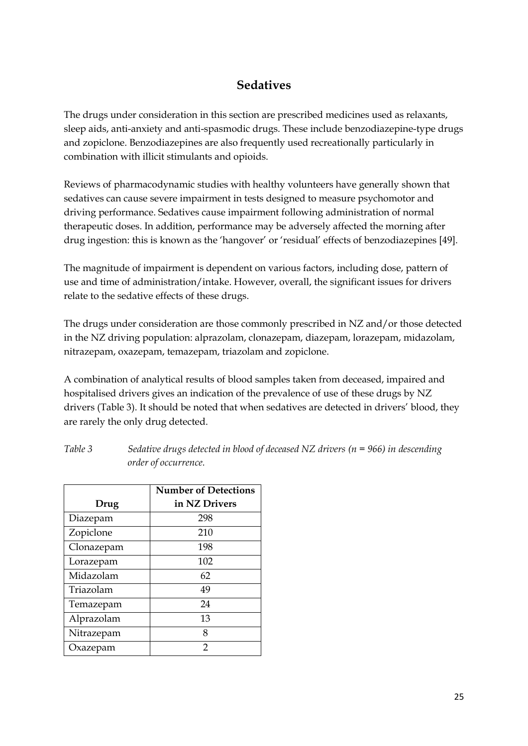## Sedatives

The drugs under consideration in this section are prescribed medicines used as relaxants, sleep aids, anti-anxiety and anti-spasmodic drugs. These include benzodiazepine-type drugs and zopiclone. Benzodiazepines are also frequently used recreationally particularly in combination with illicit stimulants and opioids.

Reviews of pharmacodynamic studies with healthy volunteers have generally shown that sedatives can cause severe impairment in tests designed to measure psychomotor and driving performance. Sedatives cause impairment following administration of normal therapeutic doses. In addition, performance may be adversely affected the morning after drug ingestion: this is known as the 'hangover' or 'residual' effects of benzodiazepines [49].

The magnitude of impairment is dependent on various factors, including dose, pattern of use and time of administration/intake. However, overall, the significant issues for drivers relate to the sedative effects of these drugs.

The drugs under consideration are those commonly prescribed in NZ and/or those detected in the NZ driving population: alprazolam, clonazepam, diazepam, lorazepam, midazolam, nitrazepam, oxazepam, temazepam, triazolam and zopiclone.

A combination of analytical results of blood samples taken from deceased, impaired and hospitalised drivers gives an indication of the prevalence of use of these drugs by NZ drivers (Table 3). It should be noted that when sedatives are detected in drivers' blood, they are rarely the only drug detected.

*Table 3 Sedative drugs detected in blood of deceased NZ drivers (n = 966) in descending order of occurrence.*

| Drug | Number of Detections in NZ Drivers |
|---|---|
| Diazepam | 298 |
| Zopiclone | 210 |
| Clonazepam | 198 |
| Lorazepam | 102 |
| Midazolam | 62 |
| Triazolam | 49 |
| Temazepam | 24 |
| Alprazolam | 13 |
| Nitrazepam | 8 |
| Oxazepam | 2 |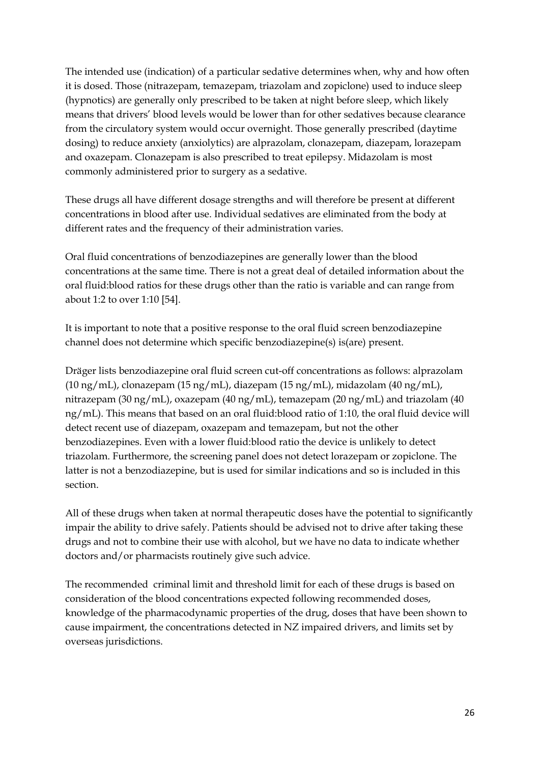The intended use (indication) of a particular sedative determines when, why and how often it is dosed. Those (nitrazepam, temazepam, triazolam and zopiclone) used to induce sleep (hypnotics) are generally only prescribed to be taken at night before sleep, which likely means that drivers' blood levels would be lower than for other sedatives because clearance from the circulatory system would occur overnight. Those generally prescribed (daytime dosing) to reduce anxiety (anxiolytics) are alprazolam, clonazepam, diazepam, lorazepam and oxazepam. Clonazepam is also prescribed to treat epilepsy. Midazolam is most commonly administered prior to surgery as a sedative.

These drugs all have different dosage strengths and will therefore be present at different concentrations in blood after use. Individual sedatives are eliminated from the body at different rates and the frequency of their administration varies.

Oral fluid concentrations of benzodiazepines are generally lower than the blood concentrations at the same time. There is not a great deal of detailed information about the oral fluid:blood ratios for these drugs other than the ratio is variable and can range from about 1:2 to over 1:10 [54].

It is important to note that a positive response to the oral fluid screen benzodiazepine channel does not determine which specific benzodiazepine(s) is(are) present.

Dräger lists benzodiazepine oral fluid screen cut-off concentrations as follows: alprazolam (10 ng/mL), clonazepam (15 ng/mL), diazepam (15 ng/mL), midazolam (40 ng/mL), nitrazepam (30 ng/mL), oxazepam (40 ng/mL), temazepam (20 ng/mL) and triazolam (40 ng/mL). This means that based on an oral fluid:blood ratio of 1:10, the oral fluid device will detect recent use of diazepam, oxazepam and temazepam, but not the other benzodiazepines. Even with a lower fluid:blood ratio the device is unlikely to detect triazolam. Furthermore, the screening panel does not detect lorazepam or zopiclone. The latter is not a benzodiazepine, but is used for similar indications and so is included in this section.

All of these drugs when taken at normal therapeutic doses have the potential to significantly impair the ability to drive safely. Patients should be advised not to drive after taking these drugs and not to combine their use with alcohol, but we have no data to indicate whether doctors and/or pharmacists routinely give such advice.

The recommended criminal limit and threshold limit for each of these drugs is based on consideration of the blood concentrations expected following recommended doses, knowledge of the pharmacodynamic properties of the drug, doses that have been shown to cause impairment, the concentrations detected in NZ impaired drivers, and limits set by overseas jurisdictions.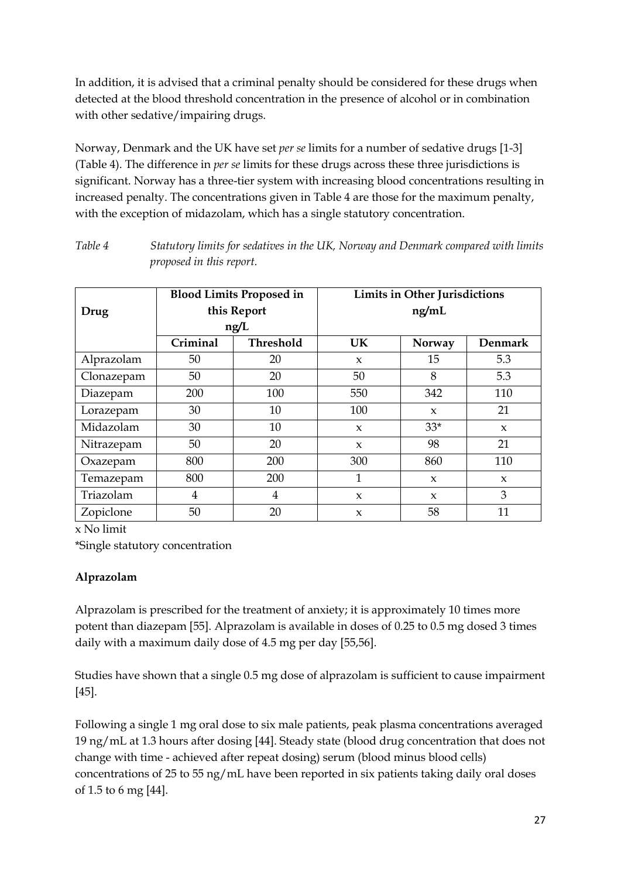In addition, it is advised that a criminal penalty should be considered for these drugs when detected at the blood threshold concentration in the presence of alcohol or in combination with other sedative/impairing drugs.

Norway, Denmark and the UK have set *per se* limits for a number of sedative drugs [1-3] (Table 4). The difference in *per se* limits for these drugs across these three jurisdictions is significant. Norway has a three-tier system with increasing blood concentrations resulting in increased penalty. The concentrations given in Table 4 are those for the maximum penalty, with the exception of midazolam, which has a single statutory concentration.

*Table 4 Statutory limits for sedatives in the UK, Norway and Denmark compared with limits proposed in this report.*

| Drug | Blood Limits Proposed in this Report ng/L | | Limits in Other Jurisdictions ng/mL | | |
|---|---|---|---|---|---|
| | **Criminal** | **Threshold** | **UK** | **Norway** | **Denmark** |
| Alprazolam | 50 | 20 | x | 15 | 5.3 |
| Clonazepam | 50 | 20 | 50 | 8 | 5.3 |
| Diazepam | 200 | 100 | 550 | 342 | 110 |
| Lorazepam | 30 | 10 | 100 | x | 21 |
| Midazolam | 30 | 10 | x | 33* | x |
| Nitrazepam | 50 | 20 | x | 98 | 21 |
| Oxazepam | 800 | 200 | 300 | 860 | 110 |
| Temazepam | 800 | 200 | 1 | x | x |
| Triazolam | 4 | 4 | x | x | 3 |
| Zopiclone | 50 | 20 | x | 58 | 11 |

x No limit

*Single statutory concentration

### Alprazolam

Alprazolam is prescribed for the treatment of anxiety; it is approximately 10 times more potent than diazepam [55]. Alprazolam is available in doses of 0.25 to 0.5 mg dosed 3 times daily with a maximum daily dose of 4.5 mg per day [55,56].

Studies have shown that a single 0.5 mg dose of alprazolam is sufficient to cause impairment [45].

Following a single 1 mg oral dose to six male patients, peak plasma concentrations averaged 19 ng/mL at 1.3 hours after dosing [44]. Steady state (blood drug concentration that does not change with time - achieved after repeat dosing) serum (blood minus blood cells) concentrations of 25 to 55 ng/mL have been reported in six patients taking daily oral doses of 1.5 to 6 mg [44].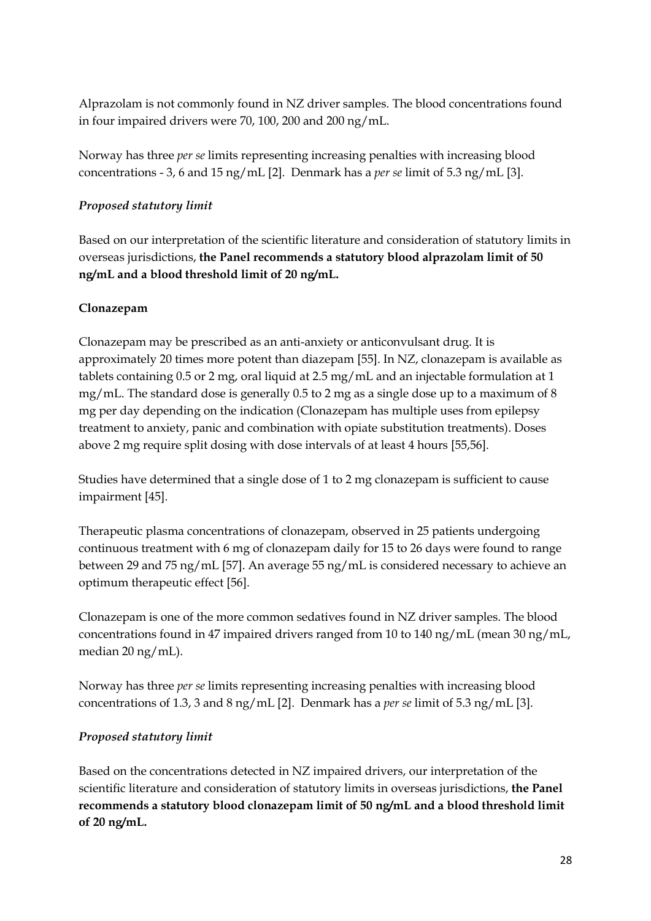Alprazolam is not commonly found in NZ driver samples. The blood concentrations found in four impaired drivers were 70, 100, 200 and 200 ng/mL.

Norway has three *per se* limits representing increasing penalties with increasing blood concentrations - 3, 6 and 15 ng/mL [2]. Denmark has a *per se* limit of 5.3 ng/mL [3].

### *Proposed statutory limit*

Based on our interpretation of the scientific literature and consideration of statutory limits in overseas jurisdictions, **the Panel recommends a statutory blood alprazolam limit of 50 ng/mL and a blood threshold limit of 20 ng/mL.**

### **Clonazepam**

Clonazepam may be prescribed as an anti-anxiety or anticonvulsant drug. It is approximately 20 times more potent than diazepam [55]. In NZ, clonazepam is available as tablets containing 0.5 or 2 mg, oral liquid at 2.5 mg/mL and an injectable formulation at 1 mg/mL. The standard dose is generally 0.5 to 2 mg as a single dose up to a maximum of 8 mg per day depending on the indication (Clonazepam has multiple uses from epilepsy treatment to anxiety, panic and combination with opiate substitution treatments). Doses above 2 mg require split dosing with dose intervals of at least 4 hours [55,56].

Studies have determined that a single dose of 1 to 2 mg clonazepam is sufficient to cause impairment [45].

Therapeutic plasma concentrations of clonazepam, observed in 25 patients undergoing continuous treatment with 6 mg of clonazepam daily for 15 to 26 days were found to range between 29 and 75 ng/mL [57]. An average 55 ng/mL is considered necessary to achieve an optimum therapeutic effect [56].

Clonazepam is one of the more common sedatives found in NZ driver samples. The blood concentrations found in 47 impaired drivers ranged from 10 to 140 ng/mL (mean 30 ng/mL, median 20 ng/mL).

Norway has three *per se* limits representing increasing penalties with increasing blood concentrations of 1.3, 3 and 8 ng/mL [2]. Denmark has a *per se* limit of 5.3 ng/mL [3].

### *Proposed statutory limit*

Based on the concentrations detected in NZ impaired drivers, our interpretation of the scientific literature and consideration of statutory limits in overseas jurisdictions, **the Panel recommends a statutory blood clonazepam limit of 50 ng/mL and a blood threshold limit of 20 ng/mL.**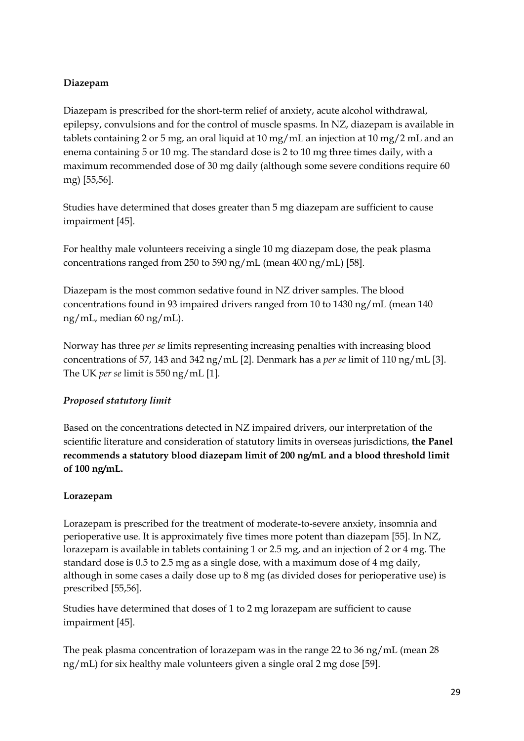**Diazepam**

Diazepam is prescribed for the short-term relief of anxiety, acute alcohol withdrawal, epilepsy, convulsions and for the control of muscle spasms. In NZ, diazepam is available in tablets containing 2 or 5 mg, an oral liquid at 10 mg/mL an injection at 10 mg/2 mL and an enema containing 5 or 10 mg. The standard dose is 2 to 10 mg three times daily, with a maximum recommended dose of 30 mg daily (although some severe conditions require 60 mg) [55,56].

Studies have determined that doses greater than 5 mg diazepam are sufficient to cause impairment [45].

For healthy male volunteers receiving a single 10 mg diazepam dose, the peak plasma concentrations ranged from 250 to 590 ng/mL (mean 400 ng/mL) [58].

Diazepam is the most common sedative found in NZ driver samples. The blood concentrations found in 93 impaired drivers ranged from 10 to 1430 ng/mL (mean 140 ng/mL, median 60 ng/mL).

Norway has three *per se* limits representing increasing penalties with increasing blood concentrations of 57, 143 and 342 ng/mL [2]. Denmark has a *per se* limit of 110 ng/mL [3]. The UK *per se* limit is 550 ng/mL [1].

*Proposed statutory limit*

Based on the concentrations detected in NZ impaired drivers, our interpretation of the scientific literature and consideration of statutory limits in overseas jurisdictions, **the Panel recommends a statutory blood diazepam limit of 200 ng/mL and a blood threshold limit of 100 ng/mL.**

**Lorazepam**

Lorazepam is prescribed for the treatment of moderate-to-severe anxiety, insomnia and perioperative use. It is approximately five times more potent than diazepam [55]. In NZ, lorazepam is available in tablets containing 1 or 2.5 mg, and an injection of 2 or 4 mg. The standard dose is 0.5 to 2.5 mg as a single dose, with a maximum dose of 4 mg daily, although in some cases a daily dose up to 8 mg (as divided doses for perioperative use) is prescribed [55,56].

Studies have determined that doses of 1 to 2 mg lorazepam are sufficient to cause impairment [45].

The peak plasma concentration of lorazepam was in the range 22 to 36 ng/mL (mean 28 ng/mL) for six healthy male volunteers given a single oral 2 mg dose [59].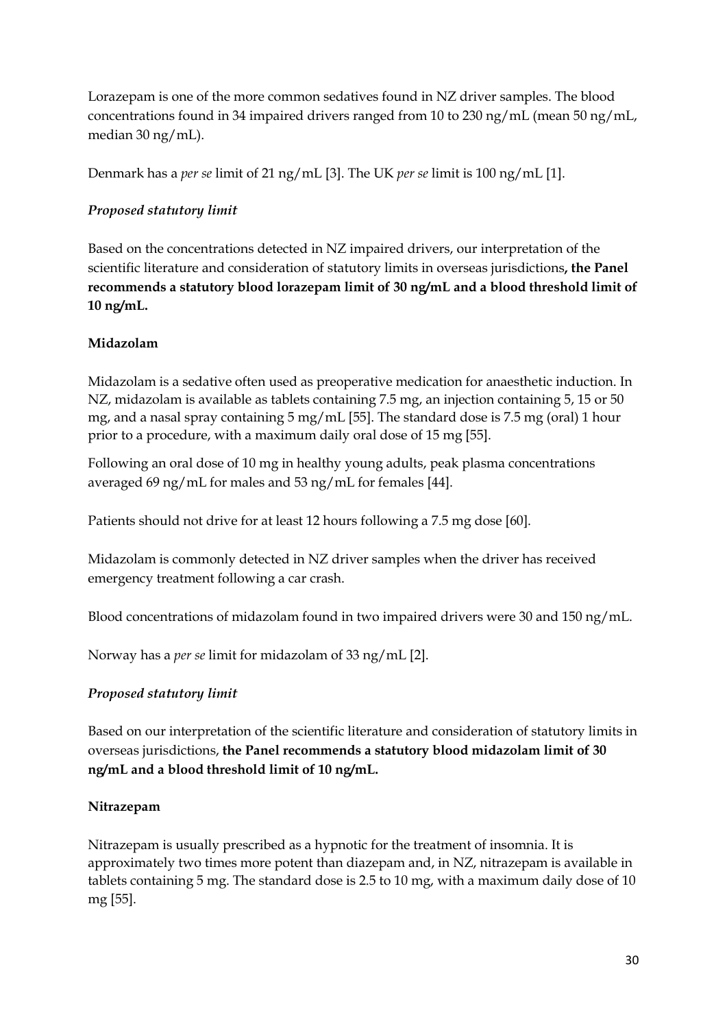Lorazepam is one of the more common sedatives found in NZ driver samples. The blood concentrations found in 34 impaired drivers ranged from 10 to 230 ng/mL (mean 50 ng/mL, median 30 ng/mL).

Denmark has a *per se* limit of 21 ng/mL [3]. The UK *per se* limit is 100 ng/mL [1].

*Proposed statutory limit*

Based on the concentrations detected in NZ impaired drivers, our interpretation of the scientific literature and consideration of statutory limits in overseas jurisdictions**, the Panel recommends a statutory blood lorazepam limit of 30 ng/mL and a blood threshold limit of 10 ng/mL.**

**Midazolam**

Midazolam is a sedative often used as preoperative medication for anaesthetic induction. In NZ, midazolam is available as tablets containing 7.5 mg, an injection containing 5, 15 or 50 mg, and a nasal spray containing 5 mg/mL [55]. The standard dose is 7.5 mg (oral) 1 hour prior to a procedure, with a maximum daily oral dose of 15 mg [55].

Following an oral dose of 10 mg in healthy young adults, peak plasma concentrations averaged 69 ng/mL for males and 53 ng/mL for females [44].

Patients should not drive for at least 12 hours following a 7.5 mg dose [60].

Midazolam is commonly detected in NZ driver samples when the driver has received emergency treatment following a car crash.

Blood concentrations of midazolam found in two impaired drivers were 30 and 150 ng/mL.

Norway has a *per se* limit for midazolam of 33 ng/mL [2].

*Proposed statutory limit*

Based on our interpretation of the scientific literature and consideration of statutory limits in overseas jurisdictions, **the Panel recommends a statutory blood midazolam limit of 30 ng/mL and a blood threshold limit of 10 ng/mL.**

**Nitrazepam**

Nitrazepam is usually prescribed as a hypnotic for the treatment of insomnia. It is approximately two times more potent than diazepam and, in NZ, nitrazepam is available in tablets containing 5 mg. The standard dose is 2.5 to 10 mg, with a maximum daily dose of 10 mg [55].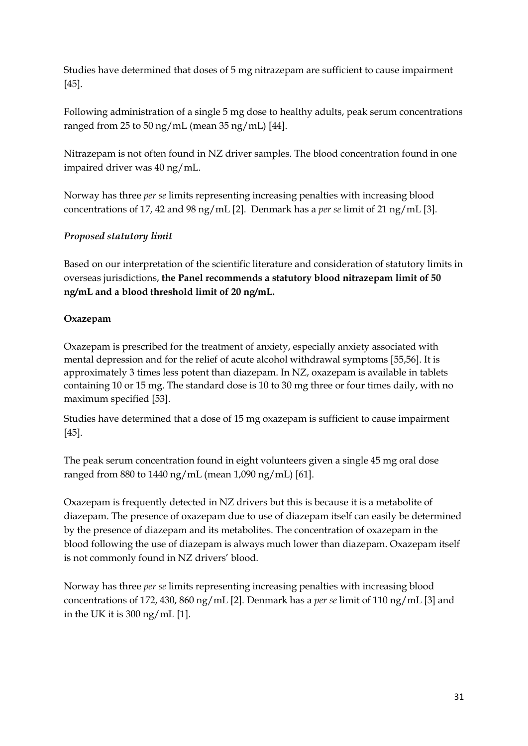Studies have determined that doses of 5 mg nitrazepam are sufficient to cause impairment [45].

Following administration of a single 5 mg dose to healthy adults, peak serum concentrations ranged from 25 to 50 ng/mL (mean 35 ng/mL) [44].

Nitrazepam is not often found in NZ driver samples. The blood concentration found in one impaired driver was 40 ng/mL.

Norway has three *per se* limits representing increasing penalties with increasing blood concentrations of 17, 42 and 98 ng/mL [2]. Denmark has a *per se* limit of 21 ng/mL [3].

### *Proposed statutory limit*

Based on our interpretation of the scientific literature and consideration of statutory limits in overseas jurisdictions, **the Panel recommends a statutory blood nitrazepam limit of 50 ng/mL and a blood threshold limit of 20 ng/mL.**

### **Oxazepam**

Oxazepam is prescribed for the treatment of anxiety, especially anxiety associated with mental depression and for the relief of acute alcohol withdrawal symptoms [55,56]. It is approximately 3 times less potent than diazepam. In NZ, oxazepam is available in tablets containing 10 or 15 mg. The standard dose is 10 to 30 mg three or four times daily, with no maximum specified [53].

Studies have determined that a dose of 15 mg oxazepam is sufficient to cause impairment [45].

The peak serum concentration found in eight volunteers given a single 45 mg oral dose ranged from 880 to 1440 ng/mL (mean 1,090 ng/mL) [61].

Oxazepam is frequently detected in NZ drivers but this is because it is a metabolite of diazepam. The presence of oxazepam due to use of diazepam itself can easily be determined by the presence of diazepam and its metabolites. The concentration of oxazepam in the blood following the use of diazepam is always much lower than diazepam. Oxazepam itself is not commonly found in NZ drivers' blood.

Norway has three *per se* limits representing increasing penalties with increasing blood concentrations of 172, 430, 860 ng/mL [2]. Denmark has a *per se* limit of 110 ng/mL [3] and in the UK it is 300 ng/mL [1].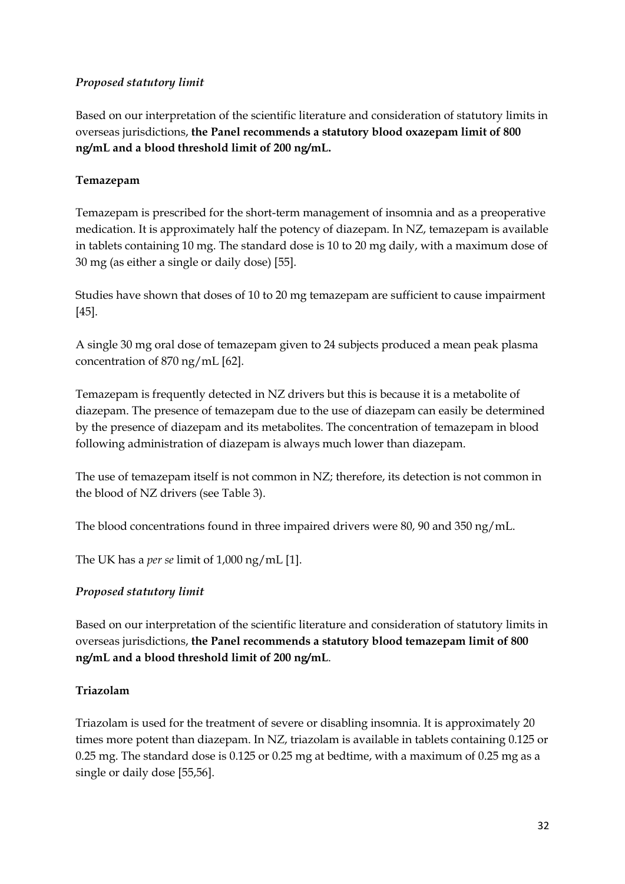*Proposed statutory limit*

Based on our interpretation of the scientific literature and consideration of statutory limits in overseas jurisdictions, **the Panel recommends a statutory blood oxazepam limit of 800 ng/mL and a blood threshold limit of 200 ng/mL.**

**Temazepam**

Temazepam is prescribed for the short-term management of insomnia and as a preoperative medication. It is approximately half the potency of diazepam. In NZ, temazepam is available in tablets containing 10 mg. The standard dose is 10 to 20 mg daily, with a maximum dose of 30 mg (as either a single or daily dose) [55].

Studies have shown that doses of 10 to 20 mg temazepam are sufficient to cause impairment [45].

A single 30 mg oral dose of temazepam given to 24 subjects produced a mean peak plasma concentration of 870 ng/mL [62].

Temazepam is frequently detected in NZ drivers but this is because it is a metabolite of diazepam. The presence of temazepam due to the use of diazepam can easily be determined by the presence of diazepam and its metabolites. The concentration of temazepam in blood following administration of diazepam is always much lower than diazepam.

The use of temazepam itself is not common in NZ; therefore, its detection is not common in the blood of NZ drivers (see Table 3).

The blood concentrations found in three impaired drivers were 80, 90 and 350 ng/mL.

The UK has a *per se* limit of 1,000 ng/mL [1].

*Proposed statutory limit*

Based on our interpretation of the scientific literature and consideration of statutory limits in overseas jurisdictions, **the Panel recommends a statutory blood temazepam limit of 800 ng/mL and a blood threshold limit of 200 ng/mL**.

**Triazolam**

Triazolam is used for the treatment of severe or disabling insomnia. It is approximately 20 times more potent than diazepam. In NZ, triazolam is available in tablets containing 0.125 or 0.25 mg. The standard dose is 0.125 or 0.25 mg at bedtime, with a maximum of 0.25 mg as a single or daily dose [55,56].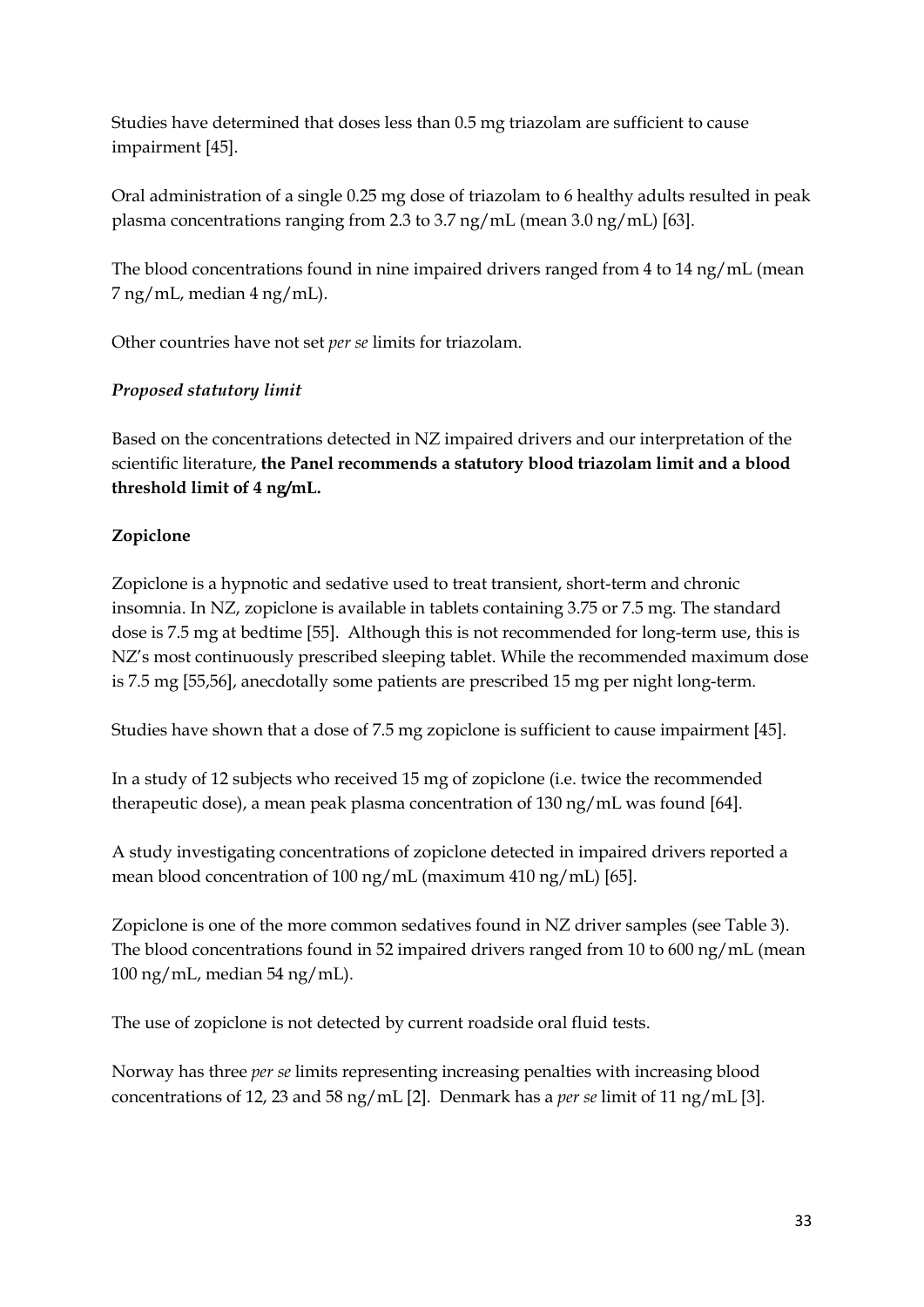Studies have determined that doses less than 0.5 mg triazolam are sufficient to cause impairment [45].

Oral administration of a single 0.25 mg dose of triazolam to 6 healthy adults resulted in peak plasma concentrations ranging from 2.3 to 3.7 ng/mL (mean 3.0 ng/mL) [63].

The blood concentrations found in nine impaired drivers ranged from 4 to 14 ng/mL (mean 7 ng/mL, median 4 ng/mL).

Other countries have not set *per se* limits for triazolam.

*Proposed statutory limit*

Based on the concentrations detected in NZ impaired drivers and our interpretation of the scientific literature, **the Panel recommends a statutory blood triazolam limit and a blood threshold limit of 4 ng/mL.**

**Zopiclone**

Zopiclone is a hypnotic and sedative used to treat transient, short-term and chronic insomnia. In NZ, zopiclone is available in tablets containing 3.75 or 7.5 mg. The standard dose is 7.5 mg at bedtime [55]. Although this is not recommended for long-term use, this is NZ's most continuously prescribed sleeping tablet. While the recommended maximum dose is 7.5 mg [55,56], anecdotally some patients are prescribed 15 mg per night long-term.

Studies have shown that a dose of 7.5 mg zopiclone is sufficient to cause impairment [45].

In a study of 12 subjects who received 15 mg of zopiclone (i.e. twice the recommended therapeutic dose), a mean peak plasma concentration of 130 ng/mL was found [64].

A study investigating concentrations of zopiclone detected in impaired drivers reported a mean blood concentration of 100 ng/mL (maximum 410 ng/mL) [65].

Zopiclone is one of the more common sedatives found in NZ driver samples (see Table 3). The blood concentrations found in 52 impaired drivers ranged from 10 to 600 ng/mL (mean 100 ng/mL, median 54 ng/mL).

The use of zopiclone is not detected by current roadside oral fluid tests.

Norway has three *per se* limits representing increasing penalties with increasing blood concentrations of 12, 23 and 58 ng/mL [2]. Denmark has a *per se* limit of 11 ng/mL [3].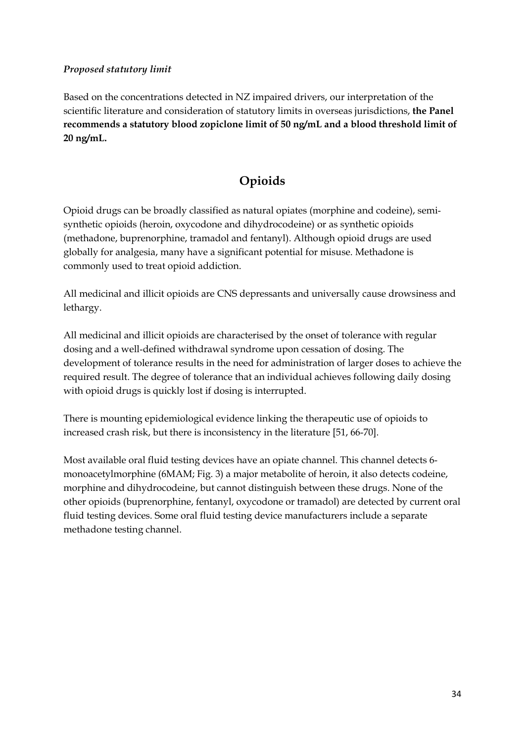*Proposed statutory limit*

Based on the concentrations detected in NZ impaired drivers, our interpretation of the scientific literature and consideration of statutory limits in overseas jurisdictions, **the Panel recommends a statutory blood zopiclone limit of 50 ng/mL and a blood threshold limit of 20 ng/mL.**

## Opioids

Opioid drugs can be broadly classified as natural opiates (morphine and codeine), semi-synthetic opioids (heroin, oxycodone and dihydrocodeine) or as synthetic opioids (methadone, buprenorphine, tramadol and fentanyl). Although opioid drugs are used globally for analgesia, many have a significant potential for misuse. Methadone is commonly used to treat opioid addiction.

All medicinal and illicit opioids are CNS depressants and universally cause drowsiness and lethargy.

All medicinal and illicit opioids are characterised by the onset of tolerance with regular dosing and a well-defined withdrawal syndrome upon cessation of dosing. The development of tolerance results in the need for administration of larger doses to achieve the required result. The degree of tolerance that an individual achieves following daily dosing with opioid drugs is quickly lost if dosing is interrupted.

There is mounting epidemiological evidence linking the therapeutic use of opioids to increased crash risk, but there is inconsistency in the literature [51, 66-70].

Most available oral fluid testing devices have an opiate channel. This channel detects 6-monoacetylmorphine (6MAM; Fig. 3) a major metabolite of heroin, it also detects codeine, morphine and dihydrocodeine, but cannot distinguish between these drugs. None of the other opioids (buprenorphine, fentanyl, oxycodone or tramadol) are detected by current oral fluid testing devices. Some oral fluid testing device manufacturers include a separate methadone testing channel.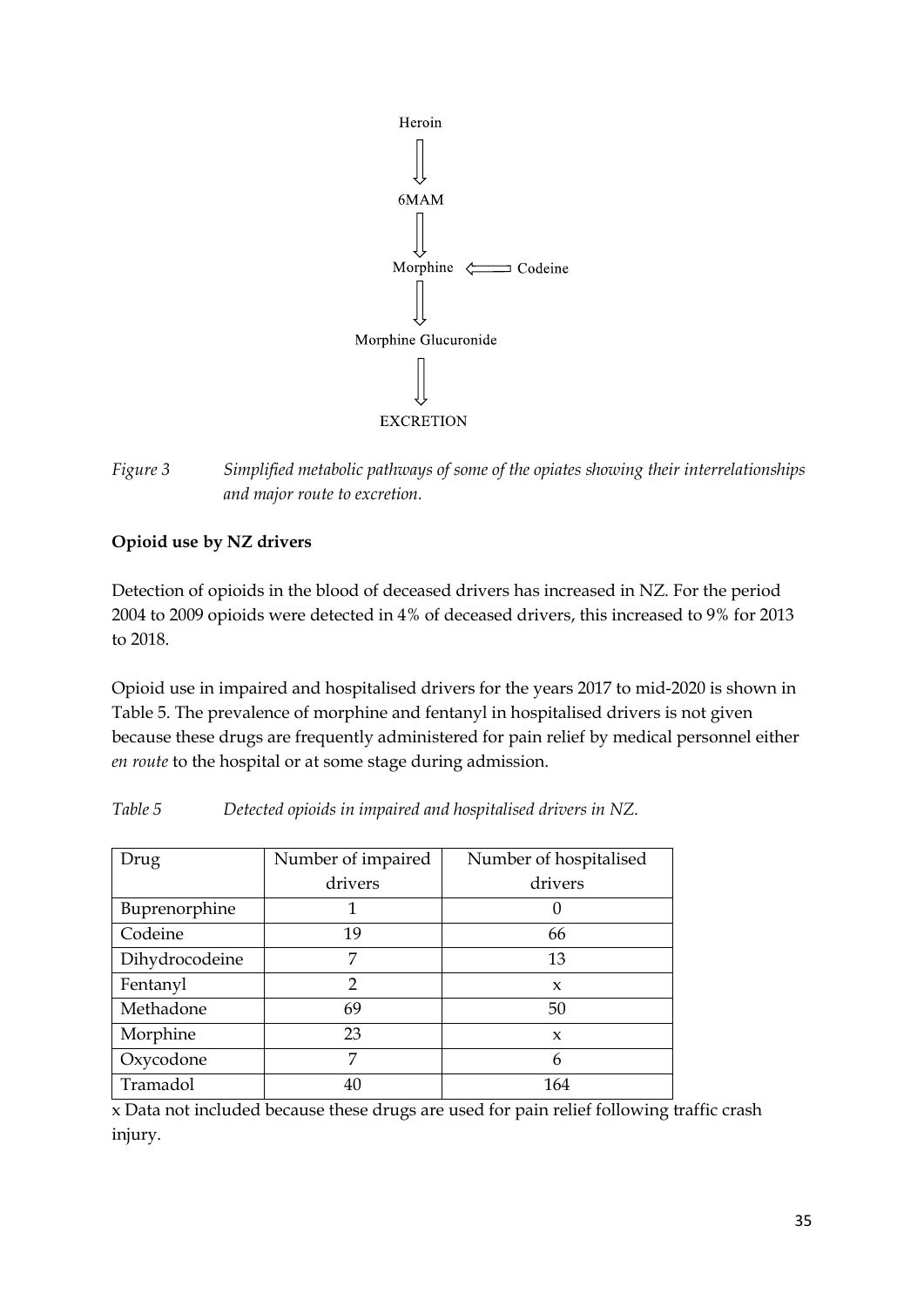```
Heroin
  ↓
6MAM
  ↓
Morphine ⟸ Codeine
  ↓
Morphine Glucuronide
  ↓
EXCRETION
```

*Figure 3 Simplified metabolic pathways of some of the opiates showing their interrelationships and major route to excretion.*

**Opioid use by NZ drivers**

Detection of opioids in the blood of deceased drivers has increased in NZ. For the period 2004 to 2009 opioids were detected in 4% of deceased drivers, this increased to 9% for 2013 to 2018.

Opioid use in impaired and hospitalised drivers for the years 2017 to mid-2020 is shown in Table 5. The prevalence of morphine and fentanyl in hospitalised drivers is not given because these drugs are frequently administered for pain relief by medical personnel either *en route* to the hospital or at some stage during admission.

*Table 5 Detected opioids in impaired and hospitalised drivers in NZ.*

| Drug | Number of impaired drivers | Number of hospitalised drivers |
|---|---|---|
| Buprenorphine | 1 | 0 |
| Codeine | 19 | 66 |
| Dihydrocodeine | 7 | 13 |
| Fentanyl | 2 | x |
| Methadone | 69 | 50 |
| Morphine | 23 | x |
| Oxycodone | 7 | 6 |
| Tramadol | 40 | 164 |

x Data not included because these drugs are used for pain relief following traffic crash injury.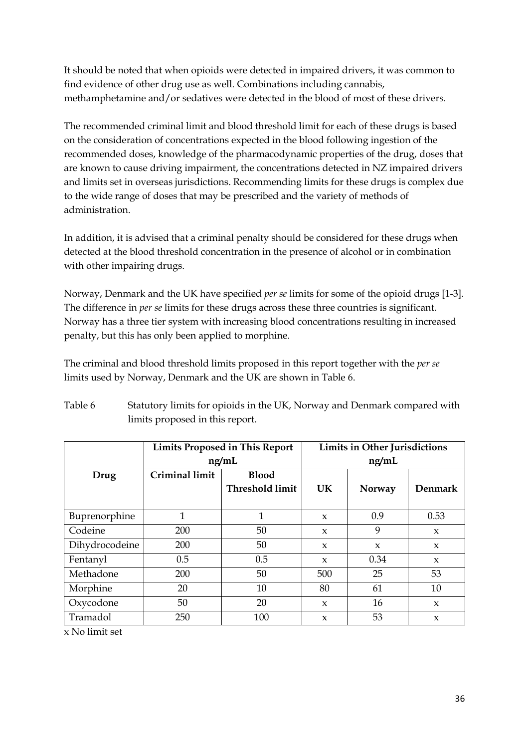It should be noted that when opioids were detected in impaired drivers, it was common to find evidence of other drug use as well. Combinations including cannabis, methamphetamine and/or sedatives were detected in the blood of most of these drivers.

The recommended criminal limit and blood threshold limit for each of these drugs is based on the consideration of concentrations expected in the blood following ingestion of the recommended doses, knowledge of the pharmacodynamic properties of the drug, doses that are known to cause driving impairment, the concentrations detected in NZ impaired drivers and limits set in overseas jurisdictions. Recommending limits for these drugs is complex due to the wide range of doses that may be prescribed and the variety of methods of administration.

In addition, it is advised that a criminal penalty should be considered for these drugs when detected at the blood threshold concentration in the presence of alcohol or in combination with other impairing drugs.

Norway, Denmark and the UK have specified *per se* limits for some of the opioid drugs [1-3]. The difference in *per se* limits for these drugs across these three countries is significant. Norway has a three tier system with increasing blood concentrations resulting in increased penalty, but this has only been applied to morphine.

The criminal and blood threshold limits proposed in this report together with the *per se* limits used by Norway, Denmark and the UK are shown in Table 6.

Table 6 Statutory limits for opioids in the UK, Norway and Denmark compared with limits proposed in this report.

| Drug | Limits Proposed in This Report ng/mL | | Limits in Other Jurisdictions ng/mL | | |
|---|---|---|---|---|---|
| | Criminal limit | Blood Threshold limit | UK | Norway | Denmark |
| Buprenorphine | 1 | 1 | x | 0.9 | 0.53 |
| Codeine | 200 | 50 | x | 9 | x |
| Dihydrocodeine | 200 | 50 | x | x | x |
| Fentanyl | 0.5 | 0.5 | x | 0.34 | x |
| Methadone | 200 | 50 | 500 | 25 | 53 |
| Morphine | 20 | 10 | 80 | 61 | 10 |
| Oxycodone | 50 | 20 | x | 16 | x |
| Tramadol | 250 | 100 | x | 53 | x |

x No limit set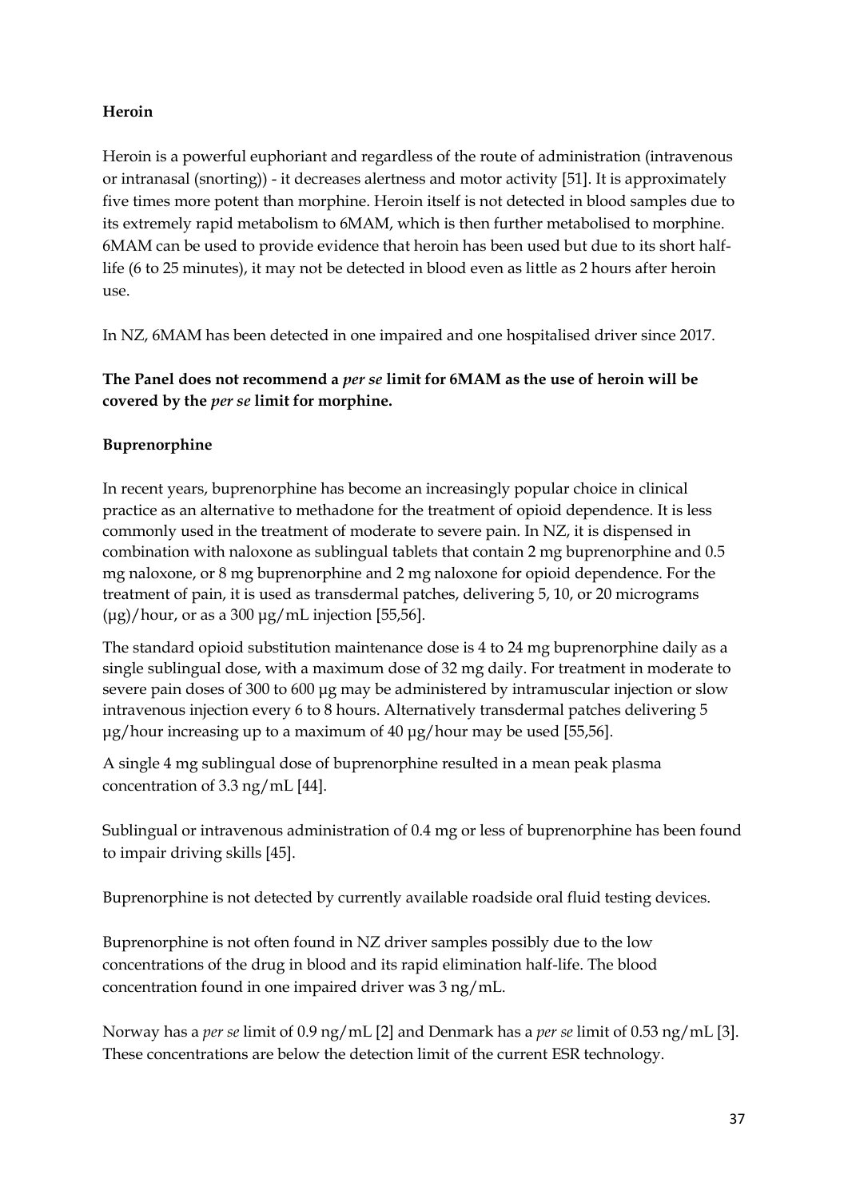**Heroin**

Heroin is a powerful euphoriant and regardless of the route of administration (intravenous or intranasal (snorting)) - it decreases alertness and motor activity [51]. It is approximately five times more potent than morphine. Heroin itself is not detected in blood samples due to its extremely rapid metabolism to 6MAM, which is then further metabolised to morphine. 6MAM can be used to provide evidence that heroin has been used but due to its short half-life (6 to 25 minutes), it may not be detected in blood even as little as 2 hours after heroin use.

In NZ, 6MAM has been detected in one impaired and one hospitalised driver since 2017.

**The Panel does not recommend a *per se* limit for 6MAM as the use of heroin will be covered by the *per se* limit for morphine.**

**Buprenorphine**

In recent years, buprenorphine has become an increasingly popular choice in clinical practice as an alternative to methadone for the treatment of opioid dependence. It is less commonly used in the treatment of moderate to severe pain. In NZ, it is dispensed in combination with naloxone as sublingual tablets that contain 2 mg buprenorphine and 0.5 mg naloxone, or 8 mg buprenorphine and 2 mg naloxone for opioid dependence. For the treatment of pain, it is used as transdermal patches, delivering 5, 10, or 20 micrograms (µg)/hour, or as a 300 µg/mL injection [55,56].

The standard opioid substitution maintenance dose is 4 to 24 mg buprenorphine daily as a single sublingual dose, with a maximum dose of 32 mg daily. For treatment in moderate to severe pain doses of 300 to 600 µg may be administered by intramuscular injection or slow intravenous injection every 6 to 8 hours. Alternatively transdermal patches delivering 5 µg/hour increasing up to a maximum of 40 µg/hour may be used [55,56].

A single 4 mg sublingual dose of buprenorphine resulted in a mean peak plasma concentration of 3.3 ng/mL [44].

Sublingual or intravenous administration of 0.4 mg or less of buprenorphine has been found to impair driving skills [45].

Buprenorphine is not detected by currently available roadside oral fluid testing devices.

Buprenorphine is not often found in NZ driver samples possibly due to the low concentrations of the drug in blood and its rapid elimination half-life. The blood concentration found in one impaired driver was 3 ng/mL.

Norway has a *per se* limit of 0.9 ng/mL [2] and Denmark has a *per se* limit of 0.53 ng/mL [3]. These concentrations are below the detection limit of the current ESR technology.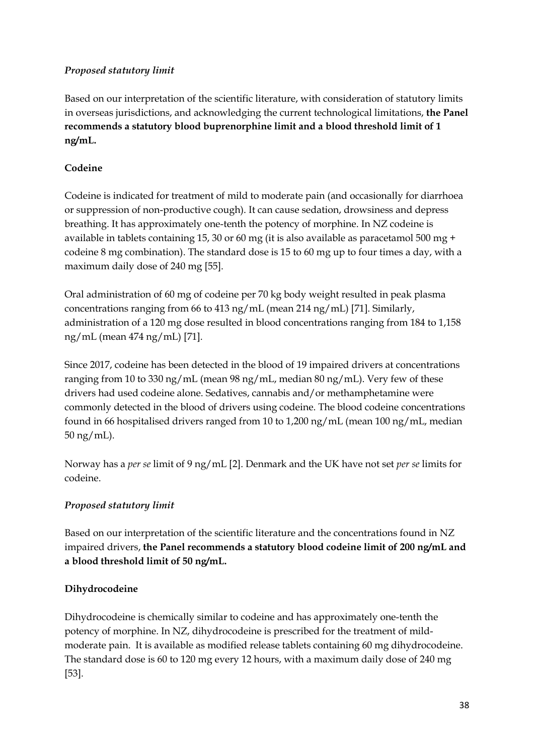*Proposed statutory limit*

Based on our interpretation of the scientific literature, with consideration of statutory limits in overseas jurisdictions, and acknowledging the current technological limitations, **the Panel recommends a statutory blood buprenorphine limit and a blood threshold limit of 1 ng/mL.**

**Codeine**

Codeine is indicated for treatment of mild to moderate pain (and occasionally for diarrhoea or suppression of non-productive cough). It can cause sedation, drowsiness and depress breathing. It has approximately one-tenth the potency of morphine. In NZ codeine is available in tablets containing 15, 30 or 60 mg (it is also available as paracetamol 500 mg + codeine 8 mg combination). The standard dose is 15 to 60 mg up to four times a day, with a maximum daily dose of 240 mg [55].

Oral administration of 60 mg of codeine per 70 kg body weight resulted in peak plasma concentrations ranging from 66 to 413 ng/mL (mean 214 ng/mL) [71]. Similarly, administration of a 120 mg dose resulted in blood concentrations ranging from 184 to 1,158 ng/mL (mean 474 ng/mL) [71].

Since 2017, codeine has been detected in the blood of 19 impaired drivers at concentrations ranging from 10 to 330 ng/mL (mean 98 ng/mL, median 80 ng/mL). Very few of these drivers had used codeine alone. Sedatives, cannabis and/or methamphetamine were commonly detected in the blood of drivers using codeine. The blood codeine concentrations found in 66 hospitalised drivers ranged from 10 to 1,200 ng/mL (mean 100 ng/mL, median 50 ng/mL).

Norway has a *per se* limit of 9 ng/mL [2]. Denmark and the UK have not set *per se* limits for codeine.

*Proposed statutory limit*

Based on our interpretation of the scientific literature and the concentrations found in NZ impaired drivers, **the Panel recommends a statutory blood codeine limit of 200 ng/mL and a blood threshold limit of 50 ng/mL.**

**Dihydrocodeine**

Dihydrocodeine is chemically similar to codeine and has approximately one-tenth the potency of morphine. In NZ, dihydrocodeine is prescribed for the treatment of mild-moderate pain. It is available as modified release tablets containing 60 mg dihydrocodeine. The standard dose is 60 to 120 mg every 12 hours, with a maximum daily dose of 240 mg [53].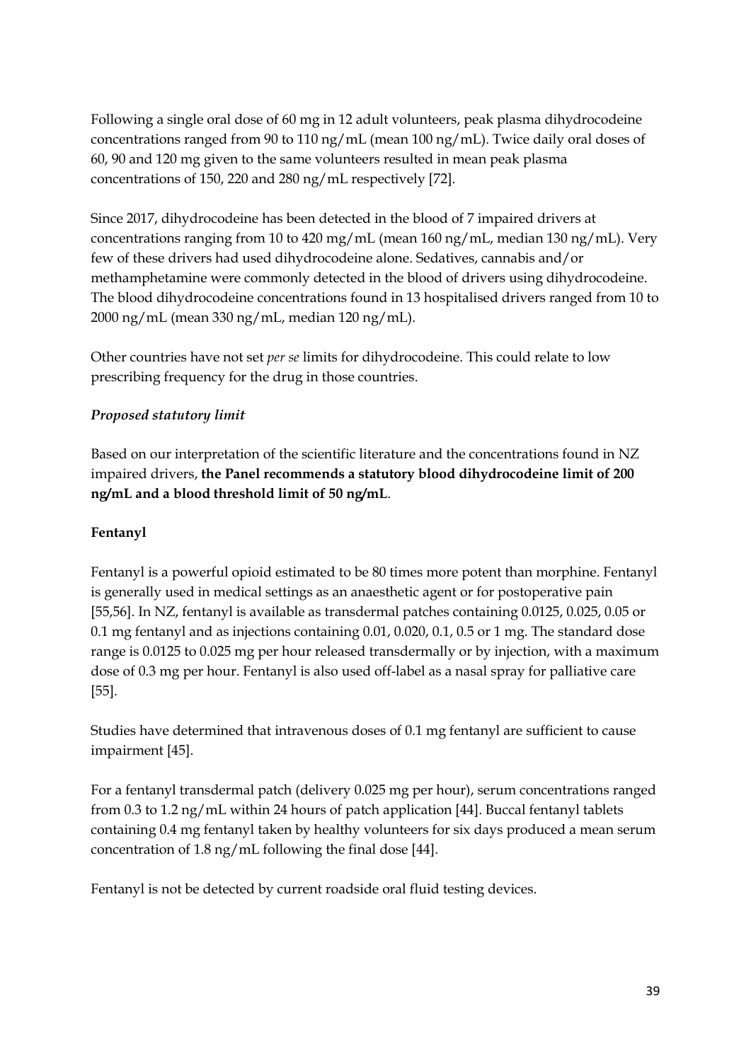Following a single oral dose of 60 mg in 12 adult volunteers, peak plasma dihydrocodeine concentrations ranged from 90 to 110 ng/mL (mean 100 ng/mL). Twice daily oral doses of 60, 90 and 120 mg given to the same volunteers resulted in mean peak plasma concentrations of 150, 220 and 280 ng/mL respectively [72].

Since 2017, dihydrocodeine has been detected in the blood of 7 impaired drivers at concentrations ranging from 10 to 420 mg/mL (mean 160 ng/mL, median 130 ng/mL). Very few of these drivers had used dihydrocodeine alone. Sedatives, cannabis and/or methamphetamine were commonly detected in the blood of drivers using dihydrocodeine. The blood dihydrocodeine concentrations found in 13 hospitalised drivers ranged from 10 to 2000 ng/mL (mean 330 ng/mL, median 120 ng/mL).

Other countries have not set *per se* limits for dihydrocodeine. This could relate to low prescribing frequency for the drug in those countries.

### *Proposed statutory limit*

Based on our interpretation of the scientific literature and the concentrations found in NZ impaired drivers, **the Panel recommends a statutory blood dihydrocodeine limit of 200 ng/mL and a blood threshold limit of 50 ng/mL**.

### **Fentanyl**

Fentanyl is a powerful opioid estimated to be 80 times more potent than morphine. Fentanyl is generally used in medical settings as an anaesthetic agent or for postoperative pain [55,56]. In NZ, fentanyl is available as transdermal patches containing 0.0125, 0.025, 0.05 or 0.1 mg fentanyl and as injections containing 0.01, 0.020, 0.1, 0.5 or 1 mg. The standard dose range is 0.0125 to 0.025 mg per hour released transdermally or by injection, with a maximum dose of 0.3 mg per hour. Fentanyl is also used off-label as a nasal spray for palliative care [55].

Studies have determined that intravenous doses of 0.1 mg fentanyl are sufficient to cause impairment [45].

For a fentanyl transdermal patch (delivery 0.025 mg per hour), serum concentrations ranged from 0.3 to 1.2 ng/mL within 24 hours of patch application [44]. Buccal fentanyl tablets containing 0.4 mg fentanyl taken by healthy volunteers for six days produced a mean serum concentration of 1.8 ng/mL following the final dose [44].

Fentanyl is not be detected by current roadside oral fluid testing devices.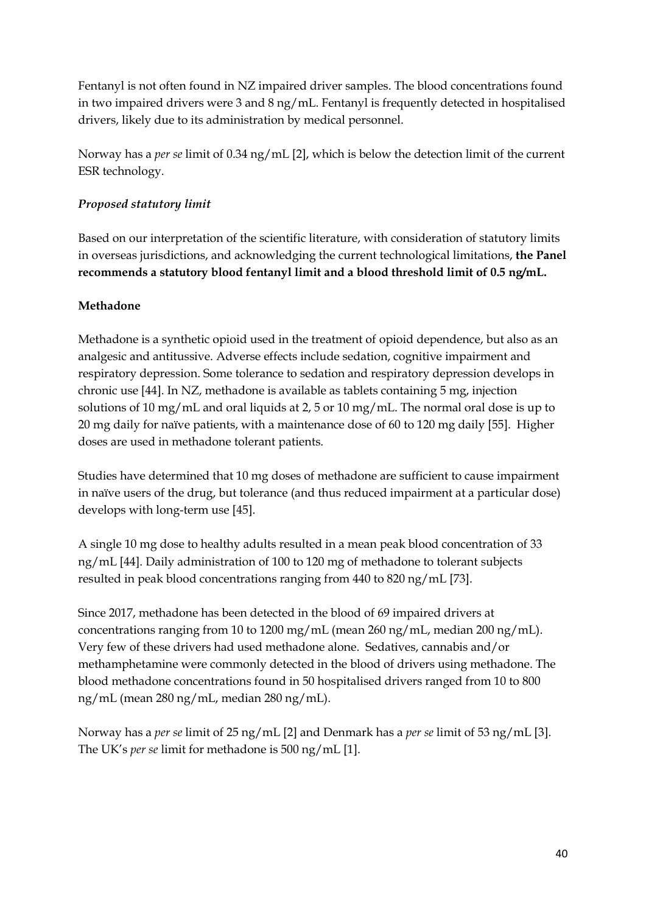Fentanyl is not often found in NZ impaired driver samples. The blood concentrations found in two impaired drivers were 3 and 8 ng/mL. Fentanyl is frequently detected in hospitalised drivers, likely due to its administration by medical personnel.

Norway has a *per se* limit of 0.34 ng/mL [2], which is below the detection limit of the current ESR technology.

*Proposed statutory limit*

Based on our interpretation of the scientific literature, with consideration of statutory limits in overseas jurisdictions, and acknowledging the current technological limitations, **the Panel recommends a statutory blood fentanyl limit and a blood threshold limit of 0.5 ng/mL.**

**Methadone**

Methadone is a synthetic opioid used in the treatment of opioid dependence, but also as an analgesic and antitussive. Adverse effects include sedation, cognitive impairment and respiratory depression. Some tolerance to sedation and respiratory depression develops in chronic use [44]. In NZ, methadone is available as tablets containing 5 mg, injection solutions of 10 mg/mL and oral liquids at 2, 5 or 10 mg/mL. The normal oral dose is up to 20 mg daily for naïve patients, with a maintenance dose of 60 to 120 mg daily [55]. Higher doses are used in methadone tolerant patients.

Studies have determined that 10 mg doses of methadone are sufficient to cause impairment in naïve users of the drug, but tolerance (and thus reduced impairment at a particular dose) develops with long-term use [45].

A single 10 mg dose to healthy adults resulted in a mean peak blood concentration of 33 ng/mL [44]. Daily administration of 100 to 120 mg of methadone to tolerant subjects resulted in peak blood concentrations ranging from 440 to 820 ng/mL [73].

Since 2017, methadone has been detected in the blood of 69 impaired drivers at concentrations ranging from 10 to 1200 mg/mL (mean 260 ng/mL, median 200 ng/mL). Very few of these drivers had used methadone alone. Sedatives, cannabis and/or methamphetamine were commonly detected in the blood of drivers using methadone. The blood methadone concentrations found in 50 hospitalised drivers ranged from 10 to 800 ng/mL (mean 280 ng/mL, median 280 ng/mL).

Norway has a *per se* limit of 25 ng/mL [2] and Denmark has a *per se* limit of 53 ng/mL [3]. The UK's *per se* limit for methadone is 500 ng/mL [1].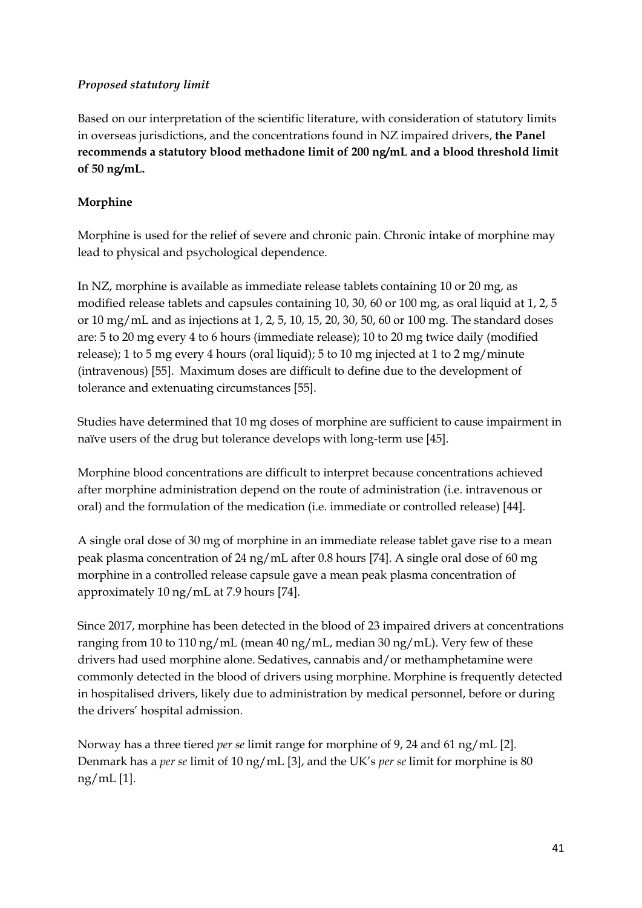*Proposed statutory limit*

Based on our interpretation of the scientific literature, with consideration of statutory limits in overseas jurisdictions, and the concentrations found in NZ impaired drivers, **the Panel recommends a statutory blood methadone limit of 200 ng/mL and a blood threshold limit of 50 ng/mL.**

**Morphine**

Morphine is used for the relief of severe and chronic pain. Chronic intake of morphine may lead to physical and psychological dependence.

In NZ, morphine is available as immediate release tablets containing 10 or 20 mg, as modified release tablets and capsules containing 10, 30, 60 or 100 mg, as oral liquid at 1, 2, 5 or 10 mg/mL and as injections at 1, 2, 5, 10, 15, 20, 30, 50, 60 or 100 mg. The standard doses are: 5 to 20 mg every 4 to 6 hours (immediate release); 10 to 20 mg twice daily (modified release); 1 to 5 mg every 4 hours (oral liquid); 5 to 10 mg injected at 1 to 2 mg/minute (intravenous) [55]. Maximum doses are difficult to define due to the development of tolerance and extenuating circumstances [55].

Studies have determined that 10 mg doses of morphine are sufficient to cause impairment in naïve users of the drug but tolerance develops with long-term use [45].

Morphine blood concentrations are difficult to interpret because concentrations achieved after morphine administration depend on the route of administration (i.e. intravenous or oral) and the formulation of the medication (i.e. immediate or controlled release) [44].

A single oral dose of 30 mg of morphine in an immediate release tablet gave rise to a mean peak plasma concentration of 24 ng/mL after 0.8 hours [74]. A single oral dose of 60 mg morphine in a controlled release capsule gave a mean peak plasma concentration of approximately 10 ng/mL at 7.9 hours [74].

Since 2017, morphine has been detected in the blood of 23 impaired drivers at concentrations ranging from 10 to 110 ng/mL (mean 40 ng/mL, median 30 ng/mL). Very few of these drivers had used morphine alone. Sedatives, cannabis and/or methamphetamine were commonly detected in the blood of drivers using morphine. Morphine is frequently detected in hospitalised drivers, likely due to administration by medical personnel, before or during the drivers' hospital admission.

Norway has a three tiered *per se* limit range for morphine of 9, 24 and 61 ng/mL [2]. Denmark has a *per se* limit of 10 ng/mL [3], and the UK's *per se* limit for morphine is 80 ng/mL [1].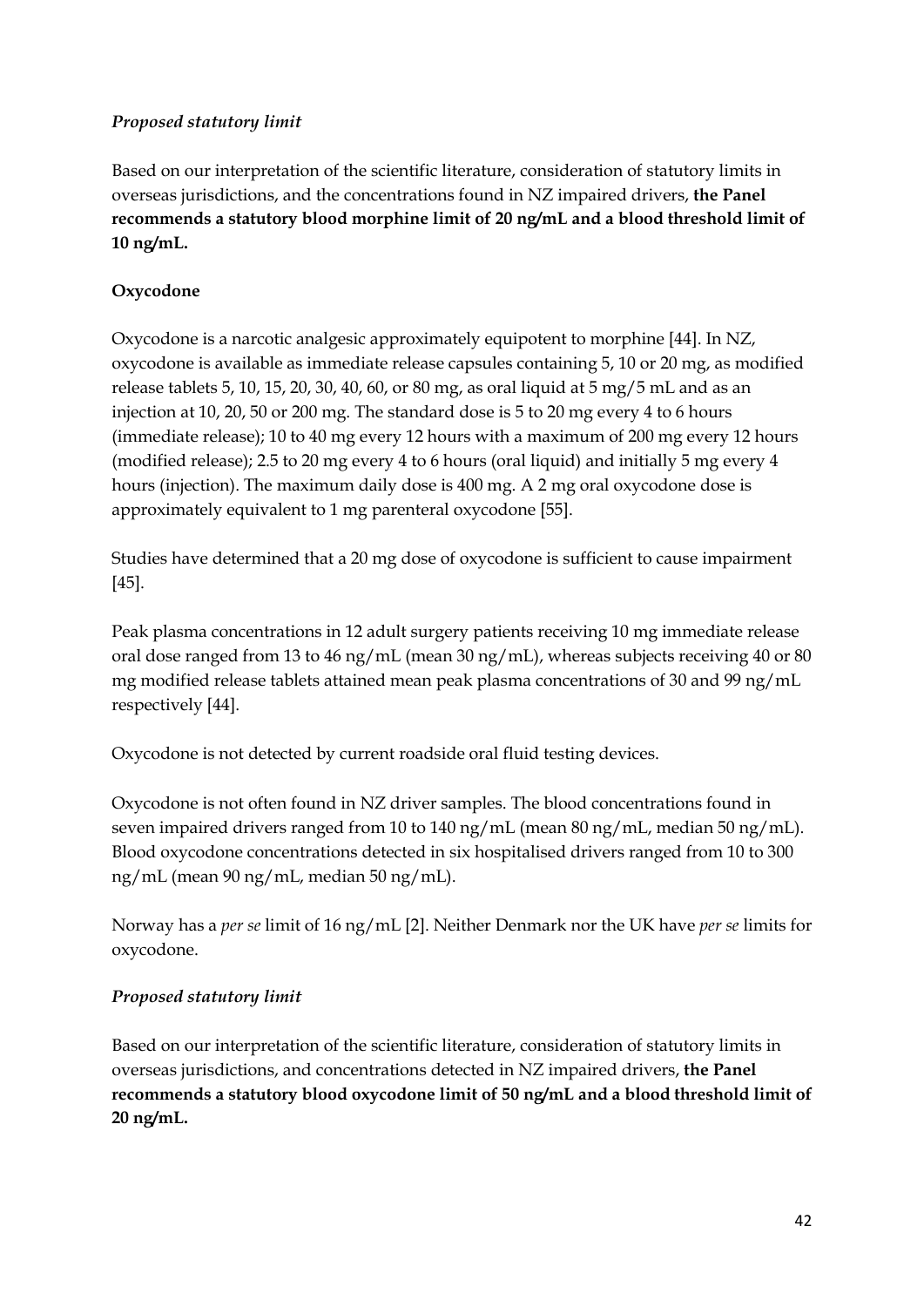*Proposed statutory limit*

Based on our interpretation of the scientific literature, consideration of statutory limits in overseas jurisdictions, and the concentrations found in NZ impaired drivers, **the Panel recommends a statutory blood morphine limit of 20 ng/mL and a blood threshold limit of 10 ng/mL.**

**Oxycodone**

Oxycodone is a narcotic analgesic approximately equipotent to morphine [44]. In NZ, oxycodone is available as immediate release capsules containing 5, 10 or 20 mg, as modified release tablets 5, 10, 15, 20, 30, 40, 60, or 80 mg, as oral liquid at 5 mg/5 mL and as an injection at 10, 20, 50 or 200 mg. The standard dose is 5 to 20 mg every 4 to 6 hours (immediate release); 10 to 40 mg every 12 hours with a maximum of 200 mg every 12 hours (modified release); 2.5 to 20 mg every 4 to 6 hours (oral liquid) and initially 5 mg every 4 hours (injection). The maximum daily dose is 400 mg. A 2 mg oral oxycodone dose is approximately equivalent to 1 mg parenteral oxycodone [55].

Studies have determined that a 20 mg dose of oxycodone is sufficient to cause impairment [45].

Peak plasma concentrations in 12 adult surgery patients receiving 10 mg immediate release oral dose ranged from 13 to 46 ng/mL (mean 30 ng/mL), whereas subjects receiving 40 or 80 mg modified release tablets attained mean peak plasma concentrations of 30 and 99 ng/mL respectively [44].

Oxycodone is not detected by current roadside oral fluid testing devices.

Oxycodone is not often found in NZ driver samples. The blood concentrations found in seven impaired drivers ranged from 10 to 140 ng/mL (mean 80 ng/mL, median 50 ng/mL). Blood oxycodone concentrations detected in six hospitalised drivers ranged from 10 to 300 ng/mL (mean 90 ng/mL, median 50 ng/mL).

Norway has a *per se* limit of 16 ng/mL [2]. Neither Denmark nor the UK have *per se* limits for oxycodone.

*Proposed statutory limit*

Based on our interpretation of the scientific literature, consideration of statutory limits in overseas jurisdictions, and concentrations detected in NZ impaired drivers, **the Panel recommends a statutory blood oxycodone limit of 50 ng/mL and a blood threshold limit of 20 ng/mL.**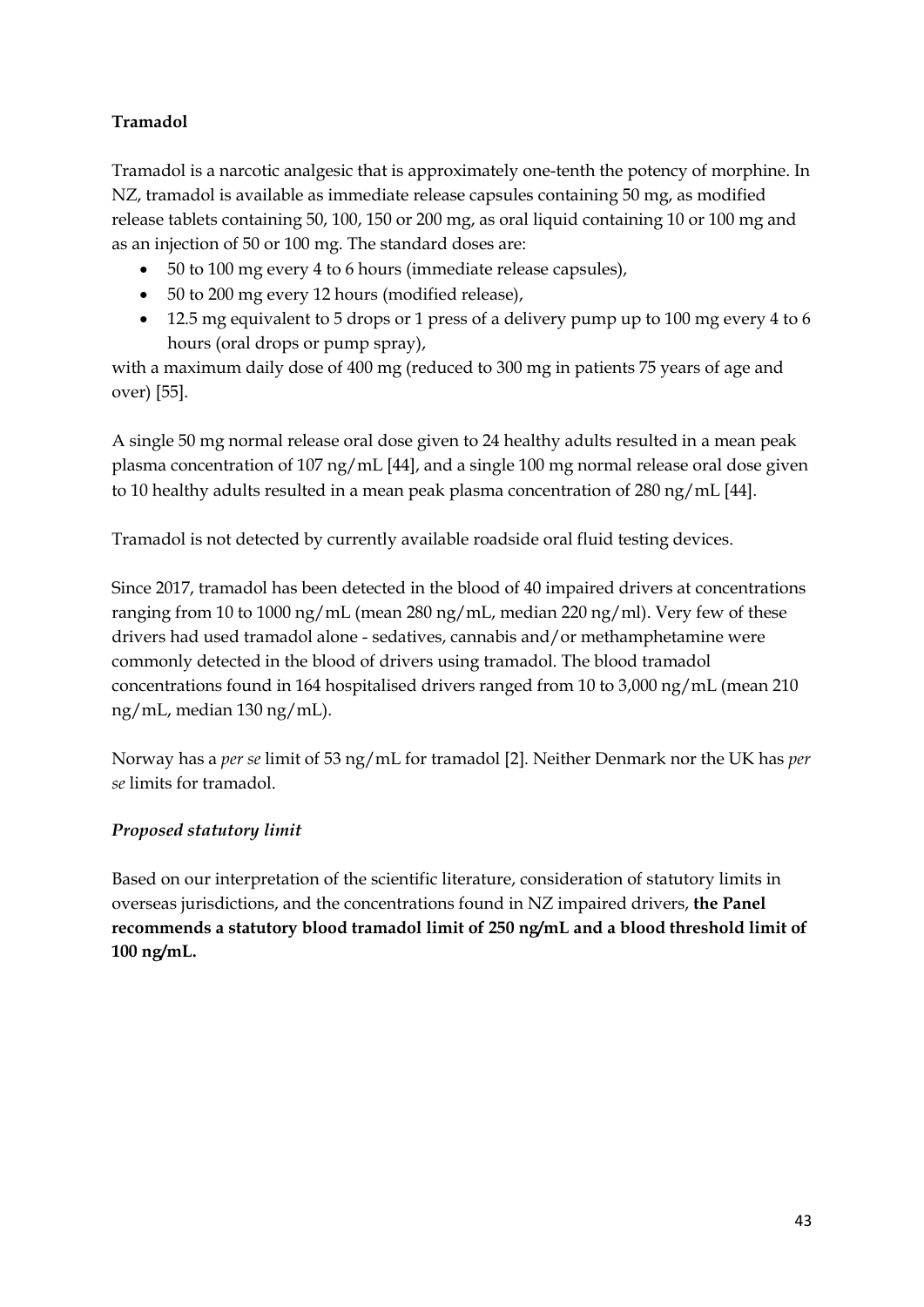**Tramadol**

Tramadol is a narcotic analgesic that is approximately one-tenth the potency of morphine. In NZ, tramadol is available as immediate release capsules containing 50 mg, as modified release tablets containing 50, 100, 150 or 200 mg, as oral liquid containing 10 or 100 mg and as an injection of 50 or 100 mg. The standard doses are:

- 50 to 100 mg every 4 to 6 hours (immediate release capsules),
- 50 to 200 mg every 12 hours (modified release),
- 12.5 mg equivalent to 5 drops or 1 press of a delivery pump up to 100 mg every 4 to 6 hours (oral drops or pump spray),

with a maximum daily dose of 400 mg (reduced to 300 mg in patients 75 years of age and over) [55].

A single 50 mg normal release oral dose given to 24 healthy adults resulted in a mean peak plasma concentration of 107 ng/mL [44], and a single 100 mg normal release oral dose given to 10 healthy adults resulted in a mean peak plasma concentration of 280 ng/mL [44].

Tramadol is not detected by currently available roadside oral fluid testing devices.

Since 2017, tramadol has been detected in the blood of 40 impaired drivers at concentrations ranging from 10 to 1000 ng/mL (mean 280 ng/mL, median 220 ng/ml). Very few of these drivers had used tramadol alone - sedatives, cannabis and/or methamphetamine were commonly detected in the blood of drivers using tramadol. The blood tramadol concentrations found in 164 hospitalised drivers ranged from 10 to 3,000 ng/mL (mean 210 ng/mL, median 130 ng/mL).

Norway has a *per se* limit of 53 ng/mL for tramadol [2]. Neither Denmark nor the UK has *per se* limits for tramadol.

***Proposed statutory limit***

Based on our interpretation of the scientific literature, consideration of statutory limits in overseas jurisdictions, and the concentrations found in NZ impaired drivers, **the Panel recommends a statutory blood tramadol limit of 250 ng/mL and a blood threshold limit of 100 ng/mL.**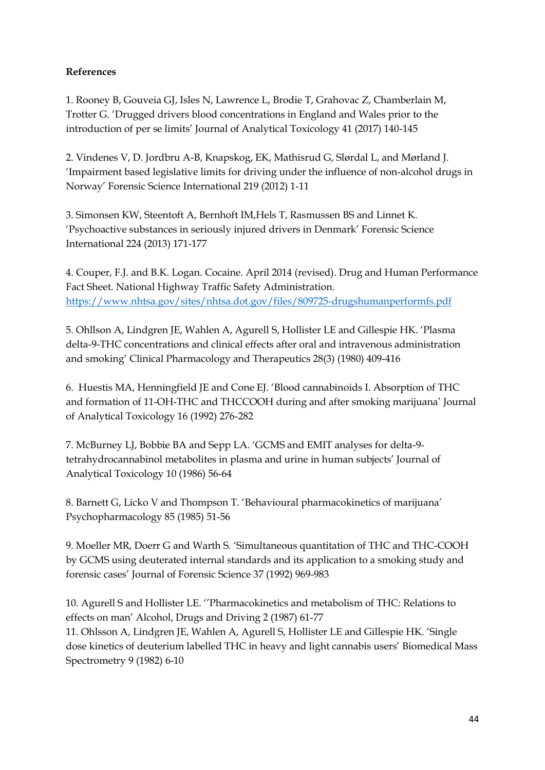**References**

1. Rooney B, Gouveia GJ, Isles N, Lawrence L, Brodie T, Grahovac Z, Chamberlain M, Trotter G. 'Drugged drivers blood concentrations in England and Wales prior to the introduction of per se limits' Journal of Analytical Toxicology 41 (2017) 140-145

2. Vindenes V, D. Jordbru A-B, Knapskog, EK, Mathisrud G, Slørdal L, and Mørland J. 'Impairment based legislative limits for driving under the influence of non-alcohol drugs in Norway' Forensic Science International 219 (2012) 1-11

3. Simonsen KW, Steentoft A, Bernhoft IM,Hels T, Rasmussen BS and Linnet K. 'Psychoactive substances in seriously injured drivers in Denmark' Forensic Science International 224 (2013) 171-177

4. Couper, F.J. and B.K. Logan. Cocaine. April 2014 (revised). Drug and Human Performance Fact Sheet. National Highway Traffic Safety Administration. https://www.nhtsa.gov/sites/nhtsa.dot.gov/files/809725-drugshumanperformfs.pdf

5. Ohllson A, Lindgren JE, Wahlen A, Agurell S, Hollister LE and Gillespie HK. 'Plasma delta-9-THC concentrations and clinical effects after oral and intravenous administration and smoking' Clinical Pharmacology and Therapeutics 28(3) (1980) 409-416

6. Huestis MA, Henningfield JE and Cone EJ. 'Blood cannabinoids I. Absorption of THC and formation of 11-OH-THC and THCCOOH during and after smoking marijuana' Journal of Analytical Toxicology 16 (1992) 276-282

7. McBurney LJ, Bobbie BA and Sepp LA. 'GCMS and EMIT analyses for delta-9-tetrahydrocannabinol metabolites in plasma and urine in human subjects' Journal of Analytical Toxicology 10 (1986) 56-64

8. Barnett G, Licko V and Thompson T. 'Behavioural pharmacokinetics of marijuana' Psychopharmacology 85 (1985) 51-56

9. Moeller MR, Doerr G and Warth S. 'Simultaneous quantitation of THC and THC-COOH by GCMS using deuterated internal standards and its application to a smoking study and forensic cases' Journal of Forensic Science 37 (1992) 969-983

10. Agurell S and Hollister LE. ''Pharmacokinetics and metabolism of THC: Relations to effects on man' Alcohol, Drugs and Driving 2 (1987) 61-77

11. Ohlsson A, Lindgren JE, Wahlen A, Agurell S, Hollister LE and Gillespie HK. 'Single dose kinetics of deuterium labelled THC in heavy and light cannabis users' Biomedical Mass Spectrometry 9 (1982) 6-10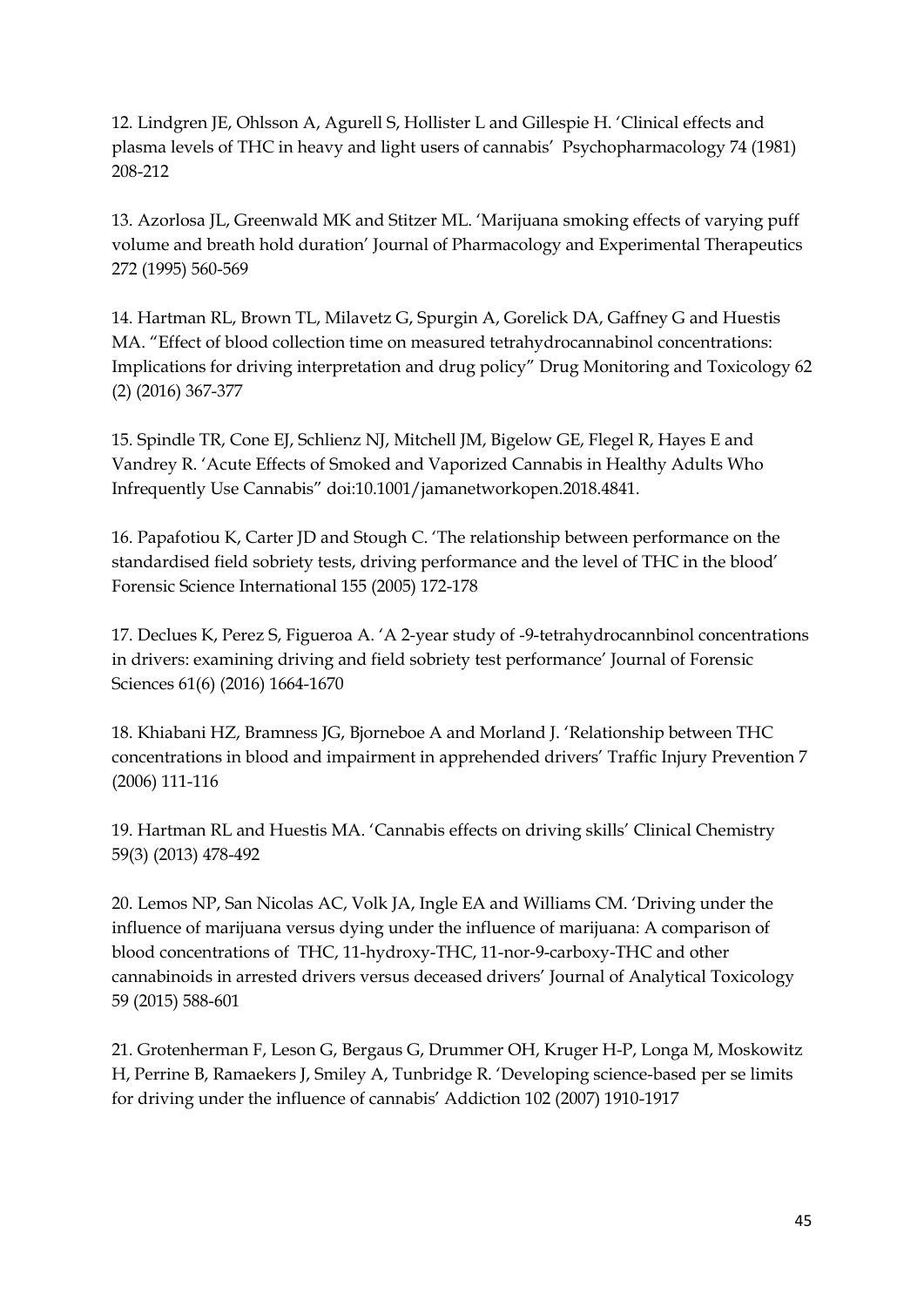12. Lindgren JE, Ohlsson A, Agurell S, Hollister L and Gillespie H. 'Clinical effects and plasma levels of THC in heavy and light users of cannabis' Psychopharmacology 74 (1981) 208-212

13. Azorlosa JL, Greenwald MK and Stitzer ML. 'Marijuana smoking effects of varying puff volume and breath hold duration' Journal of Pharmacology and Experimental Therapeutics 272 (1995) 560-569

14. Hartman RL, Brown TL, Milavetz G, Spurgin A, Gorelick DA, Gaffney G and Huestis MA. "Effect of blood collection time on measured tetrahydrocannabinol concentrations: Implications for driving interpretation and drug policy" Drug Monitoring and Toxicology 62 (2) (2016) 367-377

15. Spindle TR, Cone EJ, Schlienz NJ, Mitchell JM, Bigelow GE, Flegel R, Hayes E and Vandrey R. 'Acute Effects of Smoked and Vaporized Cannabis in Healthy Adults Who Infrequently Use Cannabis" doi:10.1001/jamanetworkopen.2018.4841.

16. Papafotiou K, Carter JD and Stough C. 'The relationship between performance on the standardised field sobriety tests, driving performance and the level of THC in the blood' Forensic Science International 155 (2005) 172-178

17. Declues K, Perez S, Figueroa A. 'A 2-year study of -9-tetrahydrocannbinol concentrations in drivers: examining driving and field sobriety test performance' Journal of Forensic Sciences 61(6) (2016) 1664-1670

18. Khiabani HZ, Bramness JG, Bjorneboe A and Morland J. 'Relationship between THC concentrations in blood and impairment in apprehended drivers' Traffic Injury Prevention 7 (2006) 111-116

19. Hartman RL and Huestis MA. 'Cannabis effects on driving skills' Clinical Chemistry 59(3) (2013) 478-492

20. Lemos NP, San Nicolas AC, Volk JA, Ingle EA and Williams CM. 'Driving under the influence of marijuana versus dying under the influence of marijuana: A comparison of blood concentrations of THC, 11-hydroxy-THC, 11-nor-9-carboxy-THC and other cannabinoids in arrested drivers versus deceased drivers' Journal of Analytical Toxicology 59 (2015) 588-601

21. Grotenherman F, Leson G, Bergaus G, Drummer OH, Kruger H-P, Longa M, Moskowitz H, Perrine B, Ramaekers J, Smiley A, Tunbridge R. 'Developing science-based per se limits for driving under the influence of cannabis' Addiction 102 (2007) 1910-1917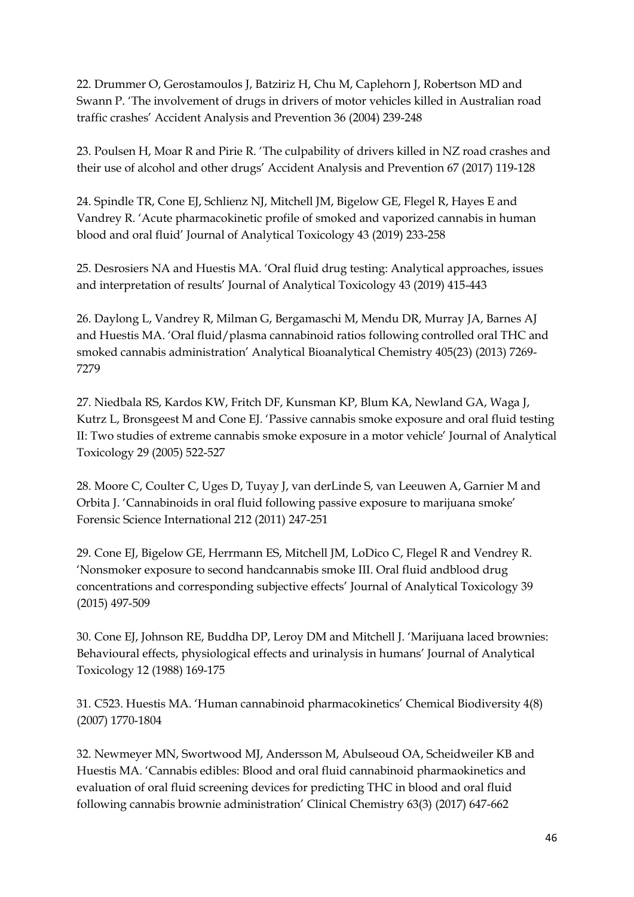22. Drummer O, Gerostamoulos J, Batziriz H, Chu M, Caplehorn J, Robertson MD and Swann P. 'The involvement of drugs in drivers of motor vehicles killed in Australian road traffic crashes' Accident Analysis and Prevention 36 (2004) 239-248

23. Poulsen H, Moar R and Pirie R. 'The culpability of drivers killed in NZ road crashes and their use of alcohol and other drugs' Accident Analysis and Prevention 67 (2017) 119-128

24. Spindle TR, Cone EJ, Schlienz NJ, Mitchell JM, Bigelow GE, Flegel R, Hayes E and Vandrey R. 'Acute pharmacokinetic profile of smoked and vaporized cannabis in human blood and oral fluid' Journal of Analytical Toxicology 43 (2019) 233-258

25. Desrosiers NA and Huestis MA. 'Oral fluid drug testing: Analytical approaches, issues and interpretation of results' Journal of Analytical Toxicology 43 (2019) 415-443

26. Daylong L, Vandrey R, Milman G, Bergamaschi M, Mendu DR, Murray JA, Barnes AJ and Huestis MA. 'Oral fluid/plasma cannabinoid ratios following controlled oral THC and smoked cannabis administration' Analytical Bioanalytical Chemistry 405(23) (2013) 7269-7279

27. Niedbala RS, Kardos KW, Fritch DF, Kunsman KP, Blum KA, Newland GA, Waga J, Kutrz L, Bronsgeest M and Cone EJ. 'Passive cannabis smoke exposure and oral fluid testing II: Two studies of extreme cannabis smoke exposure in a motor vehicle' Journal of Analytical Toxicology 29 (2005) 522-527

28. Moore C, Coulter C, Uges D, Tuyay J, van derLinde S, van Leeuwen A, Garnier M and Orbita J. 'Cannabinoids in oral fluid following passive exposure to marijuana smoke' Forensic Science International 212 (2011) 247-251

29. Cone EJ, Bigelow GE, Herrmann ES, Mitchell JM, LoDico C, Flegel R and Vendrey R. 'Nonsmoker exposure to second handcannabis smoke III. Oral fluid andblood drug concentrations and corresponding subjective effects' Journal of Analytical Toxicology 39 (2015) 497-509

30. Cone EJ, Johnson RE, Buddha DP, Leroy DM and Mitchell J. 'Marijuana laced brownies: Behavioural effects, physiological effects and urinalysis in humans' Journal of Analytical Toxicology 12 (1988) 169-175

31. C523. Huestis MA. 'Human cannabinoid pharmacokinetics' Chemical Biodiversity 4(8) (2007) 1770-1804

32. Newmeyer MN, Swortwood MJ, Andersson M, Abulseoud OA, Scheidweiler KB and Huestis MA. 'Cannabis edibles: Blood and oral fluid cannabinoid pharmaokinetics and evaluation of oral fluid screening devices for predicting THC in blood and oral fluid following cannabis brownie administration' Clinical Chemistry 63(3) (2017) 647-662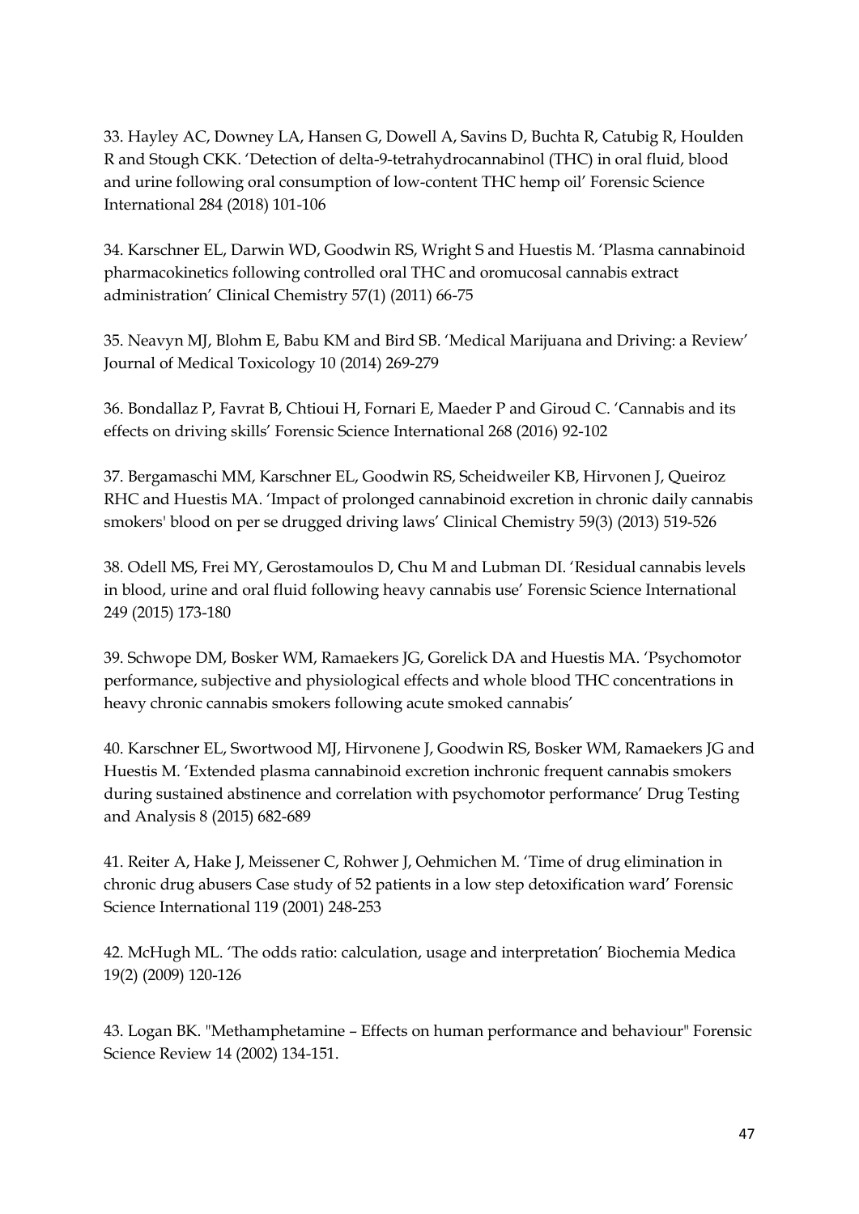33. Hayley AC, Downey LA, Hansen G, Dowell A, Savins D, Buchta R, Catubig R, Houlden R and Stough CKK. 'Detection of delta-9-tetrahydrocannabinol (THC) in oral fluid, blood and urine following oral consumption of low-content THC hemp oil' Forensic Science International 284 (2018) 101-106

34. Karschner EL, Darwin WD, Goodwin RS, Wright S and Huestis M. 'Plasma cannabinoid pharmacokinetics following controlled oral THC and oromucosal cannabis extract administration' Clinical Chemistry 57(1) (2011) 66-75

35. Neavyn MJ, Blohm E, Babu KM and Bird SB. 'Medical Marijuana and Driving: a Review' Journal of Medical Toxicology 10 (2014) 269-279

36. Bondallaz P, Favrat B, Chtioui H, Fornari E, Maeder P and Giroud C. 'Cannabis and its effects on driving skills' Forensic Science International 268 (2016) 92-102

37. Bergamaschi MM, Karschner EL, Goodwin RS, Scheidweiler KB, Hirvonen J, Queiroz RHC and Huestis MA. 'Impact of prolonged cannabinoid excretion in chronic daily cannabis smokers' blood on per se drugged driving laws' Clinical Chemistry 59(3) (2013) 519-526

38. Odell MS, Frei MY, Gerostamoulos D, Chu M and Lubman DI. 'Residual cannabis levels in blood, urine and oral fluid following heavy cannabis use' Forensic Science International 249 (2015) 173-180

39. Schwope DM, Bosker WM, Ramaekers JG, Gorelick DA and Huestis MA. 'Psychomotor performance, subjective and physiological effects and whole blood THC concentrations in heavy chronic cannabis smokers following acute smoked cannabis'

40. Karschner EL, Swortwood MJ, Hirvonene J, Goodwin RS, Bosker WM, Ramaekers JG and Huestis M. 'Extended plasma cannabinoid excretion inchronic frequent cannabis smokers during sustained abstinence and correlation with psychomotor performance' Drug Testing and Analysis 8 (2015) 682-689

41. Reiter A, Hake J, Meissener C, Rohwer J, Oehmichen M. 'Time of drug elimination in chronic drug abusers Case study of 52 patients in a low step detoxification ward' Forensic Science International 119 (2001) 248-253

42. McHugh ML. 'The odds ratio: calculation, usage and interpretation' Biochemia Medica 19(2) (2009) 120-126

43. Logan BK. "Methamphetamine – Effects on human performance and behaviour" Forensic Science Review 14 (2002) 134-151.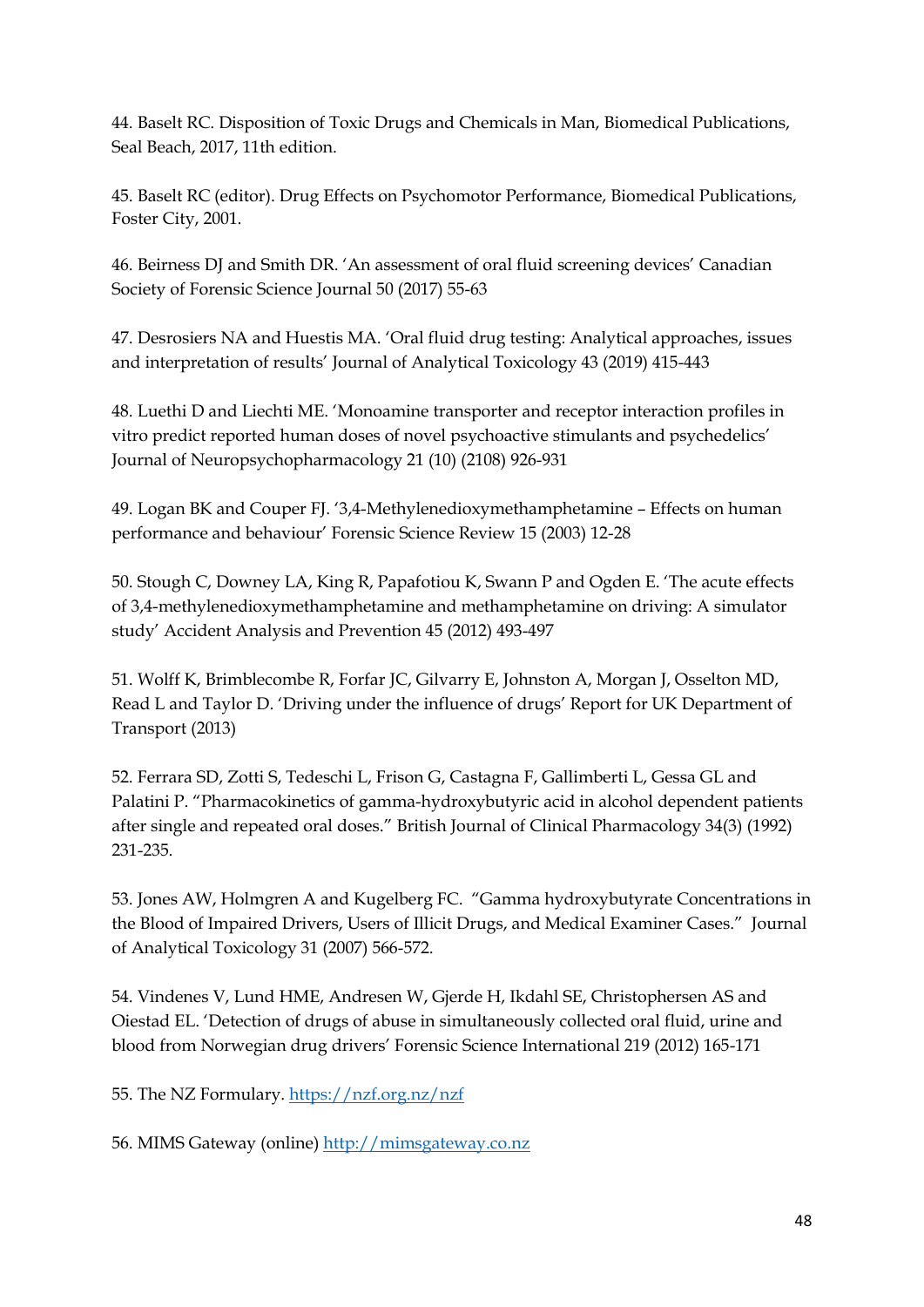44. Baselt RC. Disposition of Toxic Drugs and Chemicals in Man, Biomedical Publications, Seal Beach, 2017, 11th edition.

45. Baselt RC (editor). Drug Effects on Psychomotor Performance, Biomedical Publications, Foster City, 2001.

46. Beirness DJ and Smith DR. 'An assessment of oral fluid screening devices' Canadian Society of Forensic Science Journal 50 (2017) 55-63

47. Desrosiers NA and Huestis MA. 'Oral fluid drug testing: Analytical approaches, issues and interpretation of results' Journal of Analytical Toxicology 43 (2019) 415-443

48. Luethi D and Liechti ME. 'Monoamine transporter and receptor interaction profiles in vitro predict reported human doses of novel psychoactive stimulants and psychedelics' Journal of Neuropsychopharmacology 21 (10) (2108) 926-931

49. Logan BK and Couper FJ. '3,4-Methylenedioxymethamphetamine – Effects on human performance and behaviour' Forensic Science Review 15 (2003) 12-28

50. Stough C, Downey LA, King R, Papafotiou K, Swann P and Ogden E. 'The acute effects of 3,4-methylenedioxymethamphetamine and methamphetamine on driving: A simulator study' Accident Analysis and Prevention 45 (2012) 493-497

51. Wolff K, Brimblecombe R, Forfar JC, Gilvarry E, Johnston A, Morgan J, Osselton MD, Read L and Taylor D. 'Driving under the influence of drugs' Report for UK Department of Transport (2013)

52. Ferrara SD, Zotti S, Tedeschi L, Frison G, Castagna F, Gallimberti L, Gessa GL and Palatini P. "Pharmacokinetics of gamma-hydroxybutyric acid in alcohol dependent patients after single and repeated oral doses." British Journal of Clinical Pharmacology 34(3) (1992) 231-235.

53. Jones AW, Holmgren A and Kugelberg FC. "Gamma hydroxybutyrate Concentrations in the Blood of Impaired Drivers, Users of Illicit Drugs, and Medical Examiner Cases." Journal of Analytical Toxicology 31 (2007) 566-572.

54. Vindenes V, Lund HME, Andresen W, Gjerde H, Ikdahl SE, Christophersen AS and Oiestad EL. 'Detection of drugs of abuse in simultaneously collected oral fluid, urine and blood from Norwegian drug drivers' Forensic Science International 219 (2012) 165-171

55. The NZ Formulary. https://nzf.org.nz/nzf

56. MIMS Gateway (online) http://mimsgateway.co.nz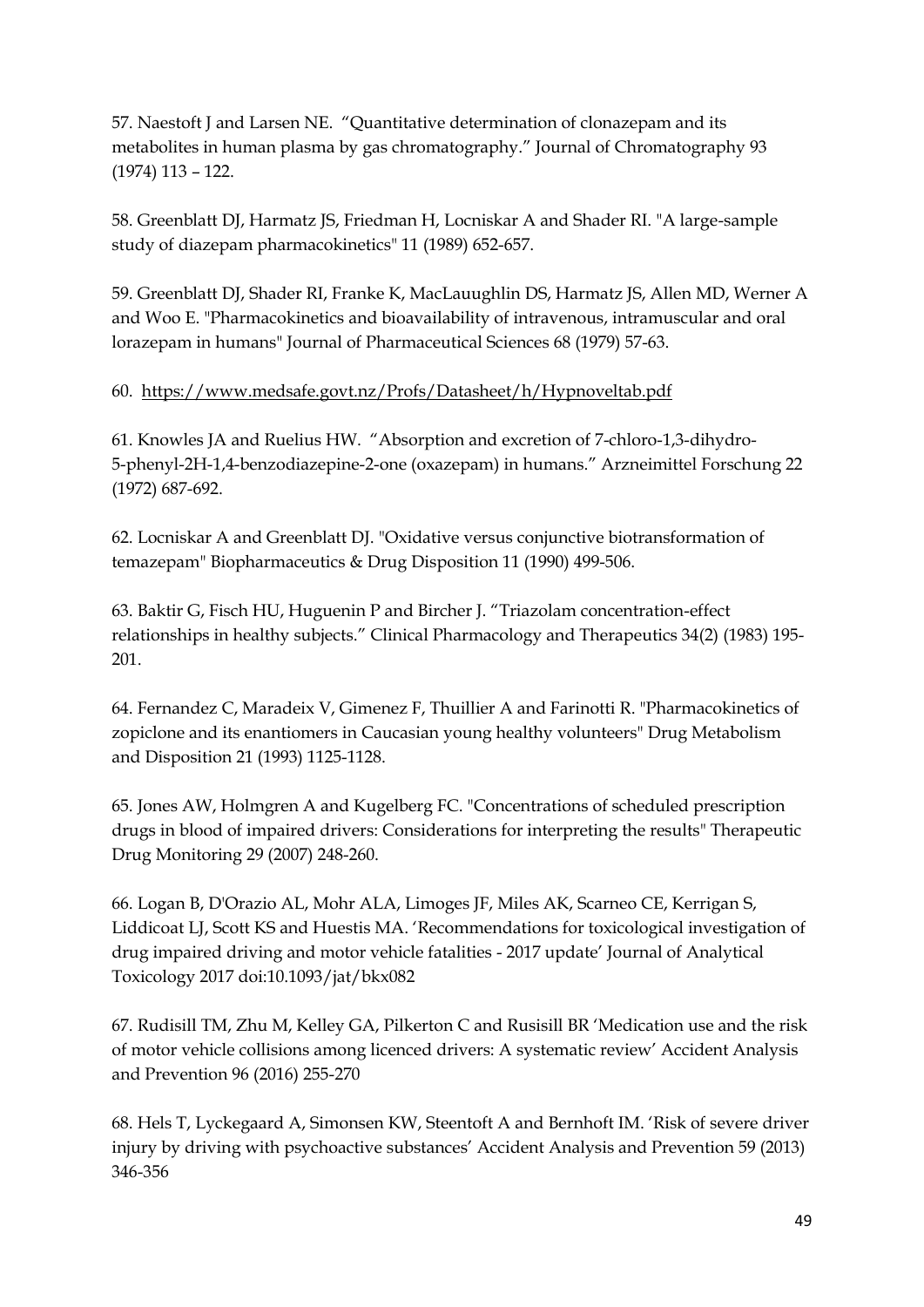57. Naestoft J and Larsen NE. "Quantitative determination of clonazepam and its metabolites in human plasma by gas chromatography." Journal of Chromatography 93 (1974) 113 – 122.

58. Greenblatt DJ, Harmatz JS, Friedman H, Locniskar A and Shader RI. "A large-sample study of diazepam pharmacokinetics" 11 (1989) 652-657.

59. Greenblatt DJ, Shader RI, Franke K, MacLauughlin DS, Harmatz JS, Allen MD, Werner A and Woo E. "Pharmacokinetics and bioavailability of intravenous, intramuscular and oral lorazepam in humans" Journal of Pharmaceutical Sciences 68 (1979) 57-63.

60. https://www.medsafe.govt.nz/Profs/Datasheet/h/Hypnoveltab.pdf

61. Knowles JA and Ruelius HW. "Absorption and excretion of 7-chloro-1,3-dihydro-5-phenyl-2H-1,4-benzodiazepine-2-one (oxazepam) in humans." Arzneimittel Forschung 22 (1972) 687-692.

62. Locniskar A and Greenblatt DJ. "Oxidative versus conjunctive biotransformation of temazepam" Biopharmaceutics & Drug Disposition 11 (1990) 499-506.

63. Baktir G, Fisch HU, Huguenin P and Bircher J. "Triazolam concentration-effect relationships in healthy subjects." Clinical Pharmacology and Therapeutics 34(2) (1983) 195-201.

64. Fernandez C, Maradeix V, Gimenez F, Thuillier A and Farinotti R. "Pharmacokinetics of zopiclone and its enantiomers in Caucasian young healthy volunteers" Drug Metabolism and Disposition 21 (1993) 1125-1128.

65. Jones AW, Holmgren A and Kugelberg FC. "Concentrations of scheduled prescription drugs in blood of impaired drivers: Considerations for interpreting the results" Therapeutic Drug Monitoring 29 (2007) 248-260.

66. Logan B, D'Orazio AL, Mohr ALA, Limoges JF, Miles AK, Scarneo CE, Kerrigan S, Liddicoat LJ, Scott KS and Huestis MA. 'Recommendations for toxicological investigation of drug impaired driving and motor vehicle fatalities - 2017 update' Journal of Analytical Toxicology 2017 doi:10.1093/jat/bkx082

67. Rudisill TM, Zhu M, Kelley GA, Pilkerton C and Rusisill BR 'Medication use and the risk of motor vehicle collisions among licenced drivers: A systematic review' Accident Analysis and Prevention 96 (2016) 255-270

68. Hels T, Lyckegaard A, Simonsen KW, Steentoft A and Bernhoft IM. 'Risk of severe driver injury by driving with psychoactive substances' Accident Analysis and Prevention 59 (2013) 346-356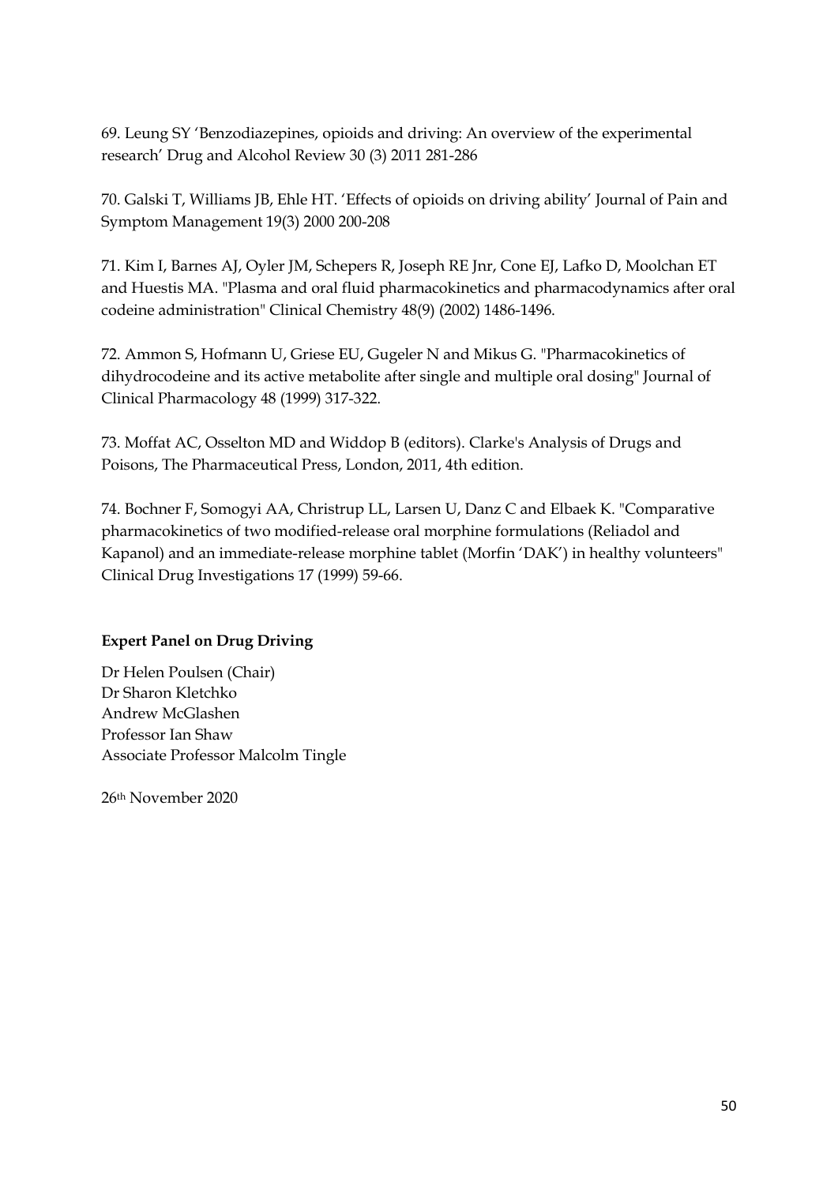69. Leung SY 'Benzodiazepines, opioids and driving: An overview of the experimental research' Drug and Alcohol Review 30 (3) 2011 281-286

70. Galski T, Williams JB, Ehle HT. 'Effects of opioids on driving ability' Journal of Pain and Symptom Management 19(3) 2000 200-208

71. Kim I, Barnes AJ, Oyler JM, Schepers R, Joseph RE Jnr, Cone EJ, Lafko D, Moolchan ET and Huestis MA. "Plasma and oral fluid pharmacokinetics and pharmacodynamics after oral codeine administration" Clinical Chemistry 48(9) (2002) 1486-1496.

72. Ammon S, Hofmann U, Griese EU, Gugeler N and Mikus G. "Pharmacokinetics of dihydrocodeine and its active metabolite after single and multiple oral dosing" Journal of Clinical Pharmacology 48 (1999) 317-322.

73. Moffat AC, Osselton MD and Widdop B (editors). Clarke's Analysis of Drugs and Poisons, The Pharmaceutical Press, London, 2011, 4th edition.

74. Bochner F, Somogyi AA, Christrup LL, Larsen U, Danz C and Elbaek K. "Comparative pharmacokinetics of two modified-release oral morphine formulations (Reliadol and Kapanol) and an immediate-release morphine tablet (Morfin 'DAK') in healthy volunteers" Clinical Drug Investigations 17 (1999) 59-66.

**Expert Panel on Drug Driving**

Dr Helen Poulsen (Chair)
Dr Sharon Kletchko
Andrew McGlashen
Professor Ian Shaw
Associate Professor Malcolm Tingle

26th November 2020